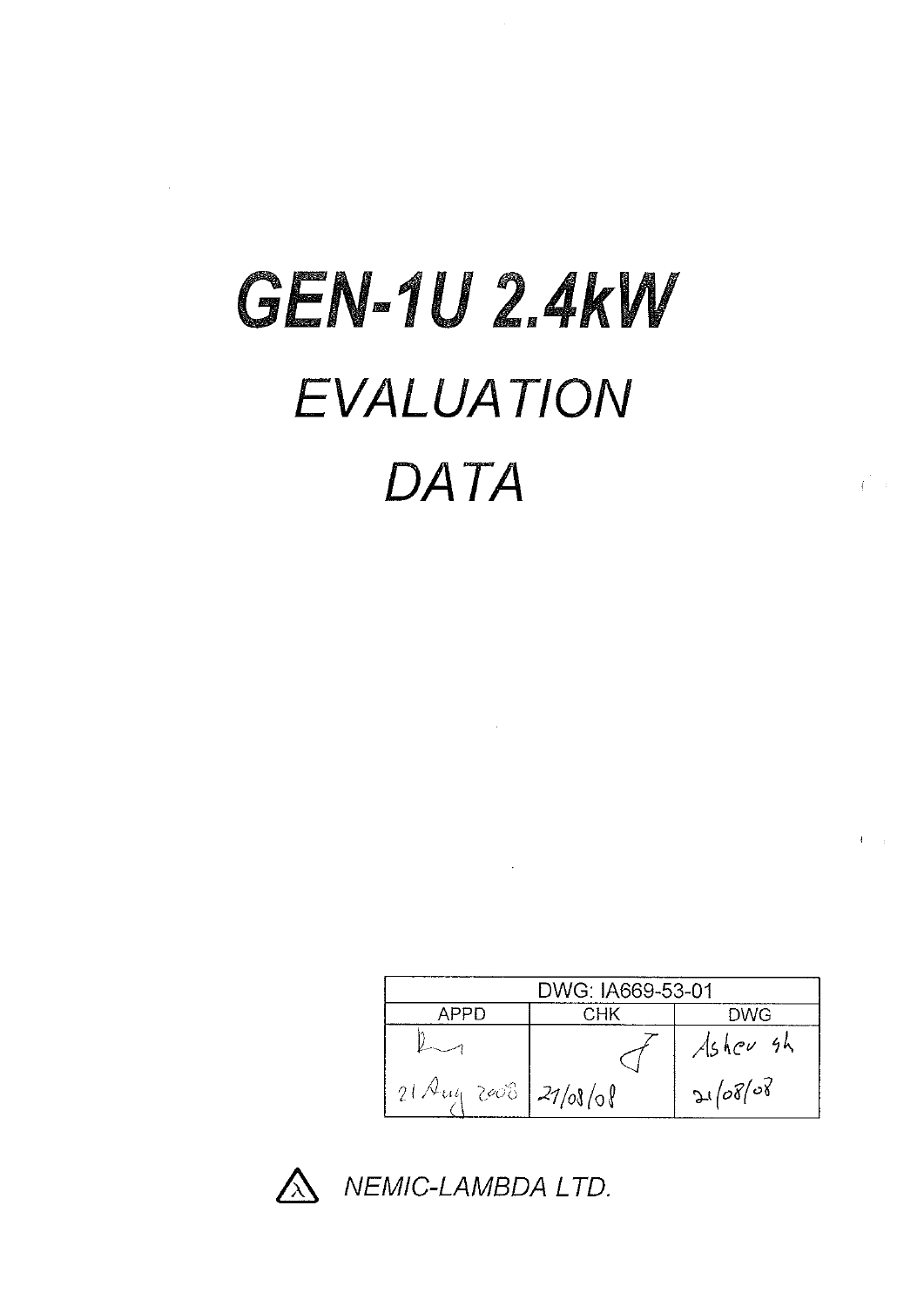# GEN-1U 2.4kW

## *EVALUATION DATA*

| DWG: IA669-53-01 | | |
|---|---|---|
| APPD | CHK | DWG |
| 21 Aug 2008 | 21/08/08 | Asher sh 21/08/08 |

*NEMIC-LAMBDA LTD.*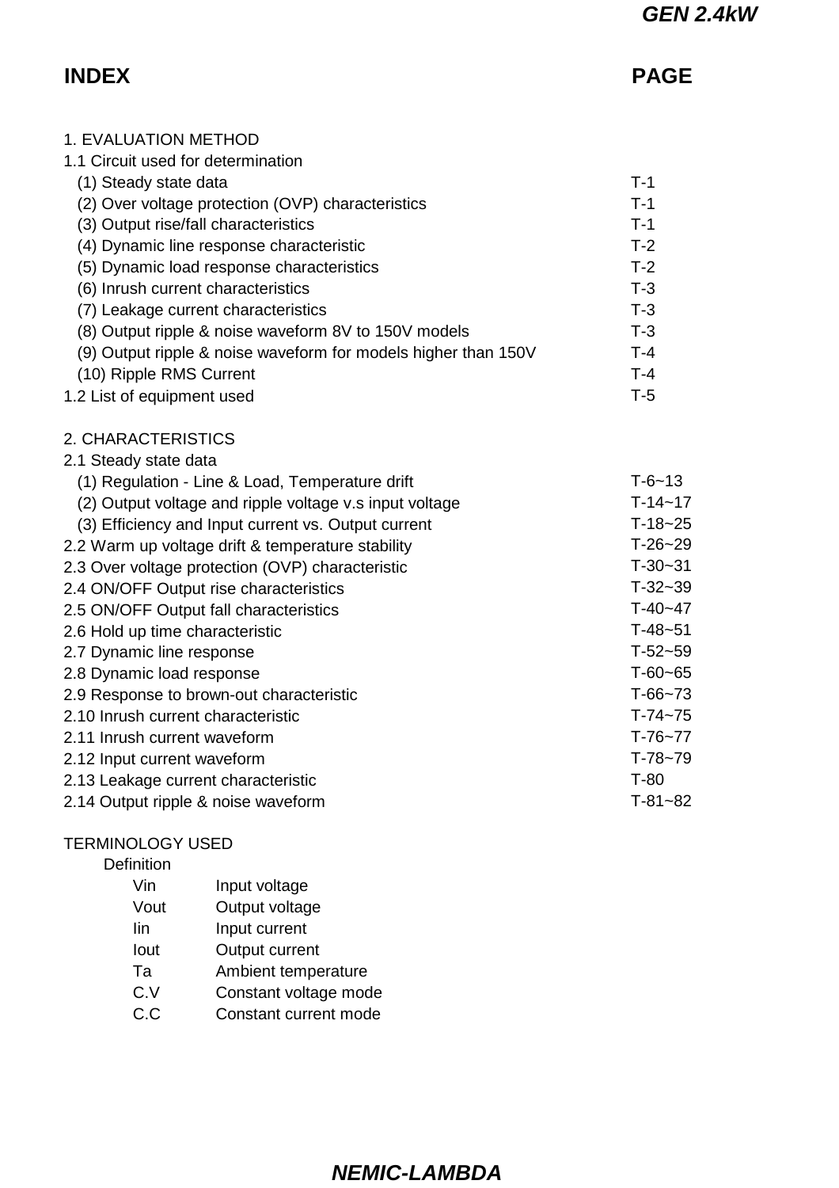# INDEX

| | PAGE |
|---|---|
| 1. EVALUATION METHOD | |
| 1.1 Circuit used for determination | |
| (1) Steady state data | T-1 |
| (2) Over voltage protection (OVP) characteristics | T-1 |
| (3) Output rise/fall characteristics | T-1 |
| (4) Dynamic line response characteristic | T-2 |
| (5) Dynamic load response characteristics | T-2 |
| (6) Inrush current characteristics | T-3 |
| (7) Leakage current characteristics | T-3 |
| (8) Output ripple & noise waveform 8V to 150V models | T-3 |
| (9) Output ripple & noise waveform for models higher than 150V | T-4 |
| (10) Ripple RMS Current | T-4 |
| 1.2 List of equipment used | T-5 |
| | |
| 2. CHARACTERISTICS | |
| 2.1 Steady state data | |
| (1) Regulation - Line & Load, Temperature drift | T-6~13 |
| (2) Output voltage and ripple voltage v.s input voltage | T-14~17 |
| (3) Efficiency and Input current vs. Output current | T-18~25 |
| 2.2 Warm up voltage drift & temperature stability | T-26~29 |
| 2.3 Over voltage protection (OVP) characteristic | T-30~31 |
| 2.4 ON/OFF Output rise characteristics | T-32~39 |
| 2.5 ON/OFF Output fall characteristics | T-40~47 |
| 2.6 Hold up time characteristic | T-48~51 |
| 2.7 Dynamic line response | T-52~59 |
| 2.8 Dynamic load response | T-60~65 |
| 2.9 Response to brown-out characteristic | T-66~73 |
| 2.10 Inrush current characteristic | T-74~75 |
| 2.11 Inrush current waveform | T-76~77 |
| 2.12 Input current waveform | T-78~79 |
| 2.13 Leakage current characteristic | T-80 |
| 2.14 Output ripple & noise waveform | T-81~82 |

TERMINOLOGY USED

Definition

| | |
|---|---|
| Vin | Input voltage |
| Vout | Output voltage |
| Iin | Input current |
| Iout | Output current |
| Ta | Ambient temperature |
| C.V | Constant voltage mode |
| C.C | Constant current mode |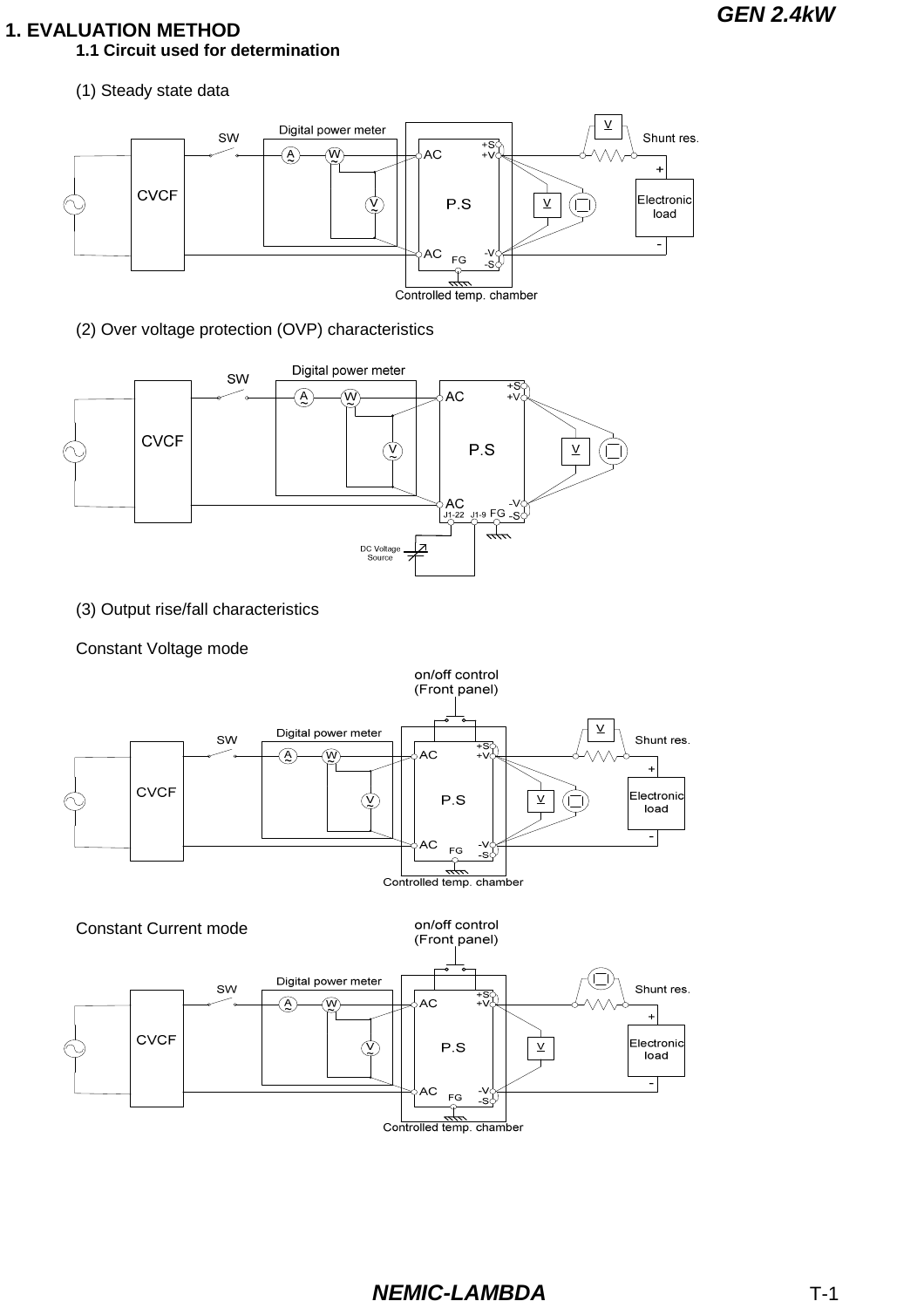# 1. EVALUATION METHOD

## 1.1 Circuit used for determination

(1) Steady state data

(2) Over voltage protection (OVP) characteristics

(3) Output rise/fall characteristics

Constant Voltage mode

Constant Current mode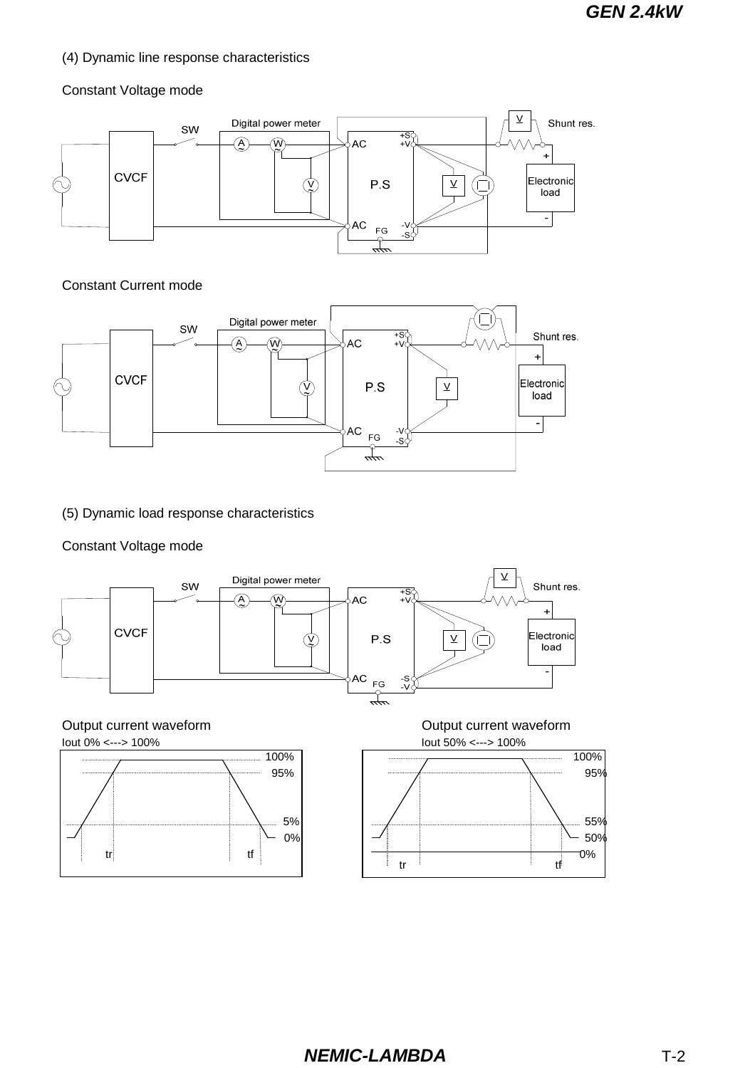(4) Dynamic line response characteristics

Constant Voltage mode

SW Digital power meter CVCF AC AC P.S +S +V -V -S FG V Shunt res. + Electronic load -

Constant Current mode

SW Digital power meter CVCF AC AC P.S +S +V -V -S FG V Shunt res. + Electronic load -

(5) Dynamic load response characteristics

Constant Voltage mode

SW Digital power meter CVCF AC AC P.S +S +V -S -V FG V Shunt res. + Electronic load -

Output current waveform

Iout 0% <---> 100%

100% 95% 5% 0% tr tf

Output current waveform

Iout 50% <---> 100%

100% 95% 55% 50% 0% tr tf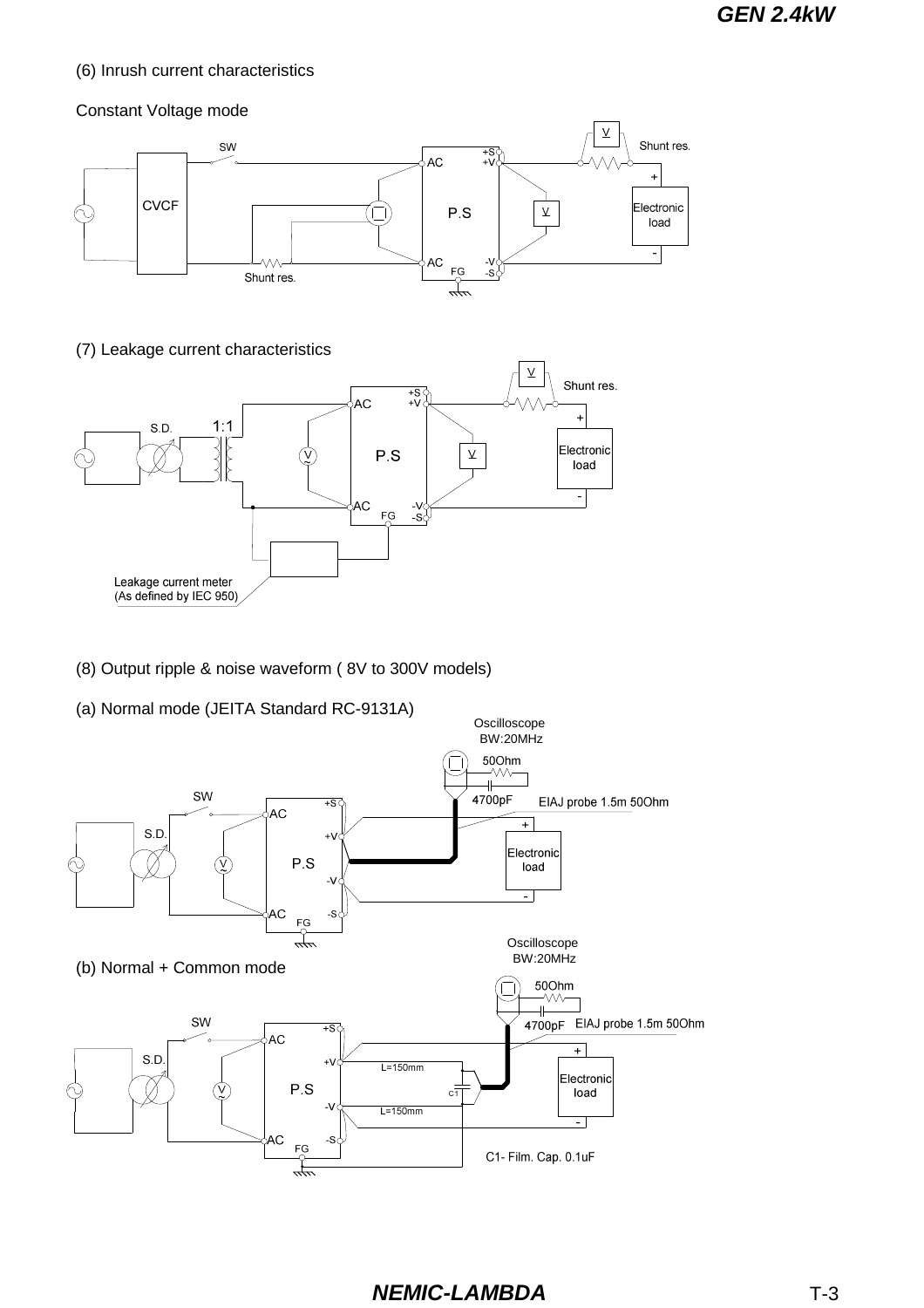(6) Inrush current characteristics

Constant Voltage mode

(7) Leakage current characteristics

(8) Output ripple & noise waveform ( 8V to 300V models)

(a) Normal mode (JEITA Standard RC-9131A)

(b) Normal + Common mode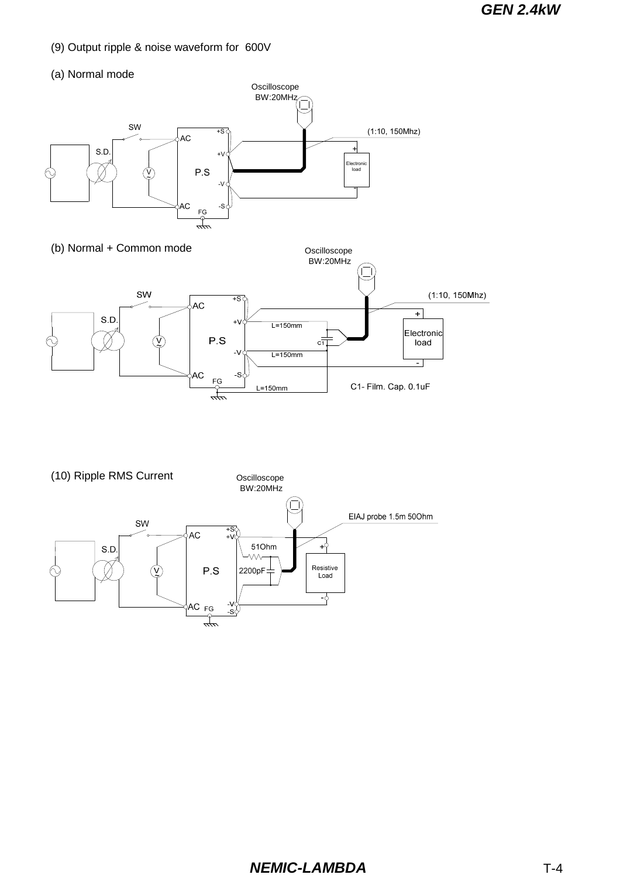(9) Output ripple & noise waveform for 600V

(a) Normal mode

Oscilloscope
BW:20MHz

SW

S.D.

AC

P.S

AC

FG

+S

+V

-V

-S

(1:10, 150Mhz)

Electronic load

(b) Normal + Common mode

Oscilloscope
BW:20MHz

(1:10, 150Mhz)

L=150mm

L=150mm

L=150mm

C1

Electronic load

C1- Film. Cap. 0.1uF

(10) Ripple RMS Current

Oscilloscope
BW:20MHz

EIAJ probe 1.5m 50Ohm

51Ohm

2200pF

Resistive Load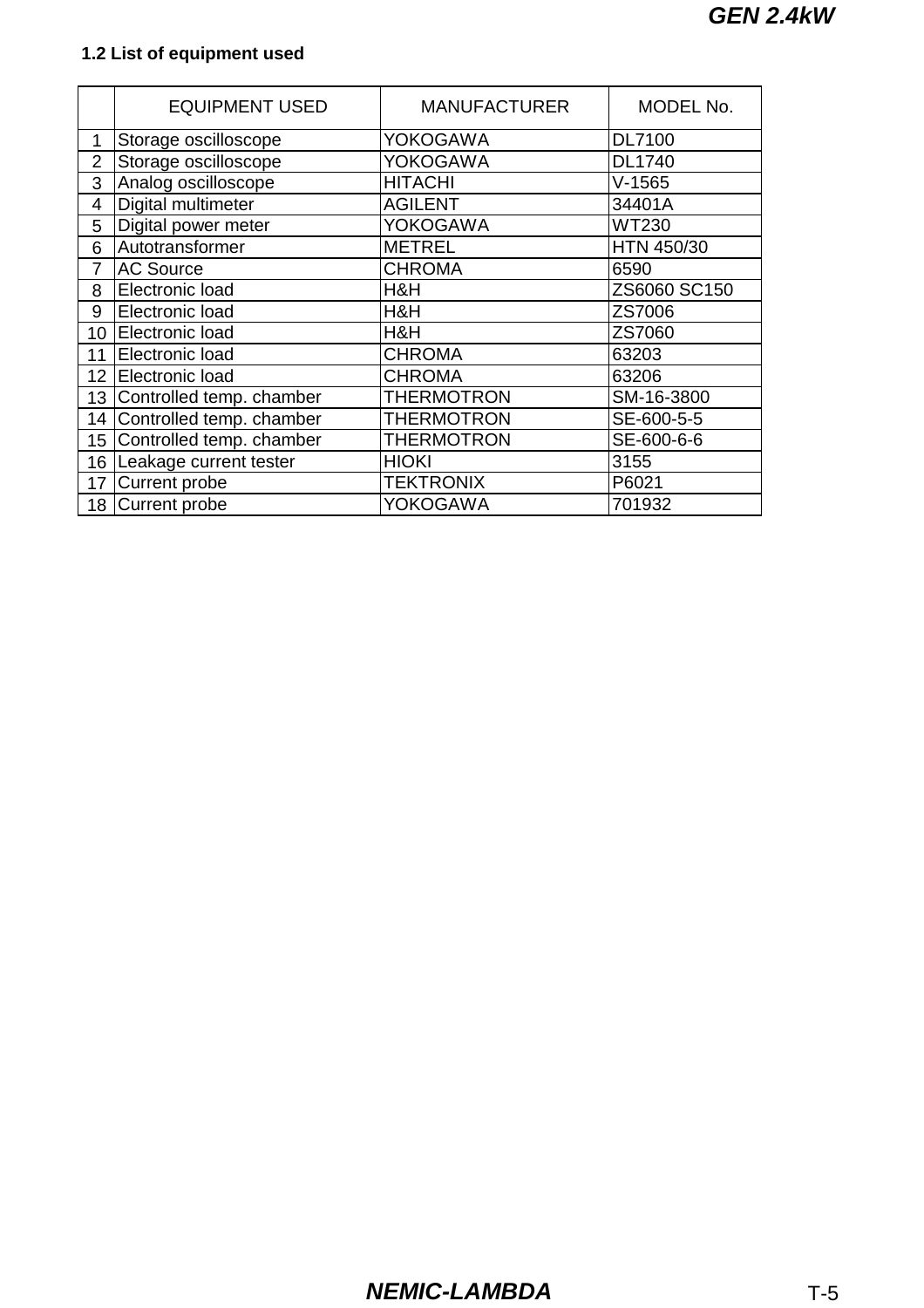### 1.2 List of equipment used

| | EQUIPMENT USED | MANUFACTURER | MODEL No. |
|---|---|---|---|
| 1 | Storage oscilloscope | YOKOGAWA | DL7100 |
| 2 | Storage oscilloscope | YOKOGAWA | DL1740 |
| 3 | Analog oscilloscope | HITACHI | V-1565 |
| 4 | Digital multimeter | AGILENT | 34401A |
| 5 | Digital power meter | YOKOGAWA | WT230 |
| 6 | Autotransformer | METREL | HTN 450/30 |
| 7 | AC Source | CHROMA | 6590 |
| 8 | Electronic load | H&H | ZS6060 SC150 |
| 9 | Electronic load | H&H | ZS7006 |
| 10 | Electronic load | H&H | ZS7060 |
| 11 | Electronic load | CHROMA | 63203 |
| 12 | Electronic load | CHROMA | 63206 |
| 13 | Controlled temp. chamber | THERMOTRON | SM-16-3800 |
| 14 | Controlled temp. chamber | THERMOTRON | SE-600-5-5 |
| 15 | Controlled temp. chamber | THERMOTRON | SE-600-6-6 |
| 16 | Leakage current tester | HIOKI | 3155 |
| 17 | Current probe | TEKTRONIX | P6021 |
| 18 | Current probe | YOKOGAWA | 701932 |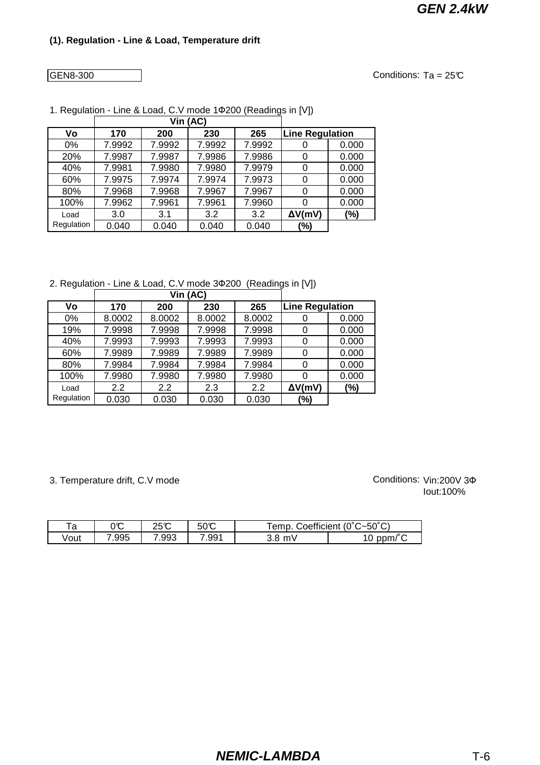## (1). Regulation - Line & Load, Temperature drift

GEN8-300

Conditions: Ta = 25℃

1. Regulation - Line & Load, C.V mode 1Φ200 (Readings in [V])

| | Vin (AC) | | | | | |
|---|---|---|---|---|---|---|
| **Vo** | **170** | **200** | **230** | **265** | **Line Regulation** | |
| 0% | 7.9992 | 7.9992 | 7.9992 | 7.9992 | 0 | 0.000 |
| 20% | 7.9987 | 7.9987 | 7.9986 | 7.9986 | 0 | 0.000 |
| 40% | 7.9981 | 7.9980 | 7.9980 | 7.9979 | 0 | 0.000 |
| 60% | 7.9975 | 7.9974 | 7.9974 | 7.9973 | 0 | 0.000 |
| 80% | 7.9968 | 7.9968 | 7.9967 | 7.9967 | 0 | 0.000 |
| 100% | 7.9962 | 7.9961 | 7.9961 | 7.9960 | 0 | 0.000 |
| Load Regulation | 3.0 | 3.1 | 3.2 | 3.2 | **ΔV(mV)** | **(%)** |
| | 0.040 | 0.040 | 0.040 | 0.040 | **(%)** | |

2. Regulation - Line & Load, C.V mode 3Φ200 (Readings in [V])

| | Vin (AC) | | | | | |
|---|---|---|---|---|---|---|
| **Vo** | **170** | **200** | **230** | **265** | **Line Regulation** | |
| 0% | 8.0002 | 8.0002 | 8.0002 | 8.0002 | 0 | 0.000 |
| 19% | 7.9998 | 7.9998 | 7.9998 | 7.9998 | 0 | 0.000 |
| 40% | 7.9993 | 7.9993 | 7.9993 | 7.9993 | 0 | 0.000 |
| 60% | 7.9989 | 7.9989 | 7.9989 | 7.9989 | 0 | 0.000 |
| 80% | 7.9984 | 7.9984 | 7.9984 | 7.9984 | 0 | 0.000 |
| 100% | 7.9980 | 7.9980 | 7.9980 | 7.9980 | 0 | 0.000 |
| Load Regulation | 2.2 | 2.2 | 2.3 | 2.2 | **ΔV(mV)** | **(%)** |
| | 0.030 | 0.030 | 0.030 | 0.030 | **(%)** | |

3. Temperature drift, C.V mode

Conditions: Vin:200V 3Φ
Iout:100%

| Ta | 0℃ | 25℃ | 50℃ | Temp. Coefficient (0˚C~50˚C) | |
|---|---|---|---|---|---|
| Vout | 7.995 | 7.993 | 7.991 | 3.8 mV | 10 ppm/˚C |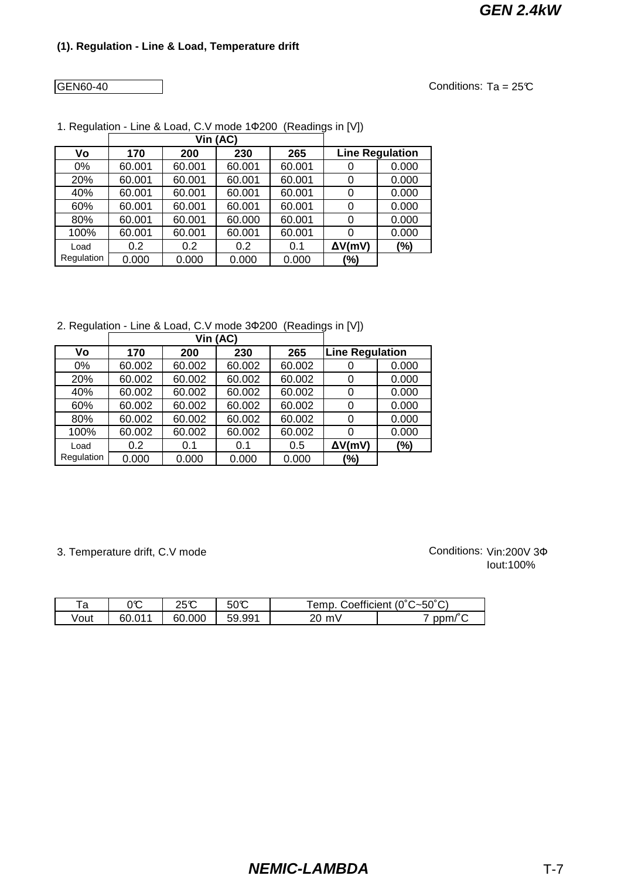## (1). Regulation - Line & Load, Temperature drift

GEN60-40

Conditions: Ta = 25℃

1. Regulation - Line & Load, C.V mode 1Φ200 (Readings in [V])

| Vo | Vin (AC) 170 | 200 | 230 | 265 | Line Regulation | |
|---|---|---|---|---|---|---|
| 0% | 60.001 | 60.001 | 60.001 | 60.001 | 0 | 0.000 |
| 20% | 60.001 | 60.001 | 60.001 | 60.001 | 0 | 0.000 |
| 40% | 60.001 | 60.001 | 60.001 | 60.001 | 0 | 0.000 |
| 60% | 60.001 | 60.001 | 60.001 | 60.001 | 0 | 0.000 |
| 80% | 60.001 | 60.001 | 60.000 | 60.001 | 0 | 0.000 |
| 100% | 60.001 | 60.001 | 60.001 | 60.001 | 0 | 0.000 |
| Load Regulation | 0.2 | 0.2 | 0.2 | 0.1 | ΔV(mV) | (%) |
| | 0.000 | 0.000 | 0.000 | 0.000 | (%) | |

2. Regulation - Line & Load, C.V mode 3Φ200 (Readings in [V])

| Vo | Vin (AC) 170 | 200 | 230 | 265 | Line Regulation | |
|---|---|---|---|---|---|---|
| 0% | 60.002 | 60.002 | 60.002 | 60.002 | 0 | 0.000 |
| 20% | 60.002 | 60.002 | 60.002 | 60.002 | 0 | 0.000 |
| 40% | 60.002 | 60.002 | 60.002 | 60.002 | 0 | 0.000 |
| 60% | 60.002 | 60.002 | 60.002 | 60.002 | 0 | 0.000 |
| 80% | 60.002 | 60.002 | 60.002 | 60.002 | 0 | 0.000 |
| 100% | 60.002 | 60.002 | 60.002 | 60.002 | 0 | 0.000 |
| Load Regulation | 0.2 | 0.1 | 0.1 | 0.5 | ΔV(mV) | (%) |
| | 0.000 | 0.000 | 0.000 | 0.000 | (%) | |

3. Temperature drift, C.V mode

Conditions: Vin:200V 3Φ
Iout:100%

| Ta | 0℃ | 25℃ | 50℃ | Temp. Coefficient (0˚C~50˚C) | |
|---|---|---|---|---|---|
| Vout | 60.011 | 60.000 | 59.991 | 20 mV | 7 ppm/˚C |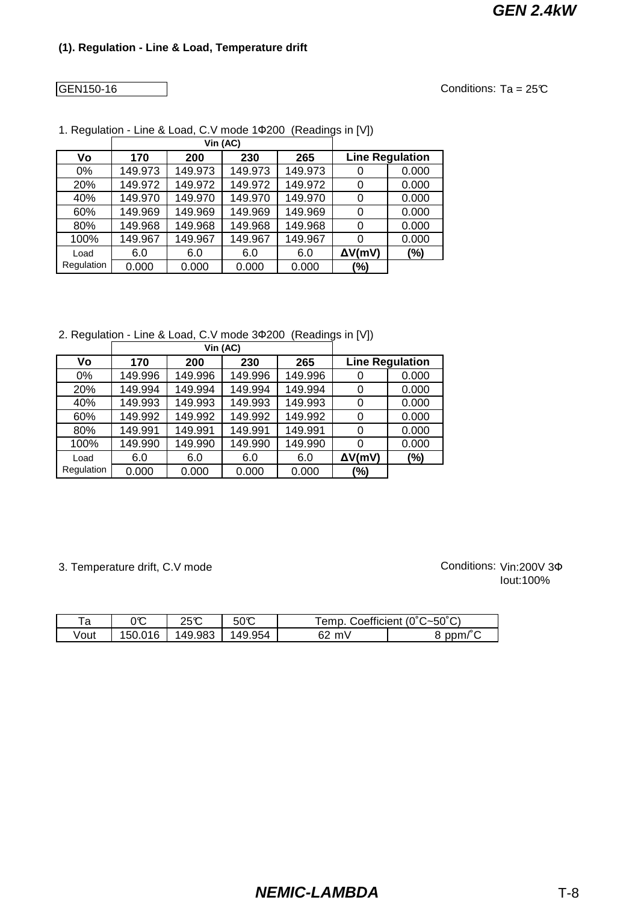## (1). Regulation - Line & Load, Temperature drift

GEN150-16

Conditions: Ta = 25℃

1. Regulation - Line & Load, C.V mode 1Φ200 (Readings in [V])

| Vo | Vin (AC) 170 | 200 | 230 | 265 | Line Regulation | |
|---|---|---|---|---|---|---|
| 0% | 149.973 | 149.973 | 149.973 | 149.973 | 0 | 0.000 |
| 20% | 149.972 | 149.972 | 149.972 | 149.972 | 0 | 0.000 |
| 40% | 149.970 | 149.970 | 149.970 | 149.970 | 0 | 0.000 |
| 60% | 149.969 | 149.969 | 149.969 | 149.969 | 0 | 0.000 |
| 80% | 149.968 | 149.968 | 149.968 | 149.968 | 0 | 0.000 |
| 100% | 149.967 | 149.967 | 149.967 | 149.967 | 0 | 0.000 |
| Load Regulation | 6.0 | 6.0 | 6.0 | 6.0 | ΔV(mV) | (%) |
| | 0.000 | 0.000 | 0.000 | 0.000 | (%) | |

2. Regulation - Line & Load, C.V mode 3Φ200 (Readings in [V])

| Vo | Vin (AC) 170 | 200 | 230 | 265 | Line Regulation | |
|---|---|---|---|---|---|---|
| 0% | 149.996 | 149.996 | 149.996 | 149.996 | 0 | 0.000 |
| 20% | 149.994 | 149.994 | 149.994 | 149.994 | 0 | 0.000 |
| 40% | 149.993 | 149.993 | 149.993 | 149.993 | 0 | 0.000 |
| 60% | 149.992 | 149.992 | 149.992 | 149.992 | 0 | 0.000 |
| 80% | 149.991 | 149.991 | 149.991 | 149.991 | 0 | 0.000 |
| 100% | 149.990 | 149.990 | 149.990 | 149.990 | 0 | 0.000 |
| Load Regulation | 6.0 | 6.0 | 6.0 | 6.0 | ΔV(mV) | (%) |
| | 0.000 | 0.000 | 0.000 | 0.000 | (%) | |

3. Temperature drift, C.V mode

Conditions: Vin:200V 3Φ
Iout:100%

| Ta | 0℃ | 25℃ | 50℃ | Temp. Coefficient (0˚C~50˚C) | |
|---|---|---|---|---|---|
| Vout | 150.016 | 149.983 | 149.954 | 62 mV | 8 ppm/˚C |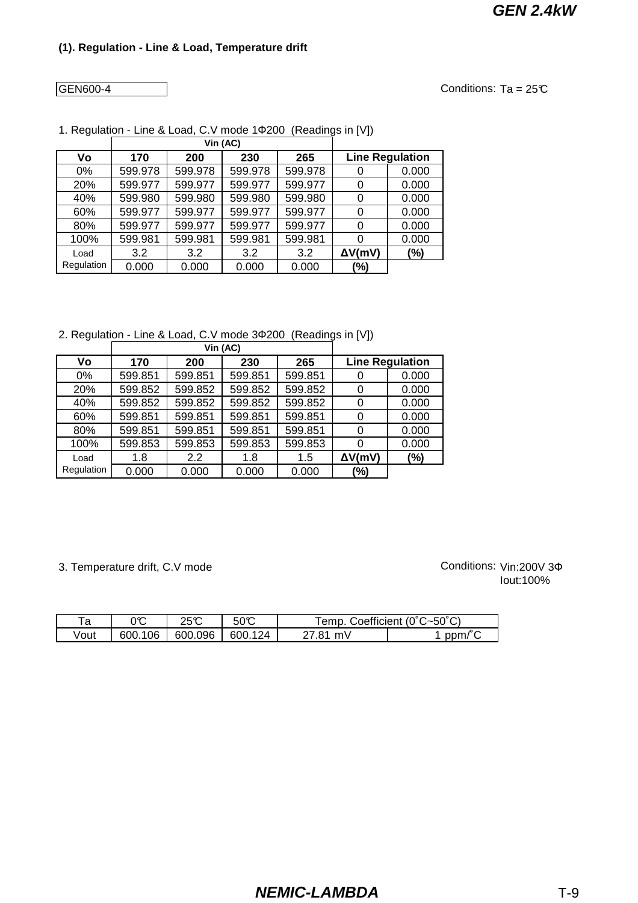### (1). Regulation - Line & Load, Temperature drift

GEN600-4

Conditions: Ta = 25℃

1. Regulation - Line & Load, C.V mode 1Φ200 (Readings in [V])

| | Vin (AC) | | | | | |
|---|---|---|---|---|---|---|
| **Vo** | **170** | **200** | **230** | **265** | **Line Regulation** | |
| 0% | 599.978 | 599.978 | 599.978 | 599.978 | 0 | 0.000 |
| 20% | 599.977 | 599.977 | 599.977 | 599.977 | 0 | 0.000 |
| 40% | 599.980 | 599.980 | 599.980 | 599.980 | 0 | 0.000 |
| 60% | 599.977 | 599.977 | 599.977 | 599.977 | 0 | 0.000 |
| 80% | 599.977 | 599.977 | 599.977 | 599.977 | 0 | 0.000 |
| 100% | 599.981 | 599.981 | 599.981 | 599.981 | 0 | 0.000 |
| Load Regulation | 3.2 | 3.2 | 3.2 | 3.2 | **ΔV(mV)** | **(%)** |
| | 0.000 | 0.000 | 0.000 | 0.000 | **(%)** | |

2. Regulation - Line & Load, C.V mode 3Φ200 (Readings in [V])

| | Vin (AC) | | | | | |
|---|---|---|---|---|---|---|
| **Vo** | **170** | **200** | **230** | **265** | **Line Regulation** | |
| 0% | 599.851 | 599.851 | 599.851 | 599.851 | 0 | 0.000 |
| 20% | 599.852 | 599.852 | 599.852 | 599.852 | 0 | 0.000 |
| 40% | 599.852 | 599.852 | 599.852 | 599.852 | 0 | 0.000 |
| 60% | 599.851 | 599.851 | 599.851 | 599.851 | 0 | 0.000 |
| 80% | 599.851 | 599.851 | 599.851 | 599.851 | 0 | 0.000 |
| 100% | 599.853 | 599.853 | 599.853 | 599.853 | 0 | 0.000 |
| Load Regulation | 1.8 | 2.2 | 1.8 | 1.5 | **ΔV(mV)** | **(%)** |
| | 0.000 | 0.000 | 0.000 | 0.000 | **(%)** | |

3. Temperature drift, C.V mode

Conditions: Vin:200V 3Φ
Iout:100%

| Ta | 0℃ | 25℃ | 50℃ | Temp. Coefficient (0˚C~50˚C) | |
|---|---|---|---|---|---|
| Vout | 600.106 | 600.096 | 600.124 | 27.81 mV | 1 ppm/˚C |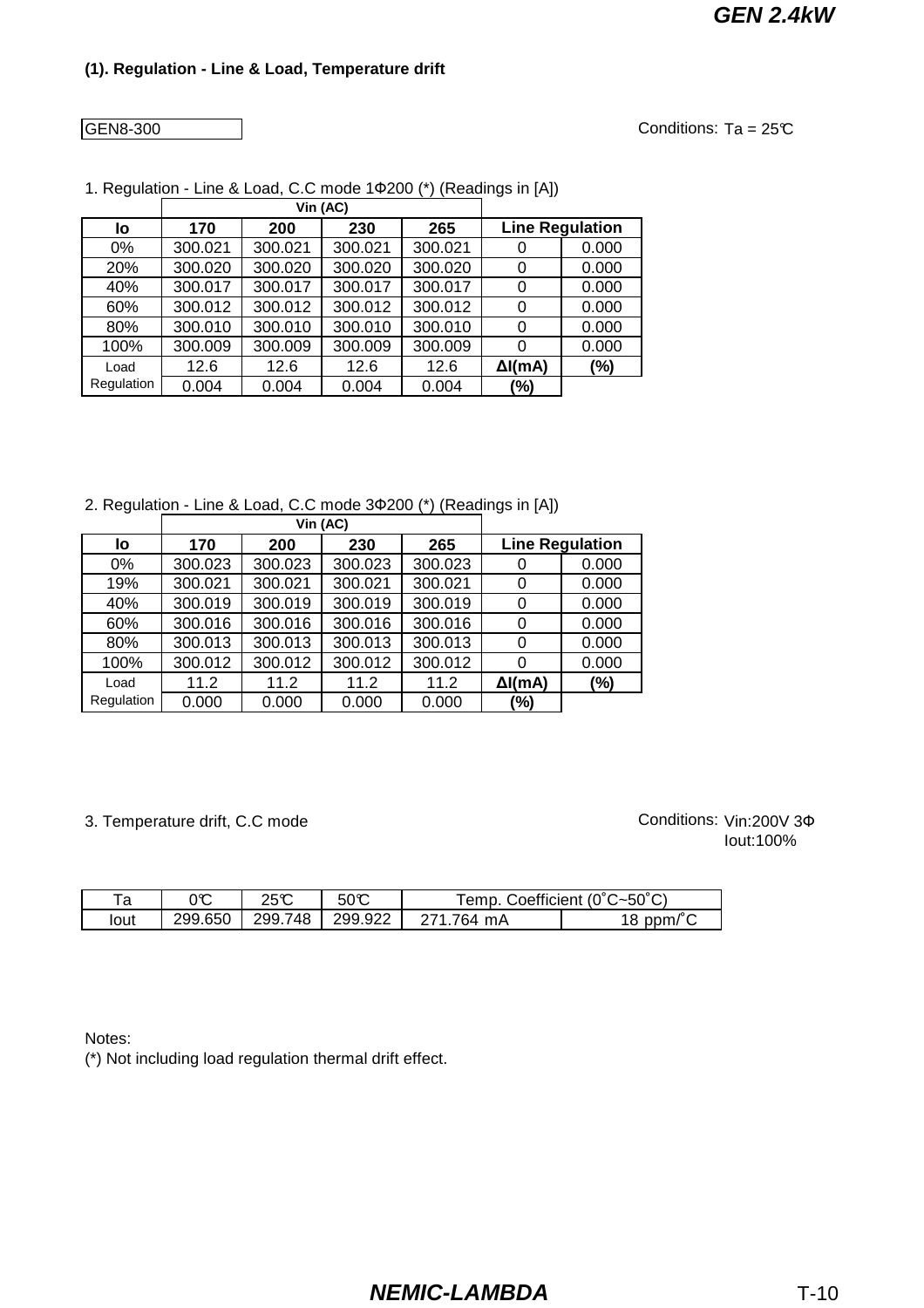## (1). Regulation - Line & Load, Temperature drift

GEN8-300

Conditions: Ta = 25℃

1. Regulation - Line & Load, C.C mode 1Φ200 (*) (Readings in [A])

| Io | Vin (AC) 170 | 200 | 230 | 265 | Line Regulation | |
|---|---|---|---|---|---|---|
| 0% | 300.021 | 300.021 | 300.021 | 300.021 | 0 | 0.000 |
| 20% | 300.020 | 300.020 | 300.020 | 300.020 | 0 | 0.000 |
| 40% | 300.017 | 300.017 | 300.017 | 300.017 | 0 | 0.000 |
| 60% | 300.012 | 300.012 | 300.012 | 300.012 | 0 | 0.000 |
| 80% | 300.010 | 300.010 | 300.010 | 300.010 | 0 | 0.000 |
| 100% | 300.009 | 300.009 | 300.009 | 300.009 | 0 | 0.000 |
| Load Regulation | 12.6 | 12.6 | 12.6 | 12.6 | ΔI(mA) | (%) |
| | 0.004 | 0.004 | 0.004 | 0.004 | (%) | |

2. Regulation - Line & Load, C.C mode 3Φ200 (*) (Readings in [A])

| Io | Vin (AC) 170 | 200 | 230 | 265 | Line Regulation | |
|---|---|---|---|---|---|---|
| 0% | 300.023 | 300.023 | 300.023 | 300.023 | 0 | 0.000 |
| 19% | 300.021 | 300.021 | 300.021 | 300.021 | 0 | 0.000 |
| 40% | 300.019 | 300.019 | 300.019 | 300.019 | 0 | 0.000 |
| 60% | 300.016 | 300.016 | 300.016 | 300.016 | 0 | 0.000 |
| 80% | 300.013 | 300.013 | 300.013 | 300.013 | 0 | 0.000 |
| 100% | 300.012 | 300.012 | 300.012 | 300.012 | 0 | 0.000 |
| Load Regulation | 11.2 | 11.2 | 11.2 | 11.2 | ΔI(mA) | (%) |
| | 0.000 | 0.000 | 0.000 | 0.000 | (%) | |

3. Temperature drift, C.C mode

Conditions: Vin:200V 3Φ
Iout:100%

| Ta | 0℃ | 25℃ | 50℃ | Temp. Coefficient (0˚C~50˚C) | |
|---|---|---|---|---|---|
| Iout | 299.650 | 299.748 | 299.922 | 271.764 mA | 18 ppm/˚C |

Notes:
(*) Not including load regulation thermal drift effect.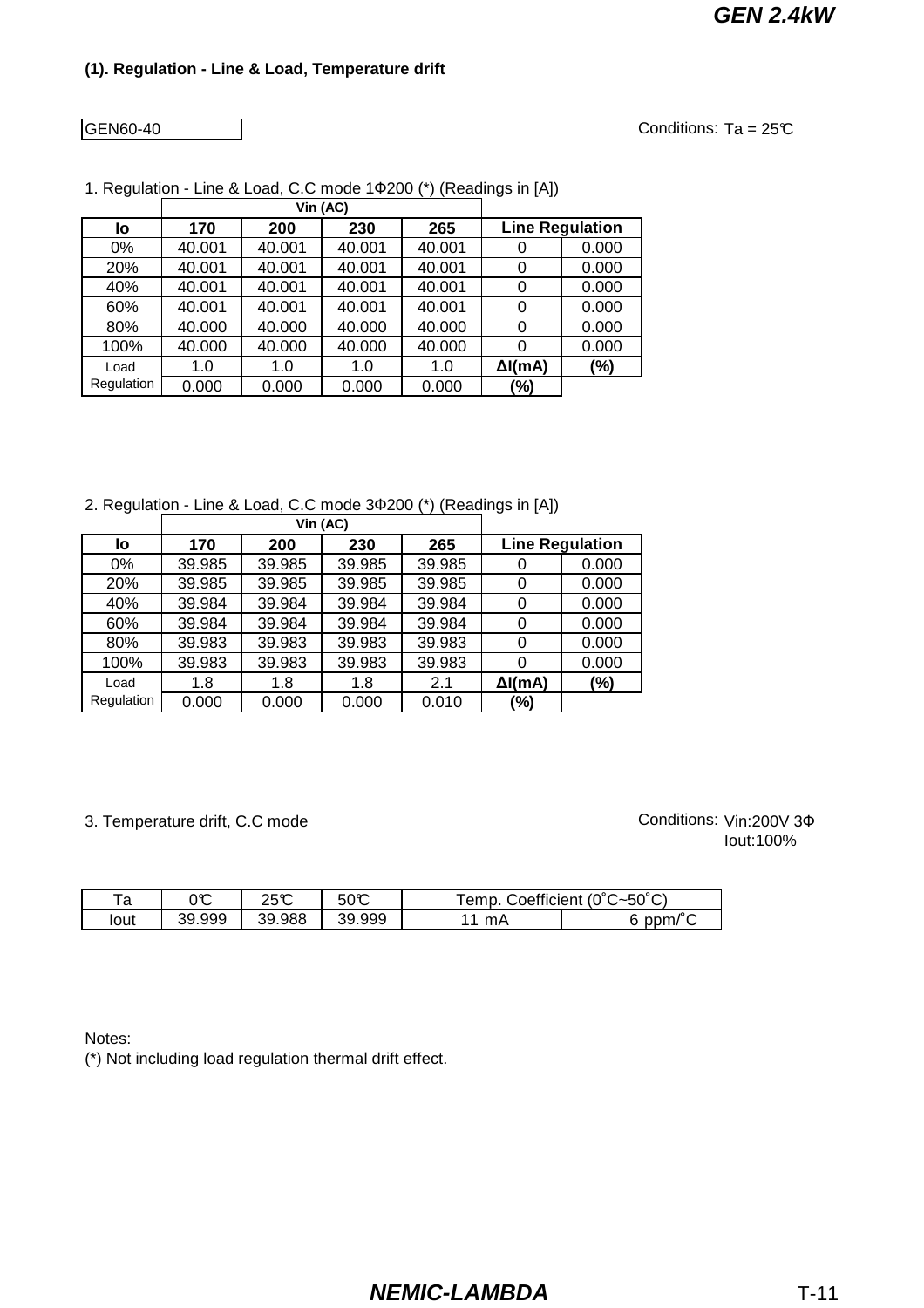## (1). Regulation - Line & Load, Temperature drift

GEN60-40

Conditions: Ta = 25℃

1. Regulation - Line & Load, C.C mode 1Φ200 (*) (Readings in [A])

| | Vin (AC) | | | | | |
|---|---|---|---|---|---|---|
| **Io** | **170** | **200** | **230** | **265** | **Line Regulation** | |
| 0% | 40.001 | 40.001 | 40.001 | 40.001 | 0 | 0.000 |
| 20% | 40.001 | 40.001 | 40.001 | 40.001 | 0 | 0.000 |
| 40% | 40.001 | 40.001 | 40.001 | 40.001 | 0 | 0.000 |
| 60% | 40.001 | 40.001 | 40.001 | 40.001 | 0 | 0.000 |
| 80% | 40.000 | 40.000 | 40.000 | 40.000 | 0 | 0.000 |
| 100% | 40.000 | 40.000 | 40.000 | 40.000 | 0 | 0.000 |
| Load Regulation | 1.0 | 1.0 | 1.0 | 1.0 | **ΔI(mA)** | **(%)** |
| | 0.000 | 0.000 | 0.000 | 0.000 | **(%)** | |

2. Regulation - Line & Load, C.C mode 3Φ200 (*) (Readings in [A])

| | Vin (AC) | | | | | |
|---|---|---|---|---|---|---|
| **Io** | **170** | **200** | **230** | **265** | **Line Regulation** | |
| 0% | 39.985 | 39.985 | 39.985 | 39.985 | 0 | 0.000 |
| 20% | 39.985 | 39.985 | 39.985 | 39.985 | 0 | 0.000 |
| 40% | 39.984 | 39.984 | 39.984 | 39.984 | 0 | 0.000 |
| 60% | 39.984 | 39.984 | 39.984 | 39.984 | 0 | 0.000 |
| 80% | 39.983 | 39.983 | 39.983 | 39.983 | 0 | 0.000 |
| 100% | 39.983 | 39.983 | 39.983 | 39.983 | 0 | 0.000 |
| Load Regulation | 1.8 | 1.8 | 1.8 | 2.1 | **ΔI(mA)** | **(%)** |
| | 0.000 | 0.000 | 0.000 | 0.010 | **(%)** | |

3. Temperature drift, C.C mode

Conditions: Vin:200V 3Φ
Iout:100%

| Ta | 0℃ | 25℃ | 50℃ | Temp. Coefficient (0˚C~50˚C) | |
|---|---|---|---|---|---|
| Iout | 39.999 | 39.988 | 39.999 | 11 mA | 6 ppm/˚C |

Notes:
(*) Not including load regulation thermal drift effect.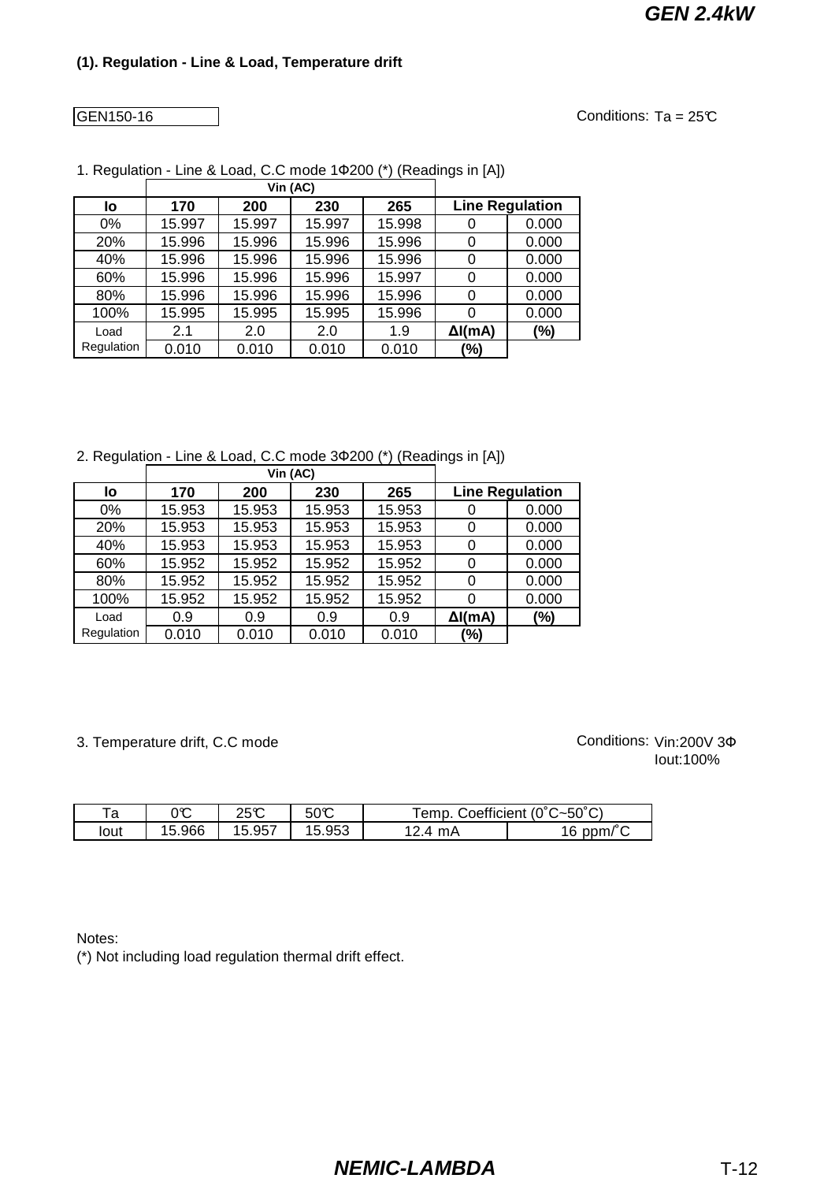## (1). Regulation - Line & Load, Temperature drift

GEN150-16

Conditions: Ta = 25℃

1. Regulation - Line & Load, C.C mode 1Φ200 (*) (Readings in [A])

| | Vin (AC) | | | | | |
|---|---|---|---|---|---|---|
| **Io** | **170** | **200** | **230** | **265** | **Line Regulation** | |
| 0% | 15.997 | 15.997 | 15.997 | 15.998 | 0 | 0.000 |
| 20% | 15.996 | 15.996 | 15.996 | 15.996 | 0 | 0.000 |
| 40% | 15.996 | 15.996 | 15.996 | 15.996 | 0 | 0.000 |
| 60% | 15.996 | 15.996 | 15.996 | 15.997 | 0 | 0.000 |
| 80% | 15.996 | 15.996 | 15.996 | 15.996 | 0 | 0.000 |
| 100% | 15.995 | 15.995 | 15.995 | 15.996 | 0 | 0.000 |
| Load Regulation | 2.1 | 2.0 | 2.0 | 1.9 | **ΔI(mA)** | **(%)** |
| | 0.010 | 0.010 | 0.010 | 0.010 | **(%)** | |

2. Regulation - Line & Load, C.C mode 3Φ200 (*) (Readings in [A])

| | Vin (AC) | | | | | |
|---|---|---|---|---|---|---|
| **Io** | **170** | **200** | **230** | **265** | **Line Regulation** | |
| 0% | 15.953 | 15.953 | 15.953 | 15.953 | 0 | 0.000 |
| 20% | 15.953 | 15.953 | 15.953 | 15.953 | 0 | 0.000 |
| 40% | 15.953 | 15.953 | 15.953 | 15.953 | 0 | 0.000 |
| 60% | 15.952 | 15.952 | 15.952 | 15.952 | 0 | 0.000 |
| 80% | 15.952 | 15.952 | 15.952 | 15.952 | 0 | 0.000 |
| 100% | 15.952 | 15.952 | 15.952 | 15.952 | 0 | 0.000 |
| Load Regulation | 0.9 | 0.9 | 0.9 | 0.9 | **ΔI(mA)** | **(%)** |
| | 0.010 | 0.010 | 0.010 | 0.010 | **(%)** | |

3. Temperature drift, C.C mode

Conditions: Vin:200V 3Φ
Iout:100%

| Ta | 0℃ | 25℃ | 50℃ | Temp. Coefficient (0˚C~50˚C) | |
|---|---|---|---|---|---|
| Iout | 15.966 | 15.957 | 15.953 | 12.4 mA | 16 ppm/˚C |

Notes:
(*) Not including load regulation thermal drift effect.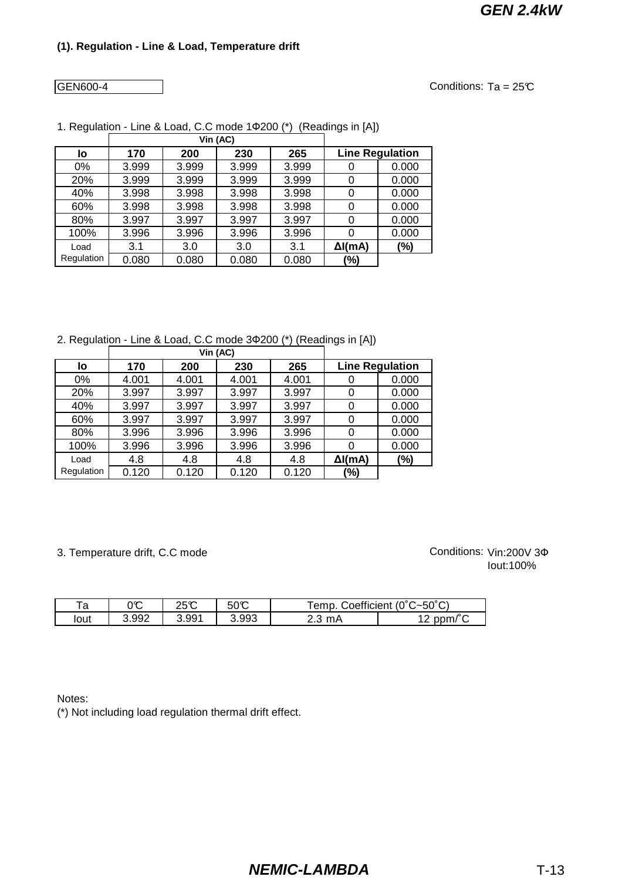### (1). Regulation - Line & Load, Temperature drift

GEN600-4

Conditions: Ta = 25℃

1. Regulation - Line & Load, C.C mode 1Φ200 (*) (Readings in [A])

| Io | Vin (AC) 170 | 200 | 230 | 265 | Line Regulation | |
|---|---|---|---|---|---|---|
| 0% | 3.999 | 3.999 | 3.999 | 3.999 | 0 | 0.000 |
| 20% | 3.999 | 3.999 | 3.999 | 3.999 | 0 | 0.000 |
| 40% | 3.998 | 3.998 | 3.998 | 3.998 | 0 | 0.000 |
| 60% | 3.998 | 3.998 | 3.998 | 3.998 | 0 | 0.000 |
| 80% | 3.997 | 3.997 | 3.997 | 3.997 | 0 | 0.000 |
| 100% | 3.996 | 3.996 | 3.996 | 3.996 | 0 | 0.000 |
| Load Regulation | 3.1 | 3.0 | 3.0 | 3.1 | ΔI(mA) | (%) |
| | 0.080 | 0.080 | 0.080 | 0.080 | (%) | |

2. Regulation - Line & Load, C.C mode 3Φ200 (*) (Readings in [A])

| Io | Vin (AC) 170 | 200 | 230 | 265 | Line Regulation | |
|---|---|---|---|---|---|---|
| 0% | 4.001 | 4.001 | 4.001 | 4.001 | 0 | 0.000 |
| 20% | 3.997 | 3.997 | 3.997 | 3.997 | 0 | 0.000 |
| 40% | 3.997 | 3.997 | 3.997 | 3.997 | 0 | 0.000 |
| 60% | 3.997 | 3.997 | 3.997 | 3.997 | 0 | 0.000 |
| 80% | 3.996 | 3.996 | 3.996 | 3.996 | 0 | 0.000 |
| 100% | 3.996 | 3.996 | 3.996 | 3.996 | 0 | 0.000 |
| Load Regulation | 4.8 | 4.8 | 4.8 | 4.8 | ΔI(mA) | (%) |
| | 0.120 | 0.120 | 0.120 | 0.120 | (%) | |

3. Temperature drift, C.C mode

Conditions: Vin:200V 3Φ
Iout:100%

| Ta | 0℃ | 25℃ | 50℃ | Temp. Coefficient (0˚C~50˚C) | |
|---|---|---|---|---|---|
| Iout | 3.992 | 3.991 | 3.993 | 2.3 mA | 12 ppm/˚C |

Notes:
(*) Not including load regulation thermal drift effect.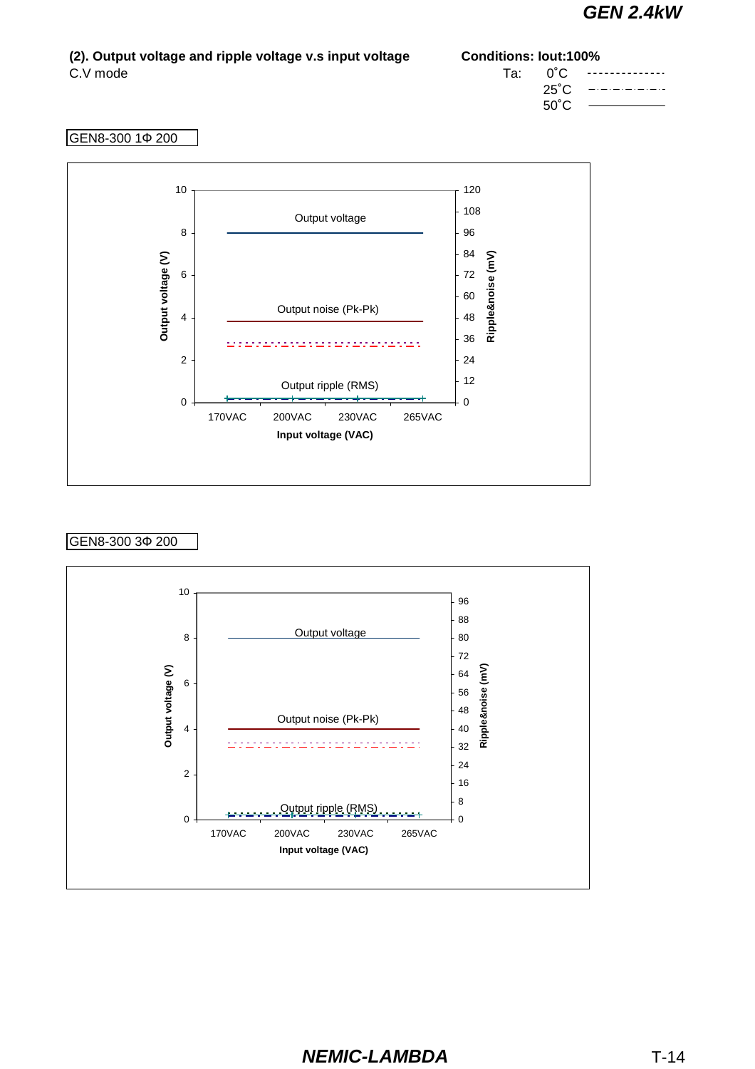**(2). Output voltage and ripple voltage v.s input voltage**

C.V mode

**Conditions: Iout:100%**

Ta: 0˚C ---------------
25˚C −·−·−·−·−·−
50˚C ————————

GEN8-300 1Φ 200

Output voltage

Output noise (Pk-Pk)

Output ripple (RMS)

Output voltage (V): 0, 2, 4, 6, 8, 10

Ripple&noise (mV): 0, 12, 24, 36, 48, 60, 72, 84, 96, 108, 120

170VAC 200VAC 230VAC 265VAC

**Input voltage (VAC)**

GEN8-300 3Φ 200

Output voltage

Output noise (Pk-Pk)

Output ripple (RMS)

Output voltage (V): 0, 2, 4, 6, 8, 10

Ripple&noise (mV): 0, 8, 16, 24, 32, 40, 48, 56, 64, 72, 80, 88, 96

170VAC 200VAC 230VAC 265VAC

**Input voltage (VAC)**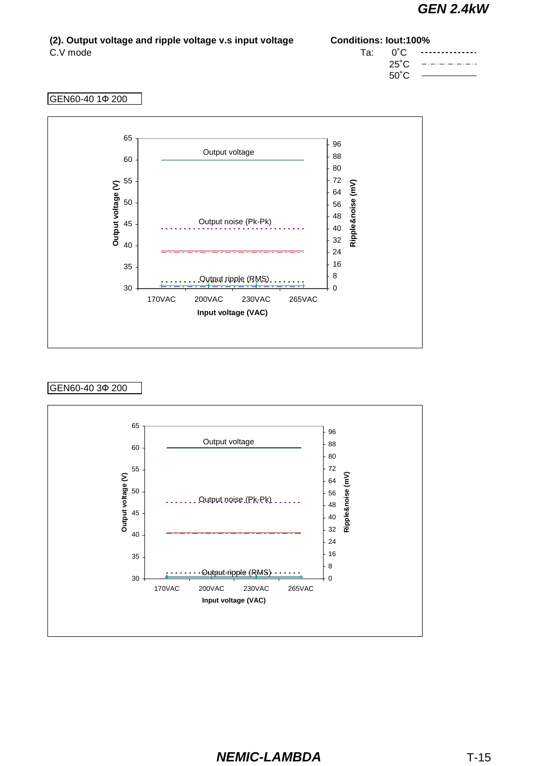**(2). Output voltage and ripple voltage v.s input voltage**
C.V mode

**Conditions: Iout:100%**

Ta: 0˚C ---------------
25˚C -·-·-·-·-·-
50˚C ———————

GEN60-40 1Φ 200

Output voltage (V): 30, 35, 40, 45, 50, 55, 60, 65

Ripple&noise (mV): 0, 8, 16, 24, 32, 40, 48, 56, 64, 72, 80, 88, 96

Output voltage

Output noise (Pk-Pk)

Output ripple (RMS)

170VAC 200VAC 230VAC 265VAC

**Input voltage (VAC)**

GEN60-40 3Φ 200

Output voltage (V): 30, 35, 40, 45, 50, 55, 60, 65

Ripple&noise (mV): 0, 8, 16, 24, 32, 40, 48, 56, 64, 72, 80, 88, 96

Output voltage

Output noise (Pk-Pk)

Output ripple (RMS)

170VAC 200VAC 230VAC 265VAC

**Input voltage (VAC)**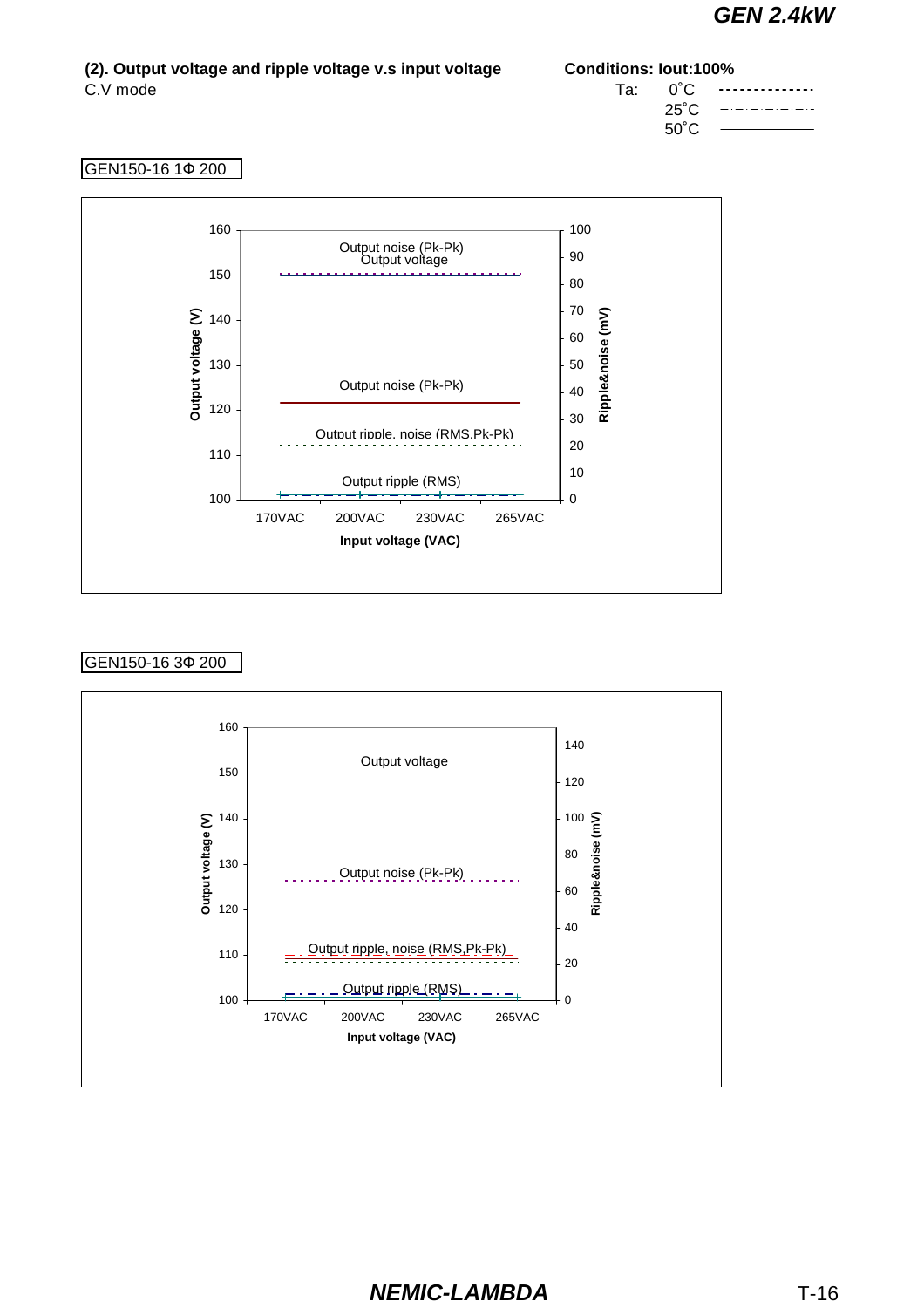### (2). Output voltage and ripple voltage v.s input voltage

C.V mode

**Conditions: Iout:100%**

Ta: 0˚C - - - - - - - - -
25˚C — · — · — · —
50˚C ————

GEN150-16 1Φ 200

Output voltage (V) | Ripple&noise (mV)

- Output noise (Pk-Pk)
- Output voltage
- Output noise (Pk-Pk)
- Output ripple, noise (RMS,Pk-Pk)
- Output ripple (RMS)

Input voltage (VAC): 170VAC, 200VAC, 230VAC, 265VAC

GEN150-16 3Φ 200

Output voltage (V) | Ripple&noise (mV)

- Output voltage
- Output noise (Pk-Pk)
- Output ripple, noise (RMS,Pk-Pk)
- Output ripple (RMS)

Input voltage (VAC): 170VAC, 200VAC, 230VAC, 265VAC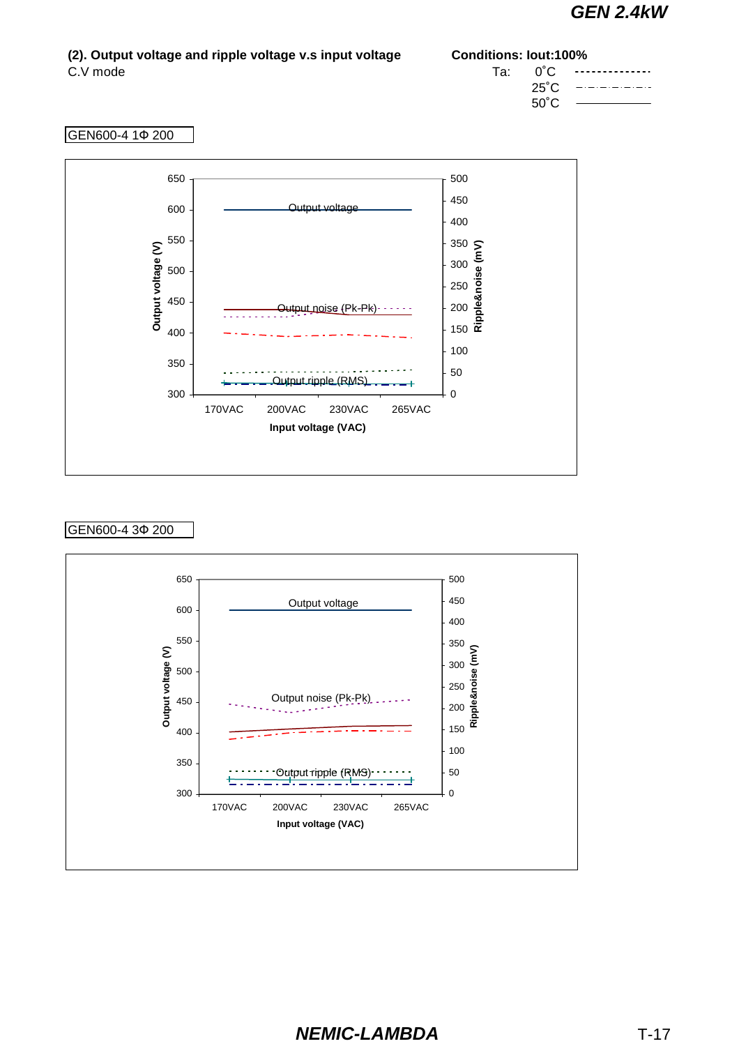## (2). Output voltage and ripple voltage v.s input voltage

C.V mode

**Conditions: Iout:100%**

Ta: 0˚C (dotted line), 25˚C (dash-dot line), 50˚C (solid line)

GEN600-4 1Φ 200

Output voltage (V): 300 – 650; Ripple&noise (mV): 0 – 500

Input voltage (VAC): 170VAC, 200VAC, 230VAC, 265VAC

Output voltage, Output noise (Pk-Pk), Output ripple (RMS)

GEN600-4 3Φ 200

Output voltage (V): 300 – 650; Ripple&noise (mV): 0 – 500

Input voltage (VAC): 170VAC, 200VAC, 230VAC, 265VAC

Output voltage, Output noise (Pk-Pk), Output ripple (RMS)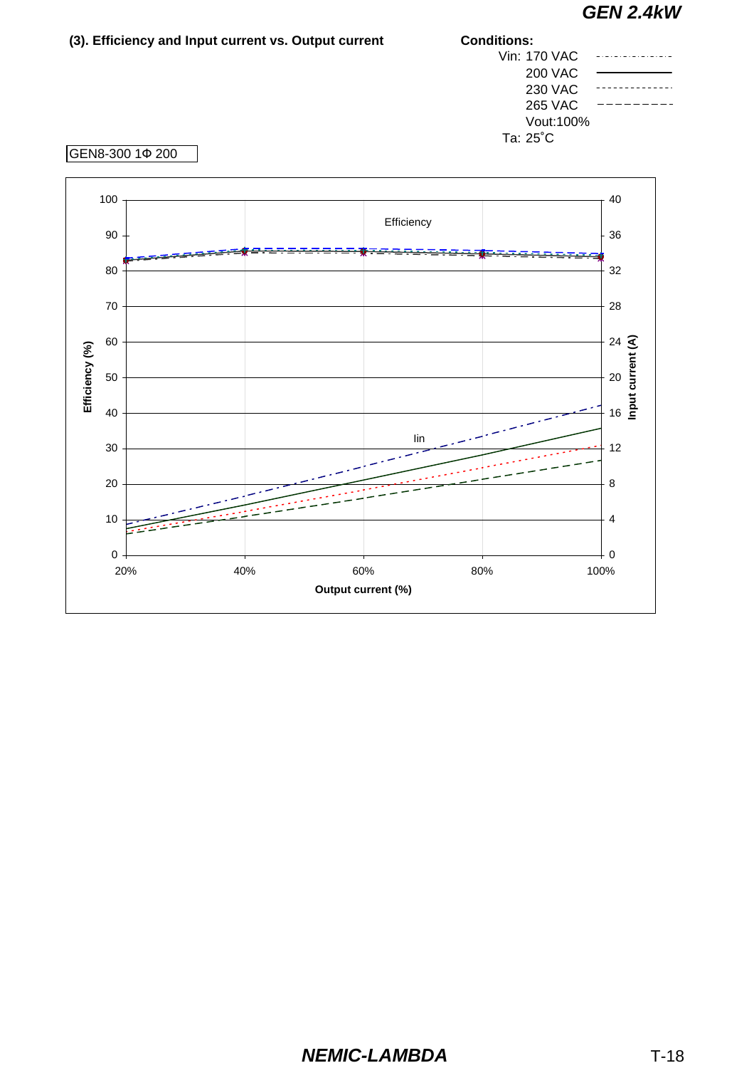### (3). Efficiency and Input current vs. Output current

**Conditions:**

Vin: 170 VAC (dash-dot line)
200 VAC (solid line)
230 VAC (dotted line)
265 VAC (dashed line)
Vout:100%
Ta: 25˚C

GEN8-300 1Φ 200

Efficiency (%) — left axis: 0, 10, 20, 30, 40, 50, 60, 70, 80, 90, 100

Input current (A) — right axis: 0, 4, 8, 12, 16, 20, 24, 28, 32, 36, 40

Output current (%) — horizontal axis: 20%, 40%, 60%, 80%, 100%

Efficiency

Iin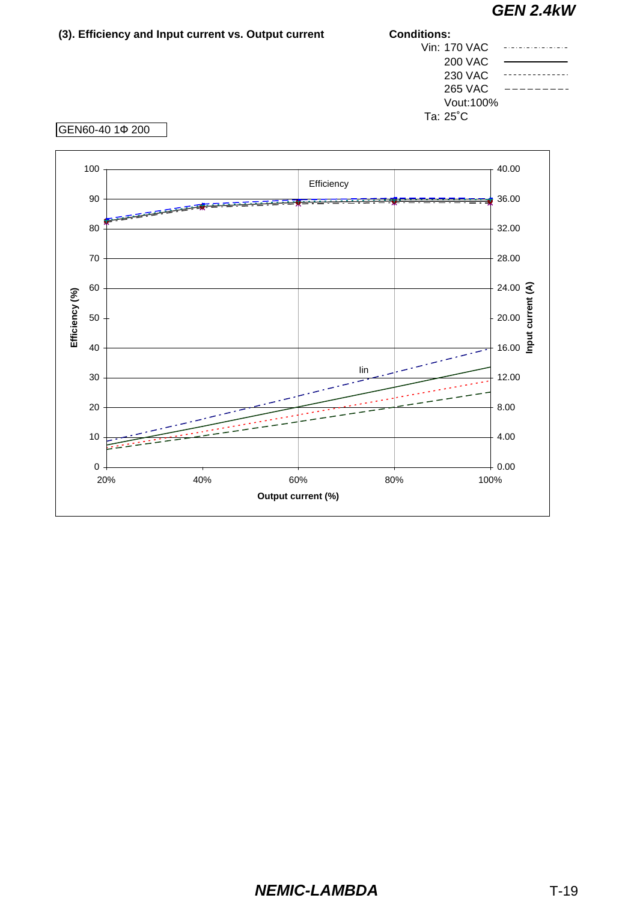### (3). Efficiency and Input current vs. Output current

**Conditions:**

Vin: 170 VAC
200 VAC
230 VAC
265 VAC
Vout:100%
Ta: 25˚C

GEN60-40 1Φ 200

Efficiency

Iin

Efficiency (%)

Input current (A)

Output current (%)

100, 90, 80, 70, 60, 50, 40, 30, 20, 10, 0

40.00, 36.00, 32.00, 28.00, 24.00, 20.00, 16.00, 12.00, 8.00, 4.00, 0.00

20%, 40%, 60%, 80%, 100%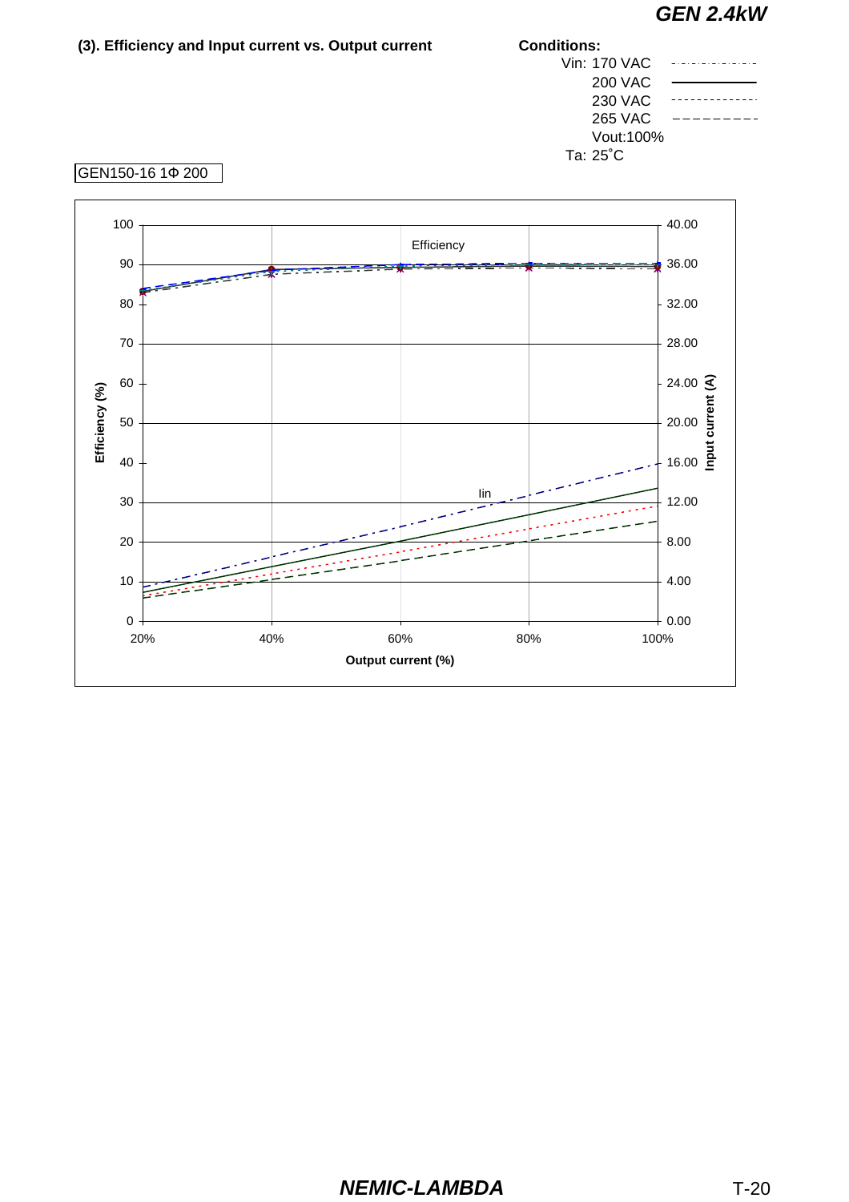### (3). Efficiency and Input current vs. Output current

**Conditions:**

Vin: 170 VAC
200 VAC
230 VAC
265 VAC
Vout:100%
Ta: 25˚C

GEN150-16 1Φ 200

Efficiency

Iin

Efficiency (%)

Input current (A)

Output current (%)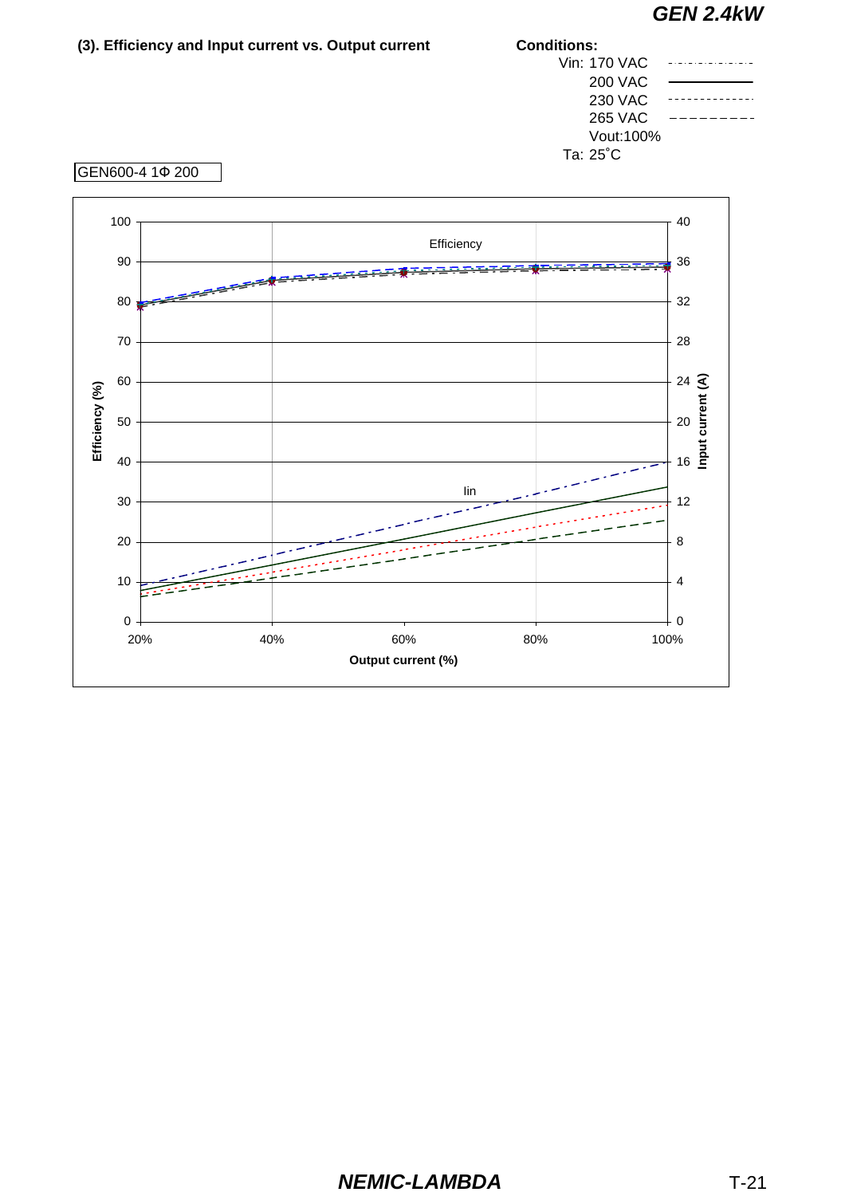**(3). Efficiency and Input current vs. Output current**

**Conditions:**

Vin: 170 VAC
200 VAC
230 VAC
265 VAC
Vout:100%
Ta: 25˚C

GEN600-4 1Φ 200

Efficiency

Iin

Efficiency (%): 0, 10, 20, 30, 40, 50, 60, 70, 80, 90, 100

Input current (A): 0, 4, 8, 12, 16, 20, 24, 28, 32, 36, 40

Output current (%): 20%, 40%, 60%, 80%, 100%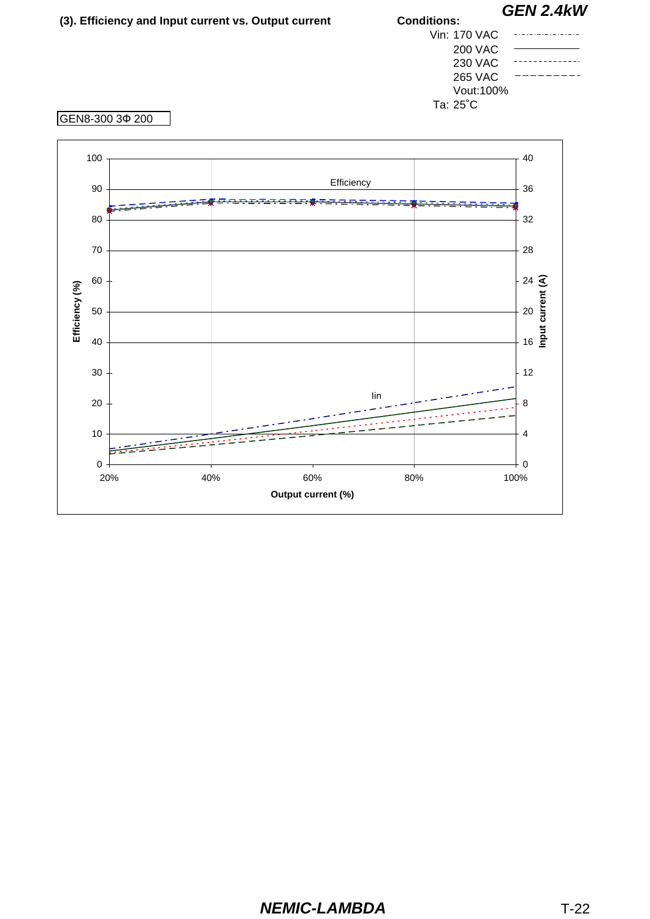### (3). Efficiency and Input current vs. Output current

**GEN 2.4kW**

**Conditions:**

Vin: 170 VAC

200 VAC

230 VAC

265 VAC

Vout:100%

Ta: 25˚C

GEN8-300 3Φ 200

Efficiency

Iin

Efficiency (%)

Input current (A)

Output current (%)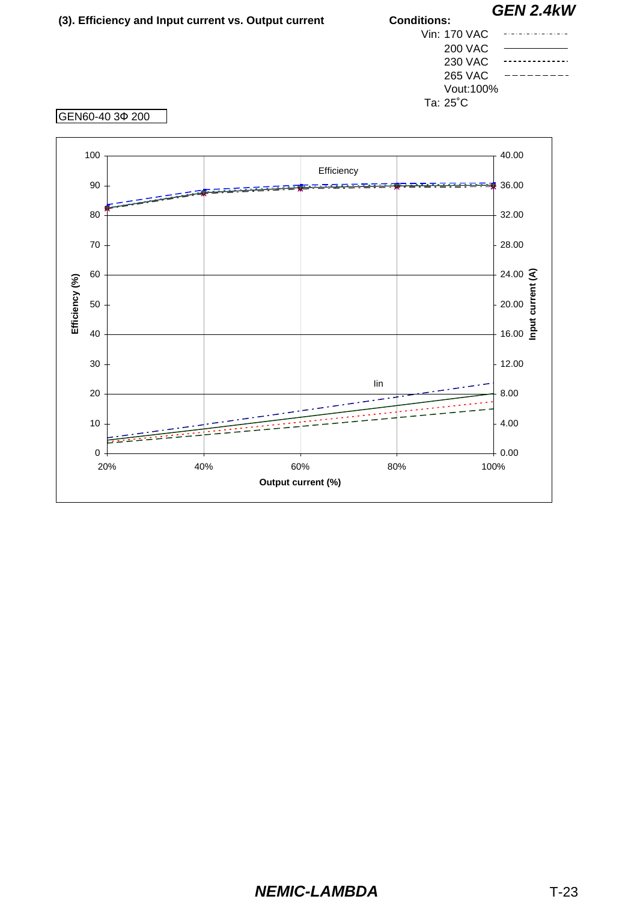**GEN 2.4kW**

### (3). Efficiency and Input current vs. Output current

**Conditions:**

Vin: 170 VAC
200 VAC
230 VAC
265 VAC
Vout:100%
Ta: 25˚C

GEN60-40 3Φ 200

Efficiency

Iin

Efficiency (%)

Input current (A)

Output current (%)

**NEMIC-LAMBDA**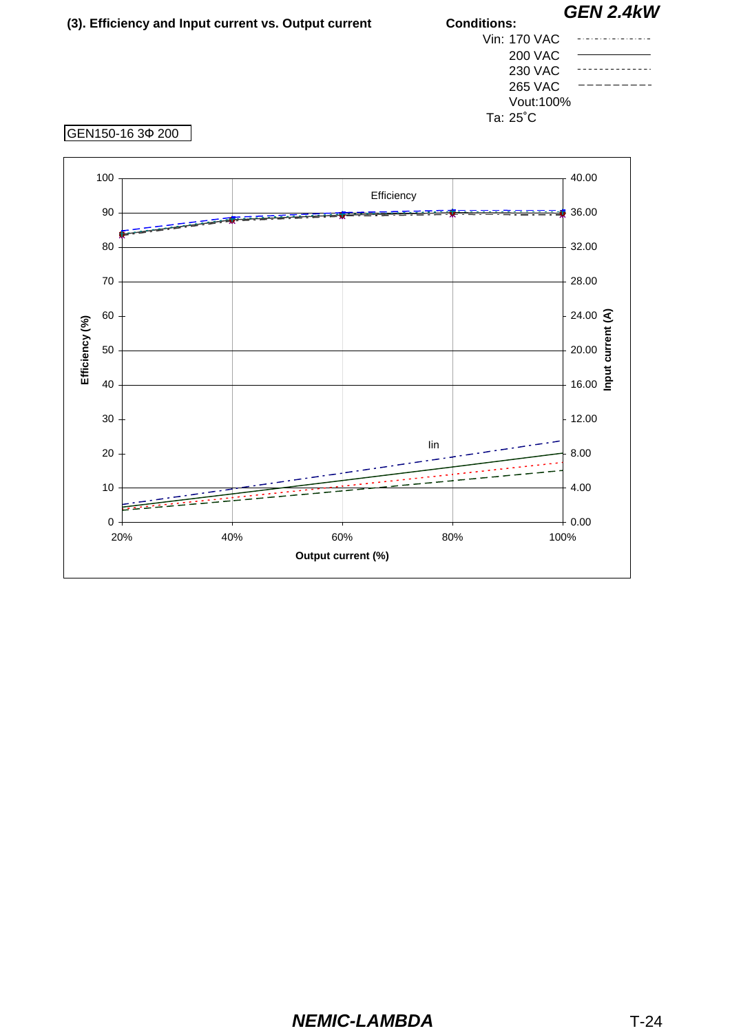**GEN 2.4kW**

### (3). Efficiency and Input current vs. Output current

**Conditions:**

Vin: 170 VAC
200 VAC
230 VAC
265 VAC
Vout:100%
Ta: 25˚C

GEN150-16 3Φ 200

Efficiency

Iin

Efficiency (%)

Input current (A)

Output current (%)

**NEMIC-LAMBDA**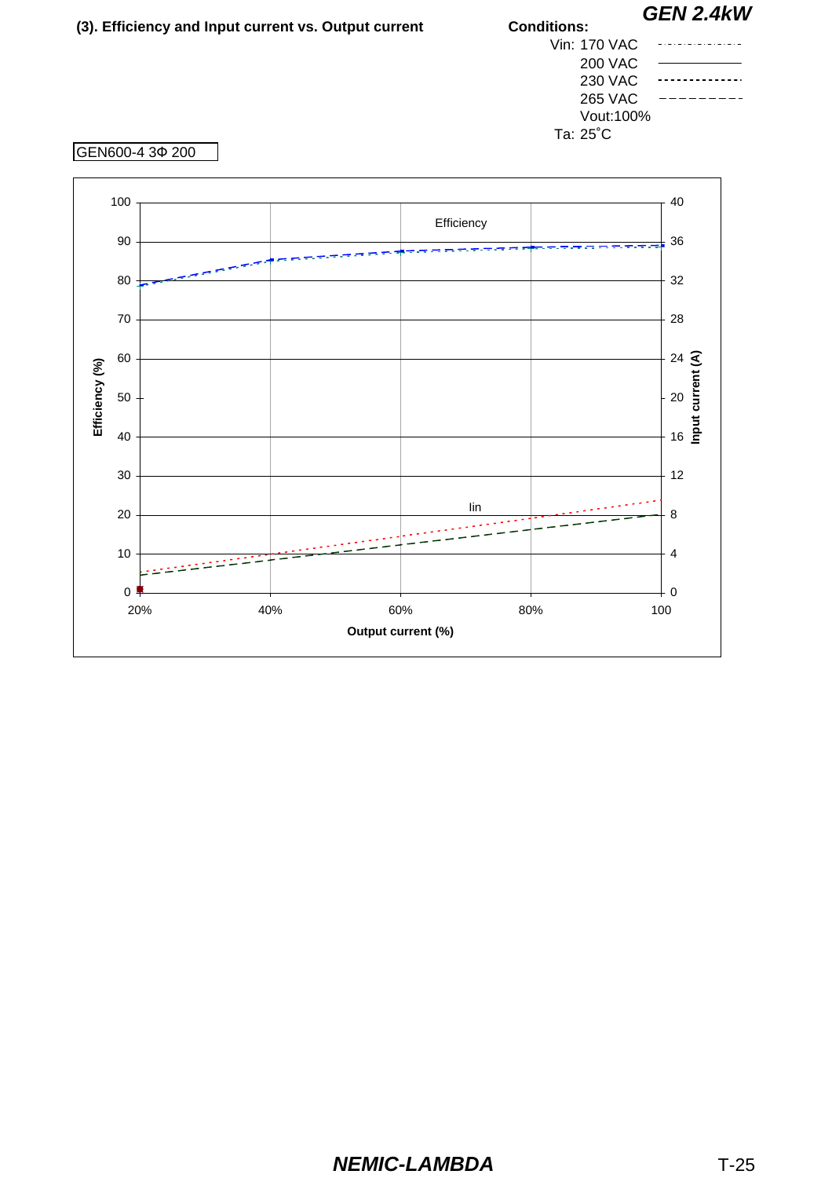**GEN 2.4kW**

**(3). Efficiency and Input current vs. Output current**

**Conditions:**

Vin: 170 VAC
200 VAC
230 VAC
265 VAC
Vout:100%
Ta: 25˚C

GEN600-4 3Φ 200

Efficiency

Iin

Efficiency (%)

Input current (A)

Output current (%)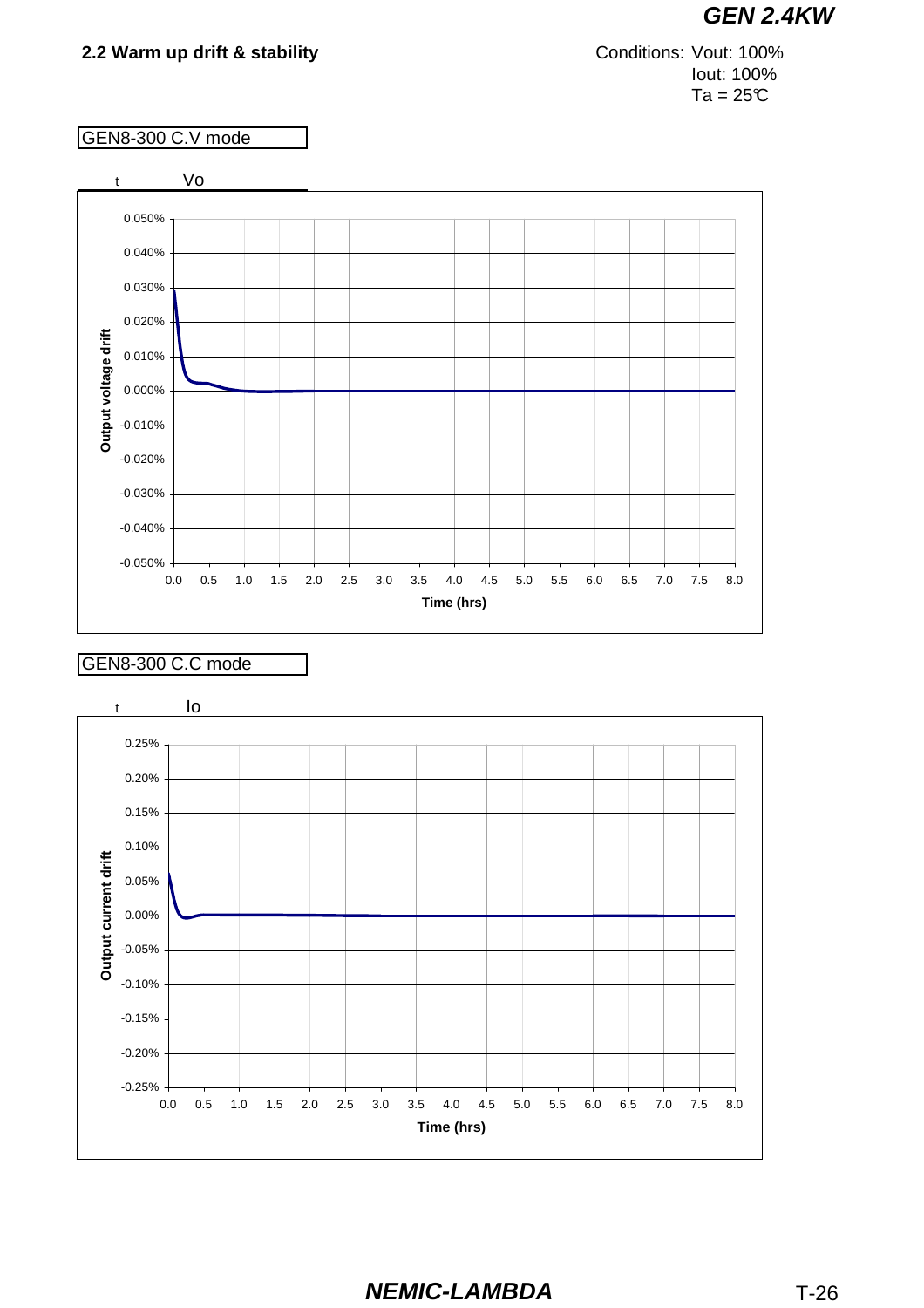## 2.2 Warm up drift & stability

Conditions: Vout: 100%
Iout: 100%
Ta = 25℃

GEN8-300 C.V mode

t Vo

Output voltage drift

0.050%
0.040%
0.030%
0.020%
0.010%
0.000%
-0.010%
-0.020%
-0.030%
-0.040%
-0.050%

0.0 0.5 1.0 1.5 2.0 2.5 3.0 3.5 4.0 4.5 5.0 5.5 6.0 6.5 7.0 7.5 8.0

Time (hrs)

GEN8-300 C.C mode

t Io

Output current drift

0.25%
0.20%
0.15%
0.10%
0.05%
0.00%
-0.05%
-0.10%
-0.15%
-0.20%
-0.25%

0.0 0.5 1.0 1.5 2.0 2.5 3.0 3.5 4.0 4.5 5.0 5.5 6.0 6.5 7.0 7.5 8.0

Time (hrs)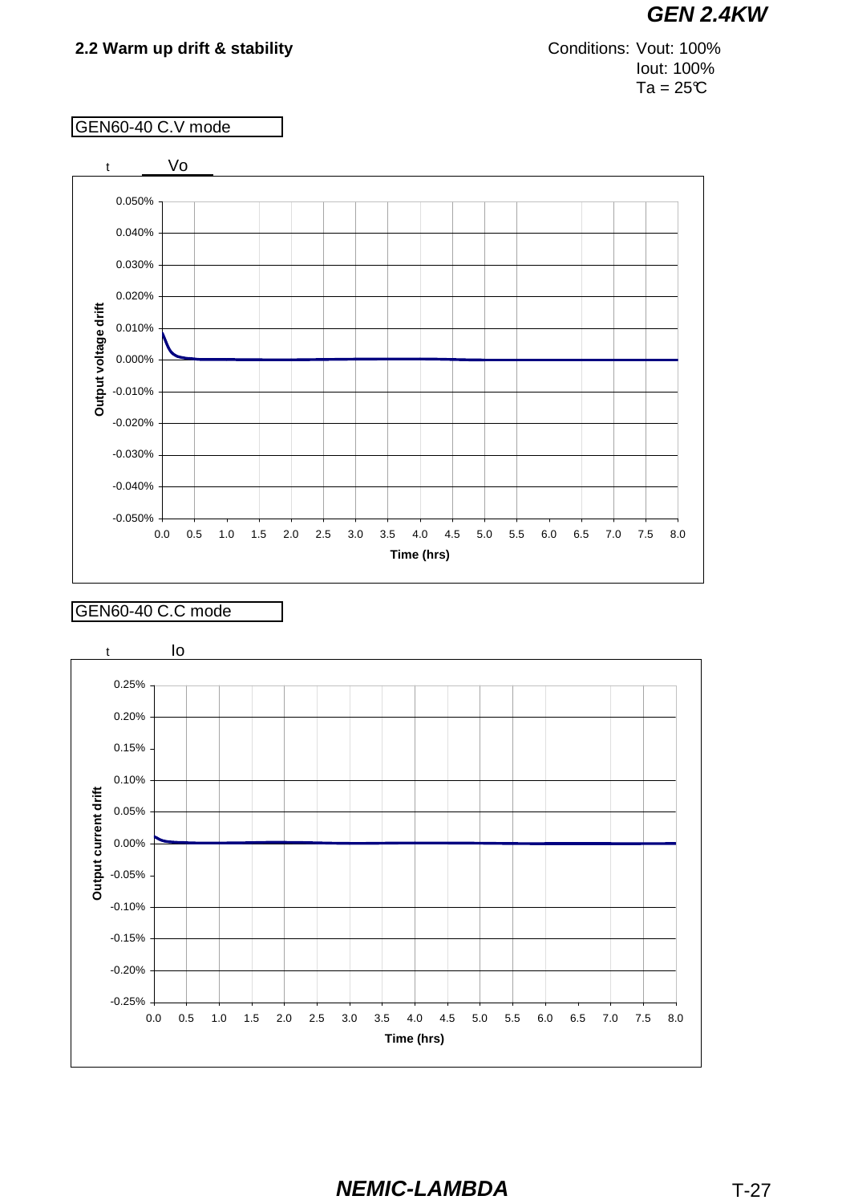## 2.2 Warm up drift & stability

Conditions: Vout: 100%
Iout: 100%
Ta = 25℃

GEN60-40 C.V mode

t Vo

Output voltage drift

0.050%
0.040%
0.030%
0.020%
0.010%
0.000%
-0.010%
-0.020%
-0.030%
-0.040%
-0.050%

0.0 0.5 1.0 1.5 2.0 2.5 3.0 3.5 4.0 4.5 5.0 5.5 6.0 6.5 7.0 7.5 8.0

Time (hrs)

GEN60-40 C.C mode

t Io

Output current drift

0.25%
0.20%
0.15%
0.10%
0.05%
0.00%
-0.05%
-0.10%
-0.15%
-0.20%
-0.25%

0.0 0.5 1.0 1.5 2.0 2.5 3.0 3.5 4.0 4.5 5.0 5.5 6.0 6.5 7.0 7.5 8.0

Time (hrs)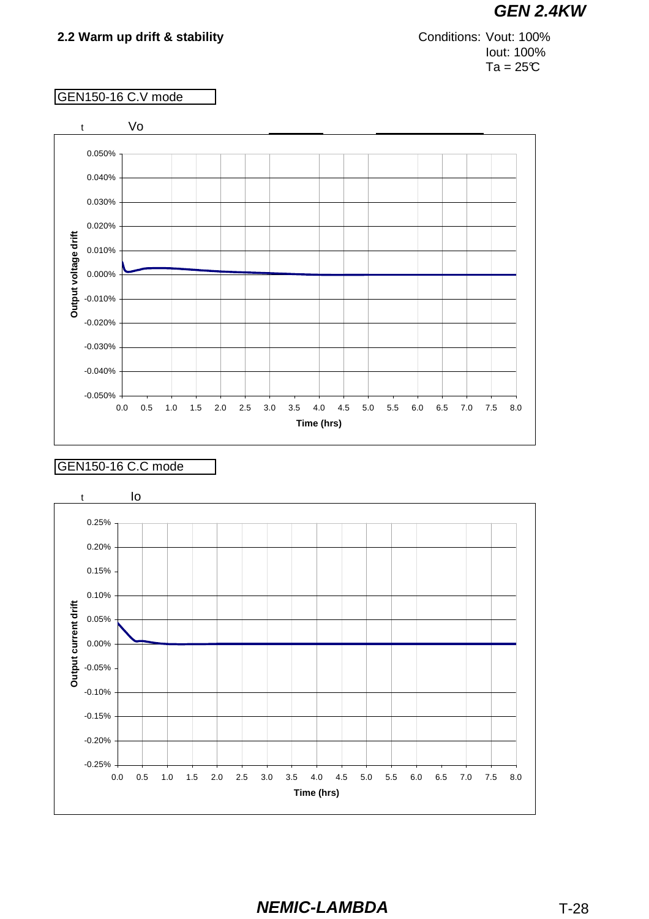## 2.2 Warm up drift & stability

Conditions: Vout: 100%
Iout: 100%
Ta = 25℃

GEN150-16 C.V mode

t Vo

Output voltage drift

0.050%
0.040%
0.030%
0.020%
0.010%
0.000%
-0.010%
-0.020%
-0.030%
-0.040%
-0.050%

0.0 0.5 1.0 1.5 2.0 2.5 3.0 3.5 4.0 4.5 5.0 5.5 6.0 6.5 7.0 7.5 8.0

Time (hrs)

GEN150-16 C.C mode

t Io

Output current drift

0.25%
0.20%
0.15%
0.10%
0.05%
0.00%
-0.05%
-0.10%
-0.15%
-0.20%
-0.25%

0.0 0.5 1.0 1.5 2.0 2.5 3.0 3.5 4.0 4.5 5.0 5.5 6.0 6.5 7.0 7.5 8.0

Time (hrs)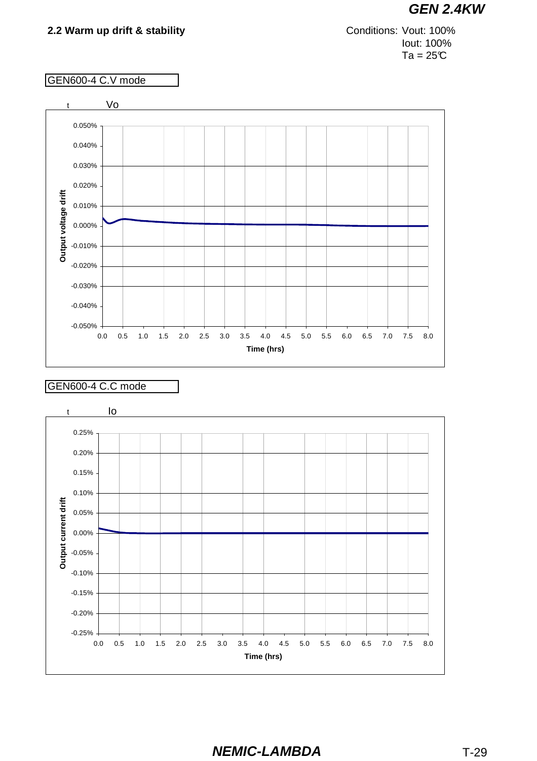## 2.2 Warm up drift & stability

Conditions: Vout: 100%
Iout: 100%
Ta = 25℃

GEN600-4 C.V mode

t Vo

Output voltage drift: 0.050%, 0.040%, 0.030%, 0.020%, 0.010%, 0.000%, -0.010%, -0.020%, -0.030%, -0.040%, -0.050%

Time (hrs): 0.0 0.5 1.0 1.5 2.0 2.5 3.0 3.5 4.0 4.5 5.0 5.5 6.0 6.5 7.0 7.5 8.0

GEN600-4 C.C mode

t Io

Output current drift: 0.25%, 0.20%, 0.15%, 0.10%, 0.05%, 0.00%, -0.05%, -0.10%, -0.15%, -0.20%, -0.25%

Time (hrs): 0.0 0.5 1.0 1.5 2.0 2.5 3.0 3.5 4.0 4.5 5.0 5.5 6.0 6.5 7.0 7.5 8.0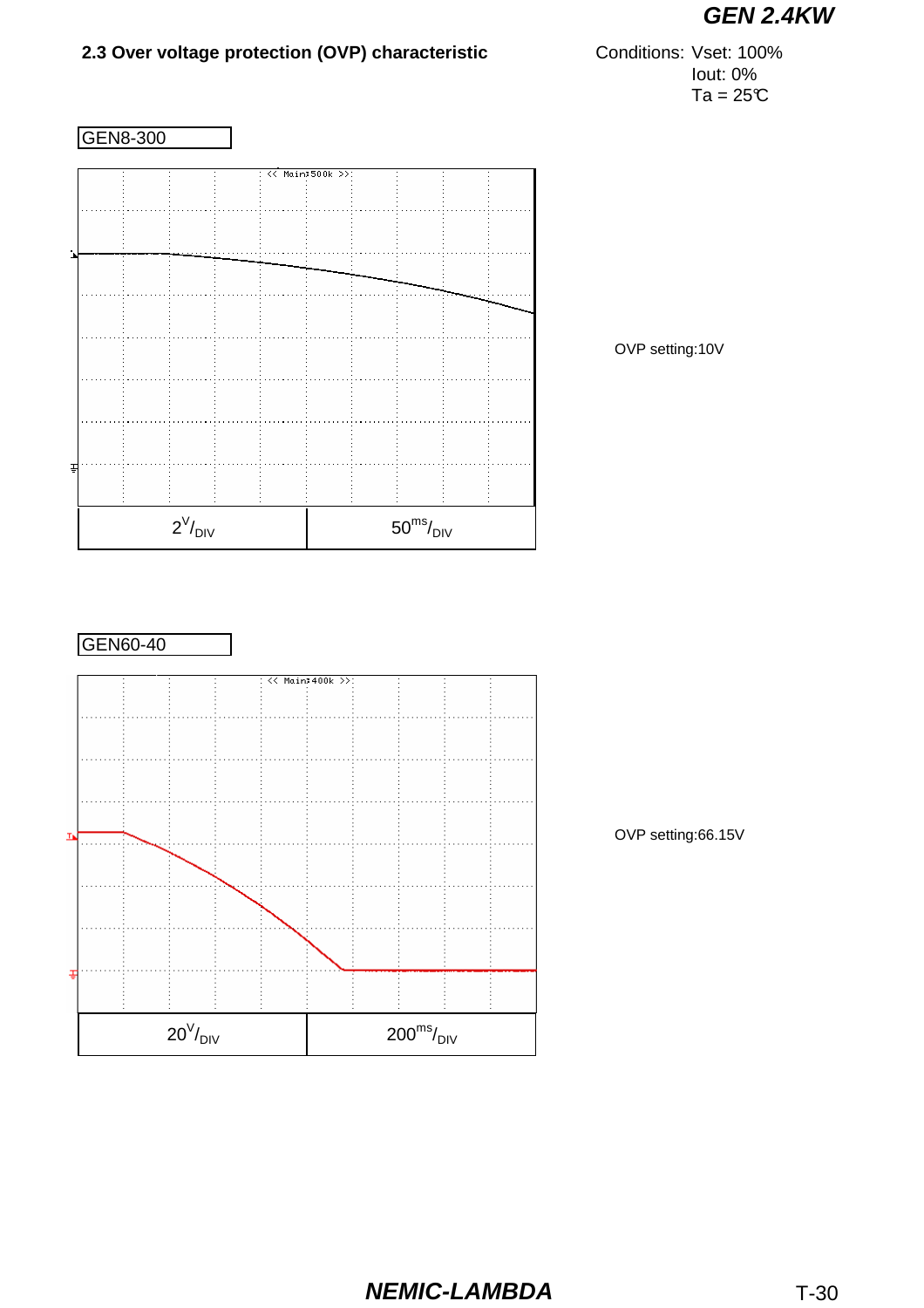## 2.3 Over voltage protection (OVP) characteristic

Conditions: Vset: 100%
Iout: 0%
Ta = 25℃

GEN8-300

| 2V/DIV | 50ms/DIV |
| --- | --- |

OVP setting:10V

GEN60-40

| 20V/DIV | 200ms/DIV |
| --- | --- |

OVP setting:66.15V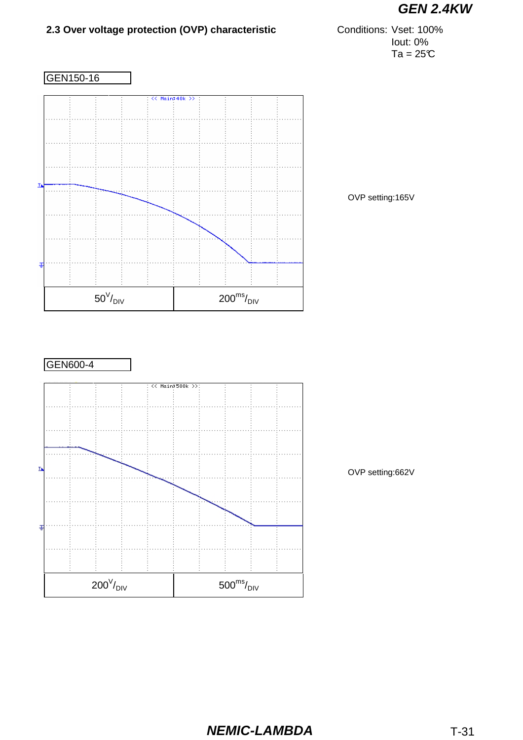## 2.3 Over voltage protection (OVP) characteristic

Conditions: Vset: 100%
Iout: 0%
Ta = 25℃

GEN150-16

| $50^{V}/_{DIV}$ | $200^{ms}/_{DIV}$ |
|---|---|

OVP setting:165V

GEN600-4

| $200^{V}/_{DIV}$ | $500^{ms}/_{DIV}$ |
|---|---|

OVP setting:662V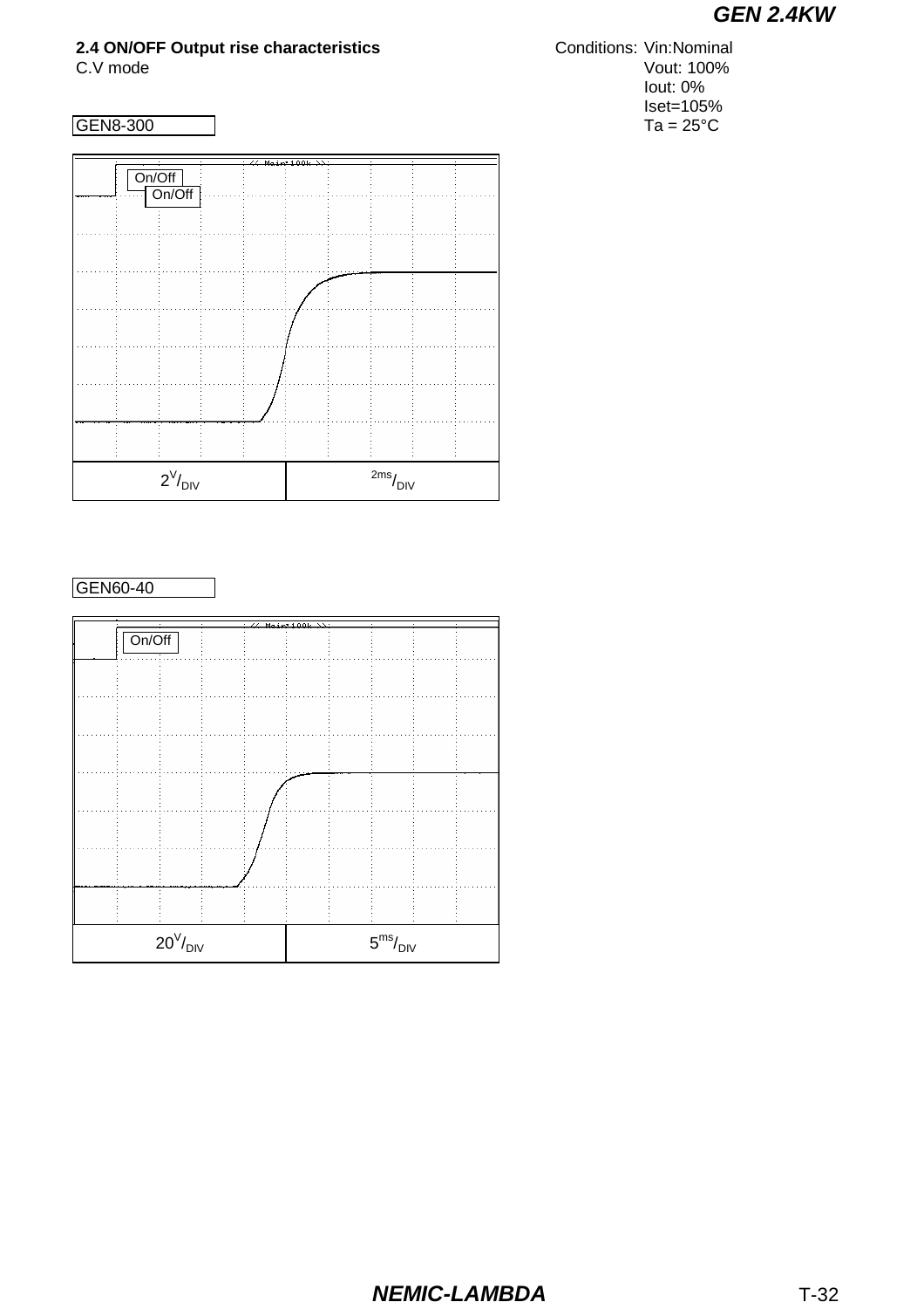**2.4 ON/OFF Output rise characteristics**
C.V mode

Conditions: Vin:Nominal
Vout: 100%
Iout: 0%
Iset=105%
Ta = 25°C

GEN8-300

On/Off

On/Off

| $2^V/_{DIV}$ | $^{2ms}/_{DIV}$ |
|---|---|

GEN60-40

On/Off

| $20^V/_{DIV}$ | $5^{ms}/_{DIV}$ |
|---|---|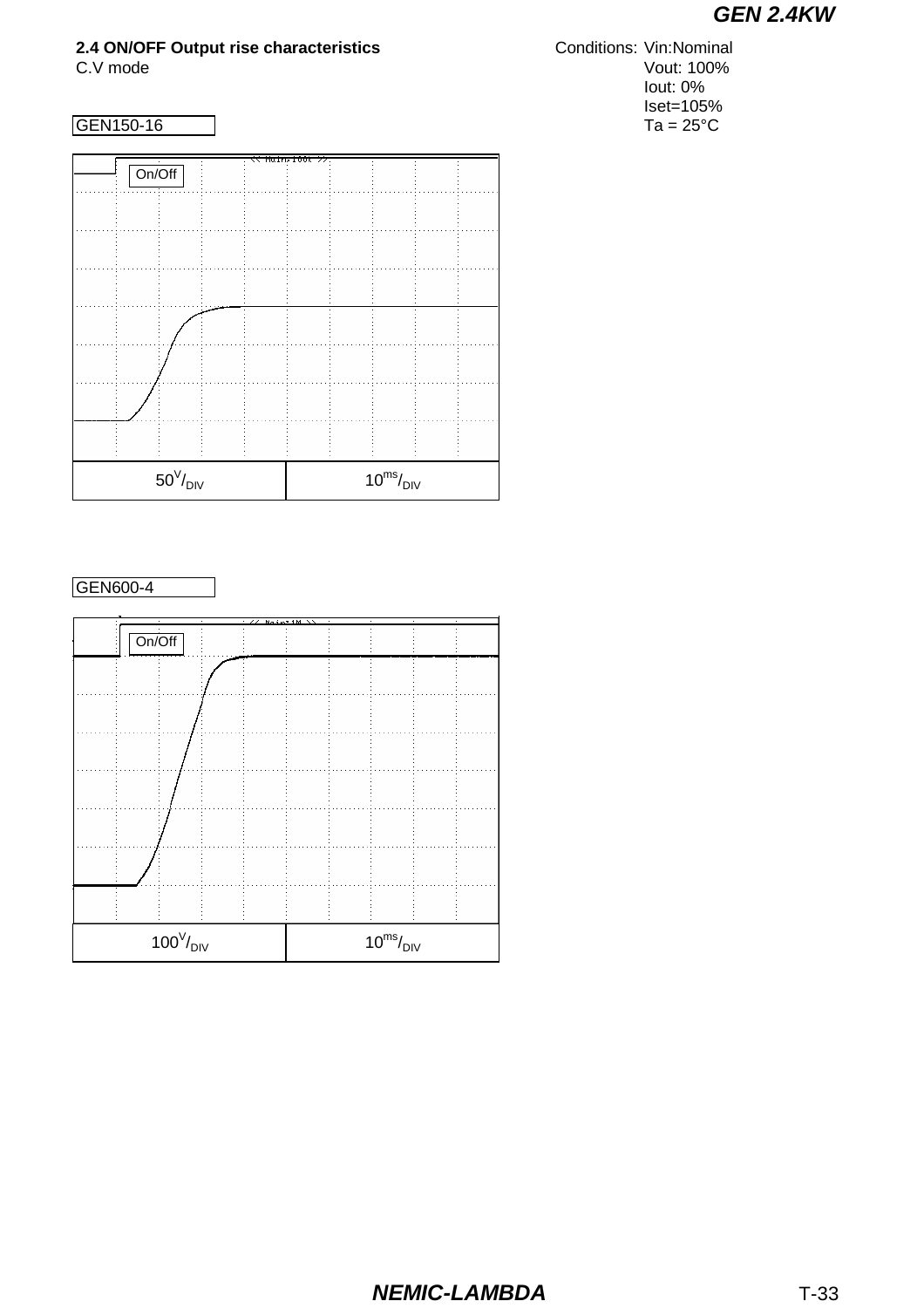## 2.4 ON/OFF Output rise characteristics

C.V mode

Conditions: Vin:Nominal
Vout: 100%
Iout: 0%
Iset=105%
Ta = 25°C

GEN150-16

On/Off

| 50V/DIV | 10ms/DIV |
|---|---|

GEN600-4

On/Off

| 100V/DIV | 10ms/DIV |
|---|---|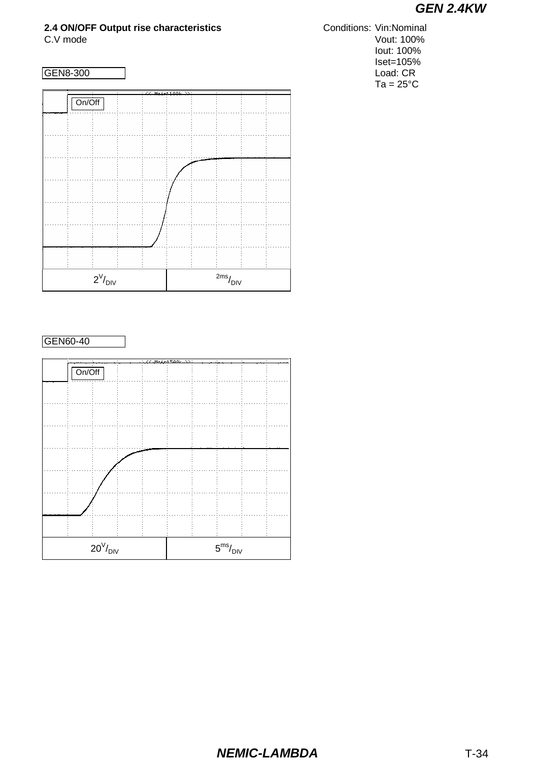**2.4 ON/OFF Output rise characteristics**

C.V mode

Conditions: Vin:Nominal
Vout: 100%
Iout: 100%
Iset=105%
Load: CR
Ta = 25°C

GEN8-300

On/Off

| $2^{V}/_{DIV}$ | $^{2ms}/_{DIV}$ |
|---|---|

GEN60-40

On/Off

| $20^{V}/_{DIV}$ | $5^{ms}/_{DIV}$ |
|---|---|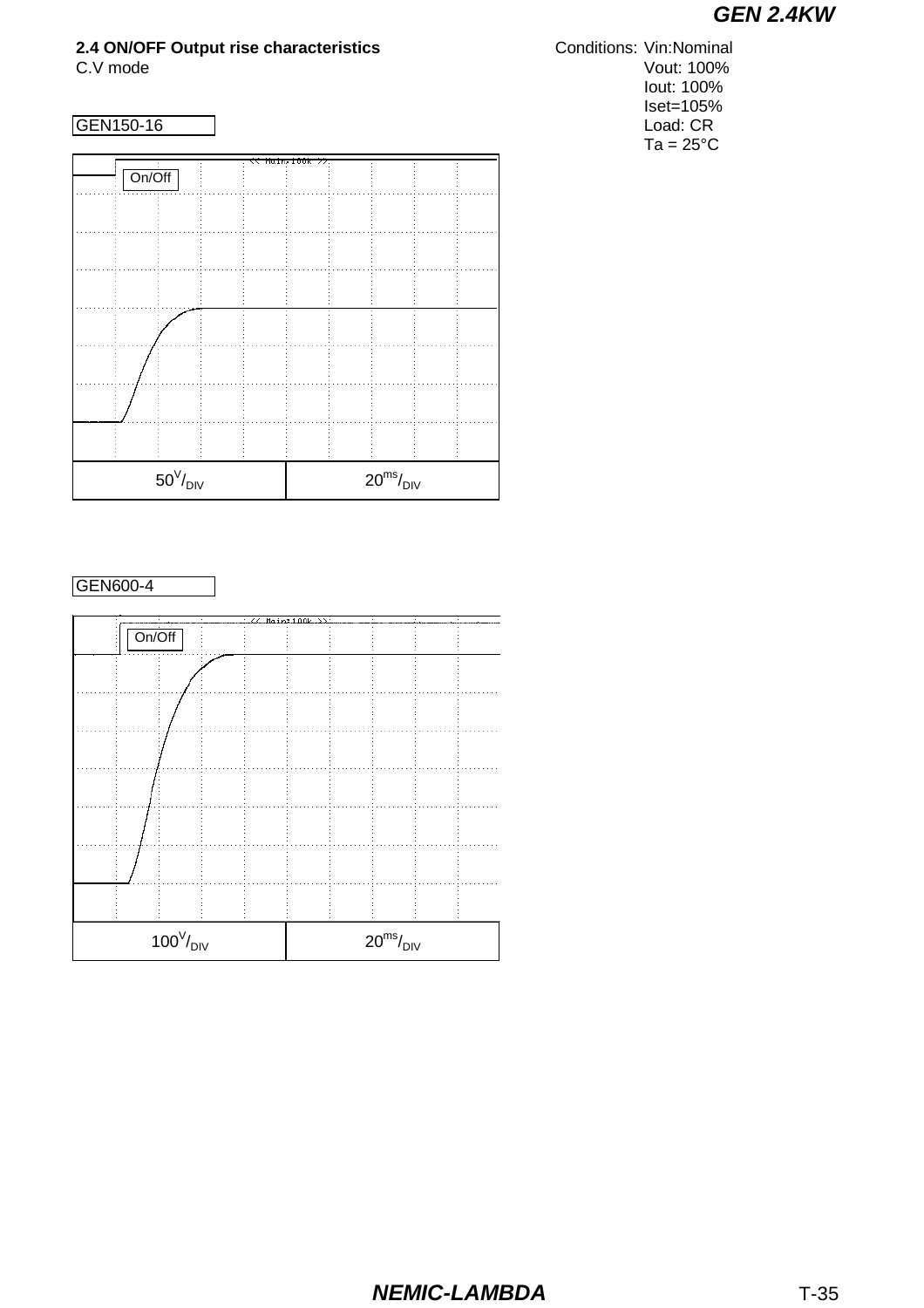**2.4 ON/OFF Output rise characteristics**

C.V mode

Conditions: Vin:Nominal
Vout: 100%
Iout: 100%
Iset=105%
Load: CR
Ta = 25°C

GEN150-16

On/Off

| 50V/DIV | 20ms/DIV |
|---|---|

GEN600-4

On/Off

| 100V/DIV | 20ms/DIV |
|---|---|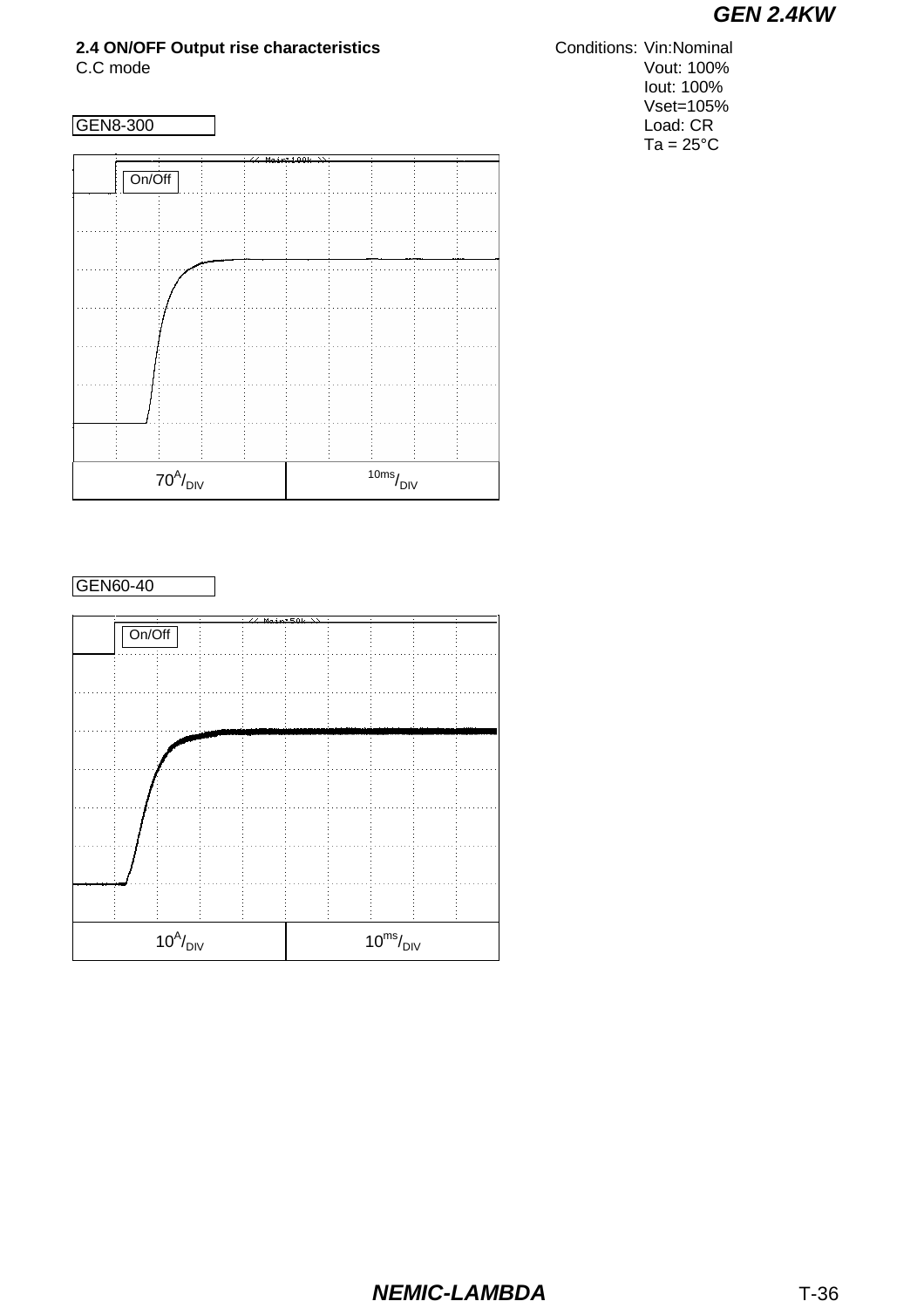**2.4 ON/OFF Output rise characteristics**

C.C mode

Conditions: Vin:Nominal
Vout: 100%
Iout: 100%
Vset=105%
Load: CR
Ta = 25°C

GEN8-300

On/Off

| $70^{A}/_{DIV}$ | $^{10ms}/_{DIV}$ |
| --- | --- |

GEN60-40

On/Off

| $10^{A}/_{DIV}$ | $10^{ms}/_{DIV}$ |
| --- | --- |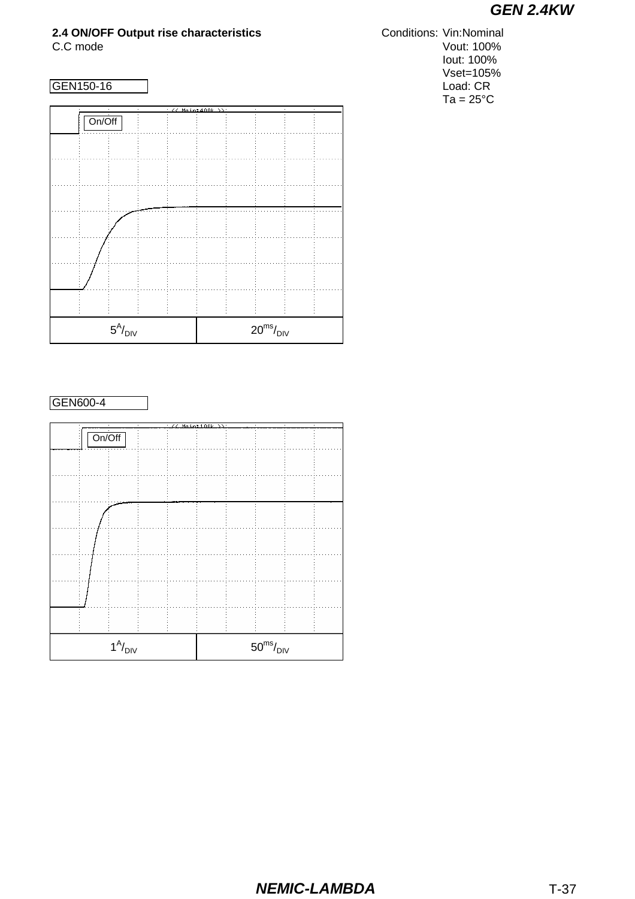**2.4 ON/OFF Output rise characteristics**
C.C mode

Conditions: Vin:Nominal
Vout: 100%
Iout: 100%
Vset=105%
Load: CR
Ta = 25°C

GEN150-16

On/Off

| $5^{A}/_{DIV}$ | $20^{ms}/_{DIV}$ |
|---|---|

GEN600-4

On/Off

| $1^{A}/_{DIV}$ | $50^{ms}/_{DIV}$ |
|---|---|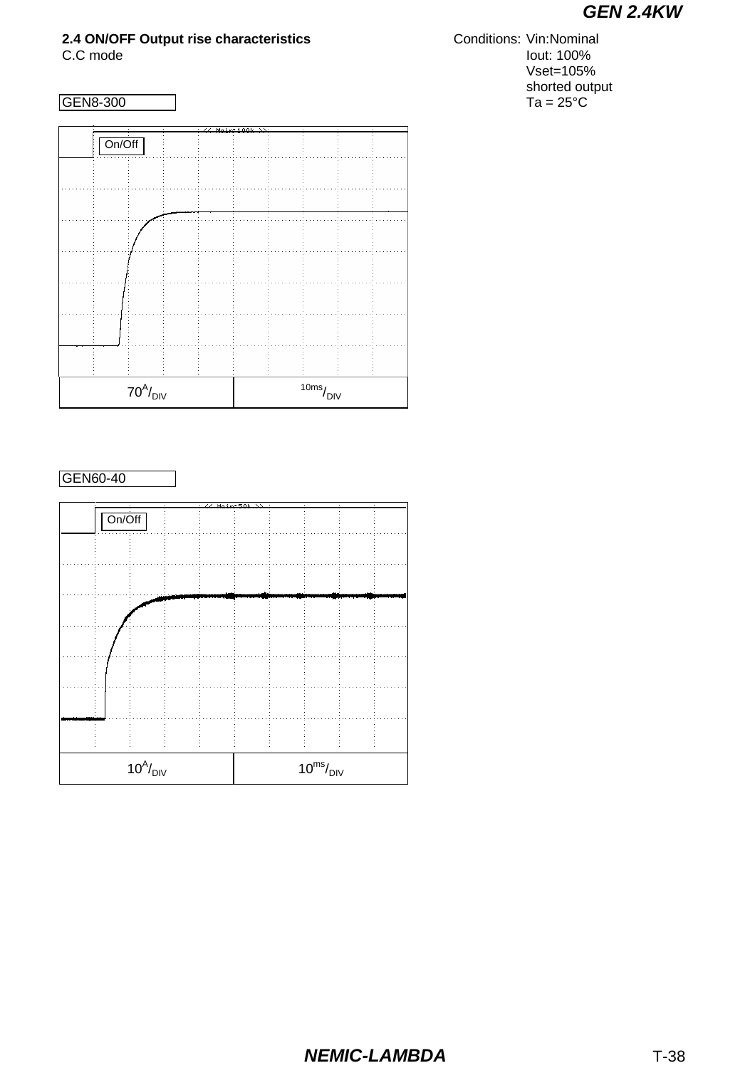## 2.4 ON/OFF Output rise characteristics

C.C mode

Conditions: Vin:Nominal
Iout: 100%
Vset=105%
shorted output
Ta = 25°C

GEN8-300

On/Off

| $70^{A}/_{DIV}$ | $^{10ms}/_{DIV}$ |
|---|---|

GEN60-40

On/Off

| $10^{A}/_{DIV}$ | $10^{ms}/_{DIV}$ |
|---|---|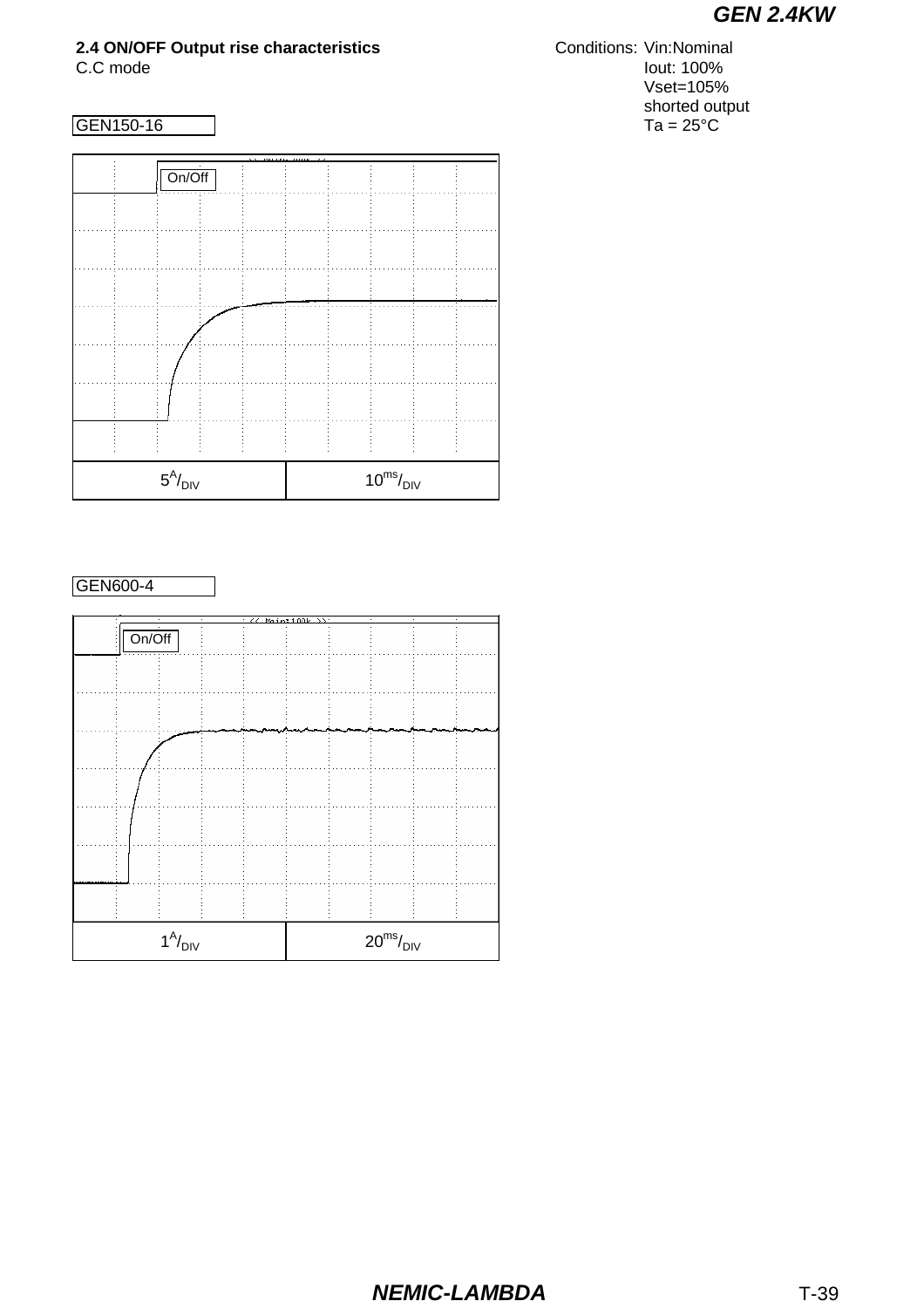**2.4 ON/OFF Output rise characteristics**
C.C mode

Conditions: Vin:Nominal
Iout: 100%
Vset=105%
shorted output
Ta = 25°C

GEN150-16

On/Off

| $5^{A}/_{DIV}$ | $10^{ms}/_{DIV}$ |
|---|---|

GEN600-4

On/Off

| $1^{A}/_{DIV}$ | $20^{ms}/_{DIV}$ |
|---|---|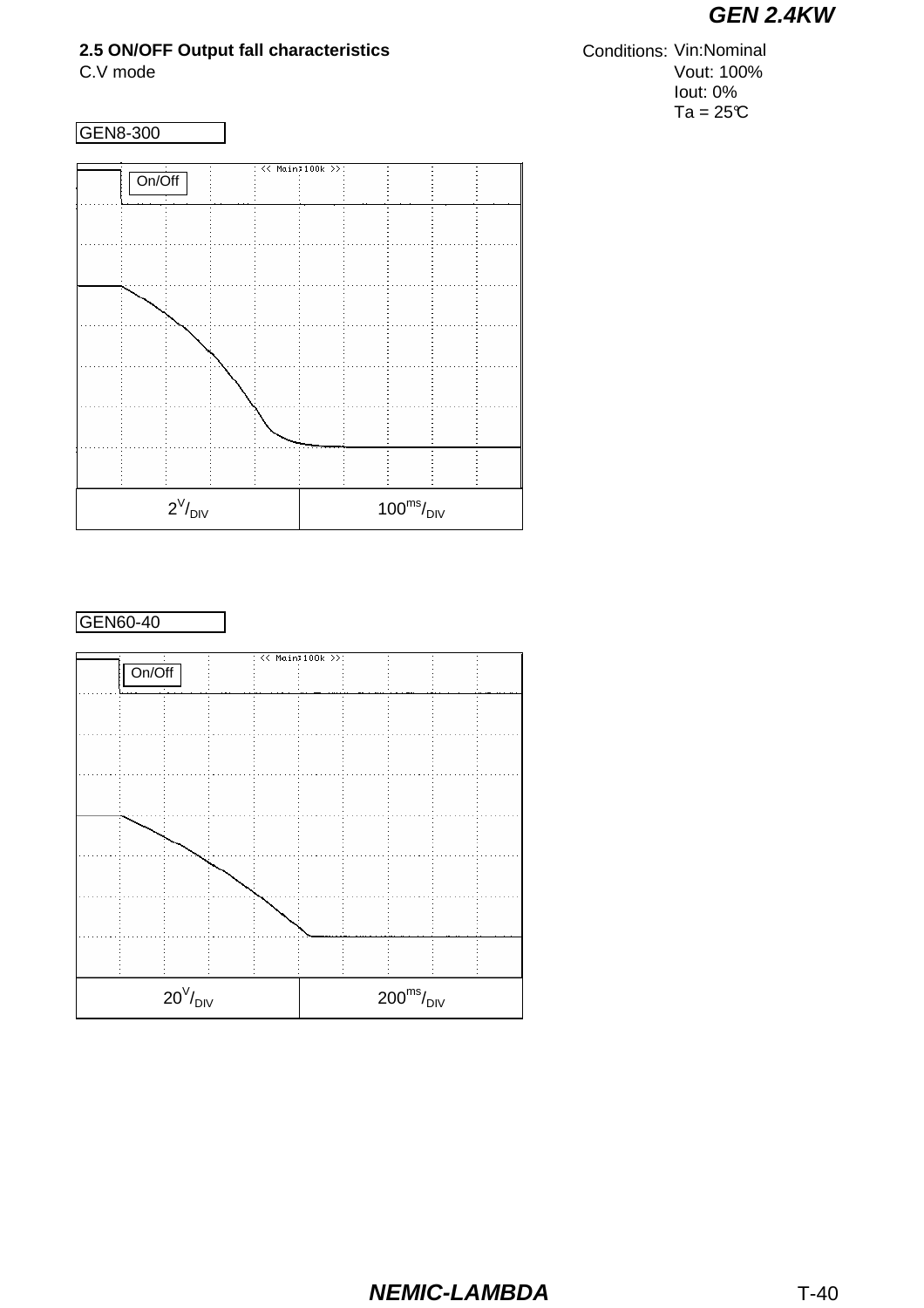## 2.5 ON/OFF Output fall characteristics

C.V mode

Conditions: Vin:Nominal
Vout: 100%
Iout: 0%
Ta = 25℃

GEN8-300

On/Off

| $2^V/_{DIV}$ | $100^{ms}/_{DIV}$ |
|---|---|

GEN60-40

On/Off

| $20^V/_{DIV}$ | $200^{ms}/_{DIV}$ |
|---|---|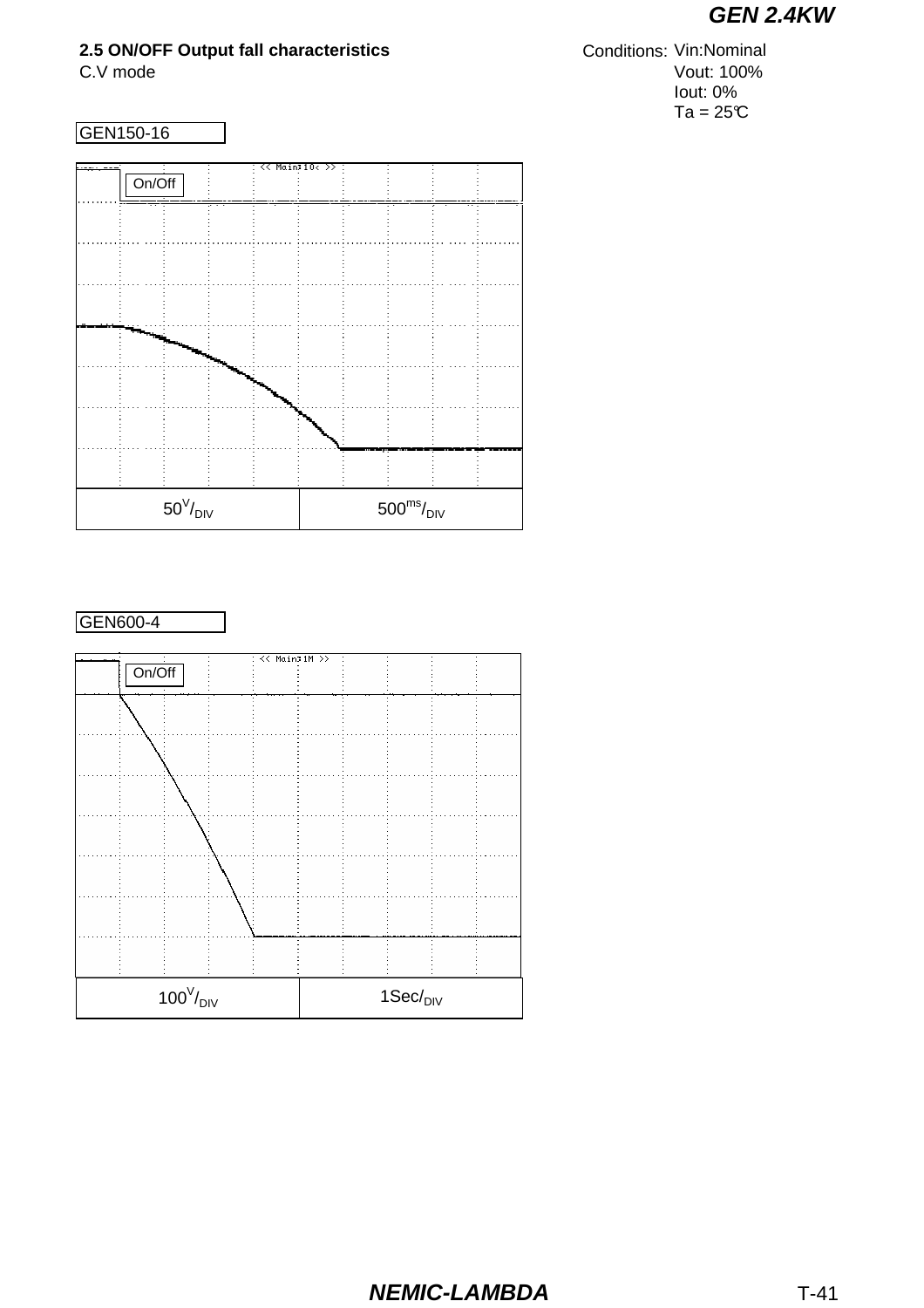## 2.5 ON/OFF Output fall characteristics

C.V mode

Conditions: Vin:Nominal
Vout: 100%
Iout: 0%
Ta = 25℃

GEN150-16

On/Off

| $50^V/_{DIV}$ | $500^{ms}/_{DIV}$ |
|---|---|

GEN600-4

On/Off

| $100^V/_{DIV}$ | $1Sec/_{DIV}$ |
|---|---|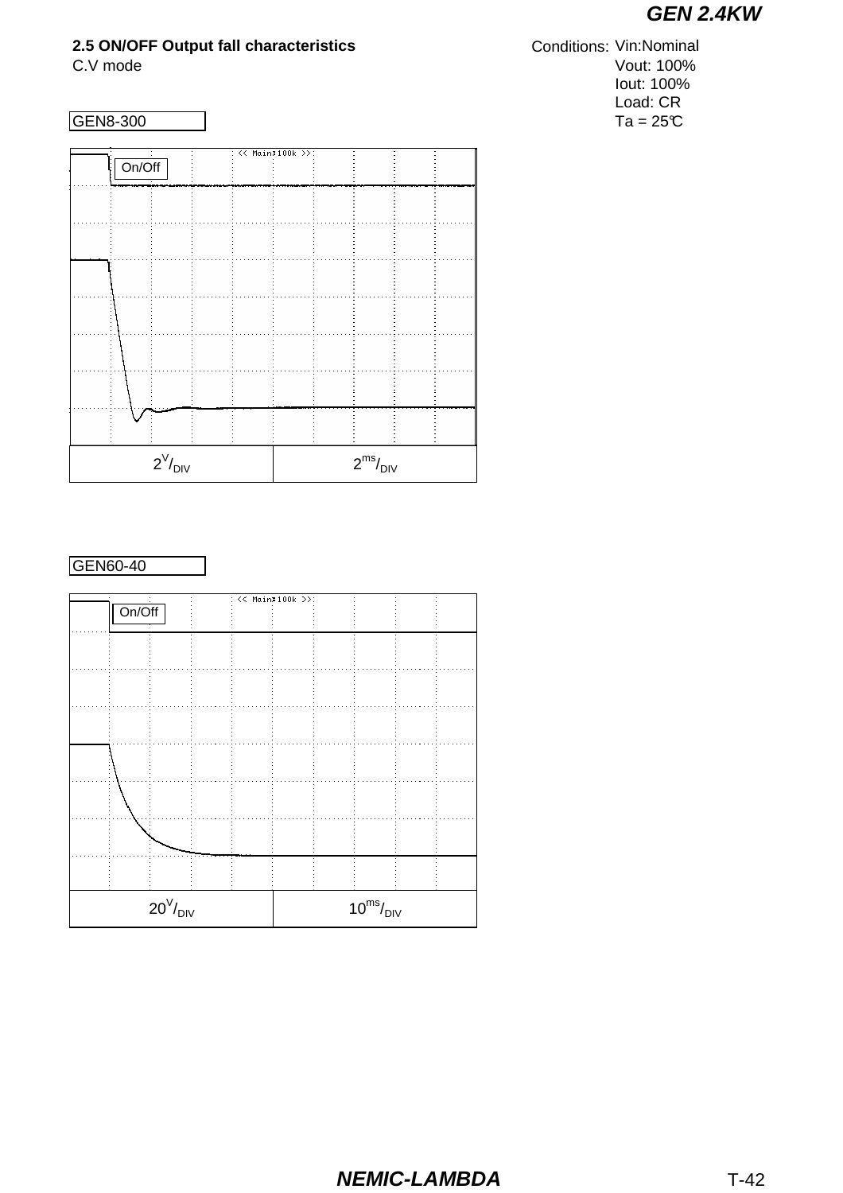## 2.5 ON/OFF Output fall characteristics

C.V mode

Conditions: Vin:Nominal
Vout: 100%
Iout: 100%
Load: CR
Ta = 25℃

GEN8-300

On/Off

<< Main:100k >>

| $2^{V}/_{DIV}$ | $2^{ms}/_{DIV}$ |
| --- | --- |

GEN60-40

On/Off

<< Main:100k >>

| $20^{V}/_{DIV}$ | $10^{ms}/_{DIV}$ |
| --- | --- |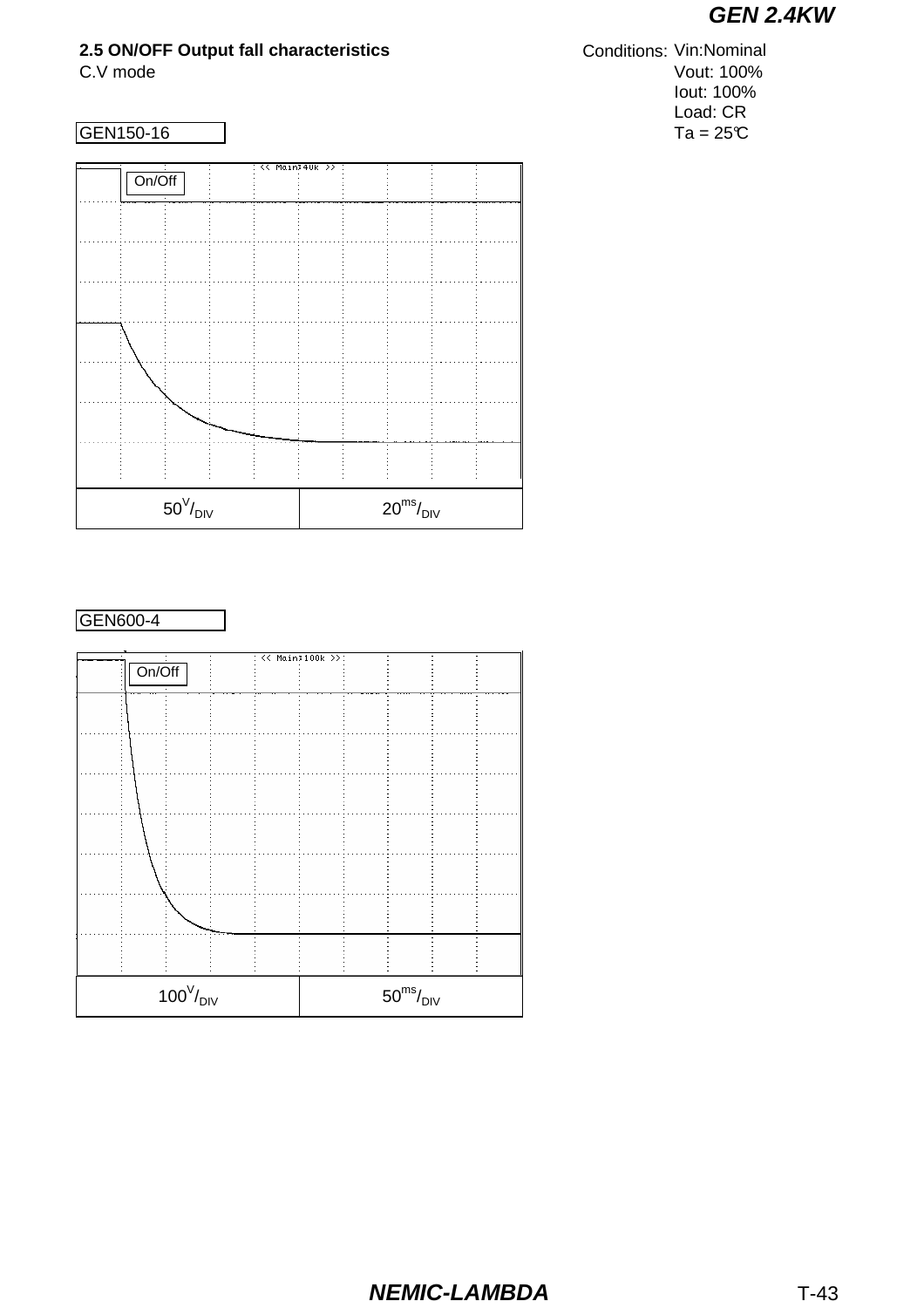## 2.5 ON/OFF Output fall characteristics

C.V mode

Conditions: Vin:Nominal
Vout: 100%
Iout: 100%
Load: CR
Ta = 25℃

GEN150-16

On/Off

<< Main:40k >>

| $50^{V}/_{DIV}$ | $20^{ms}/_{DIV}$ |
| --- | --- |

GEN600-4

On/Off

<< Main:100k >>

| $100^{V}/_{DIV}$ | $50^{ms}/_{DIV}$ |
| --- | --- |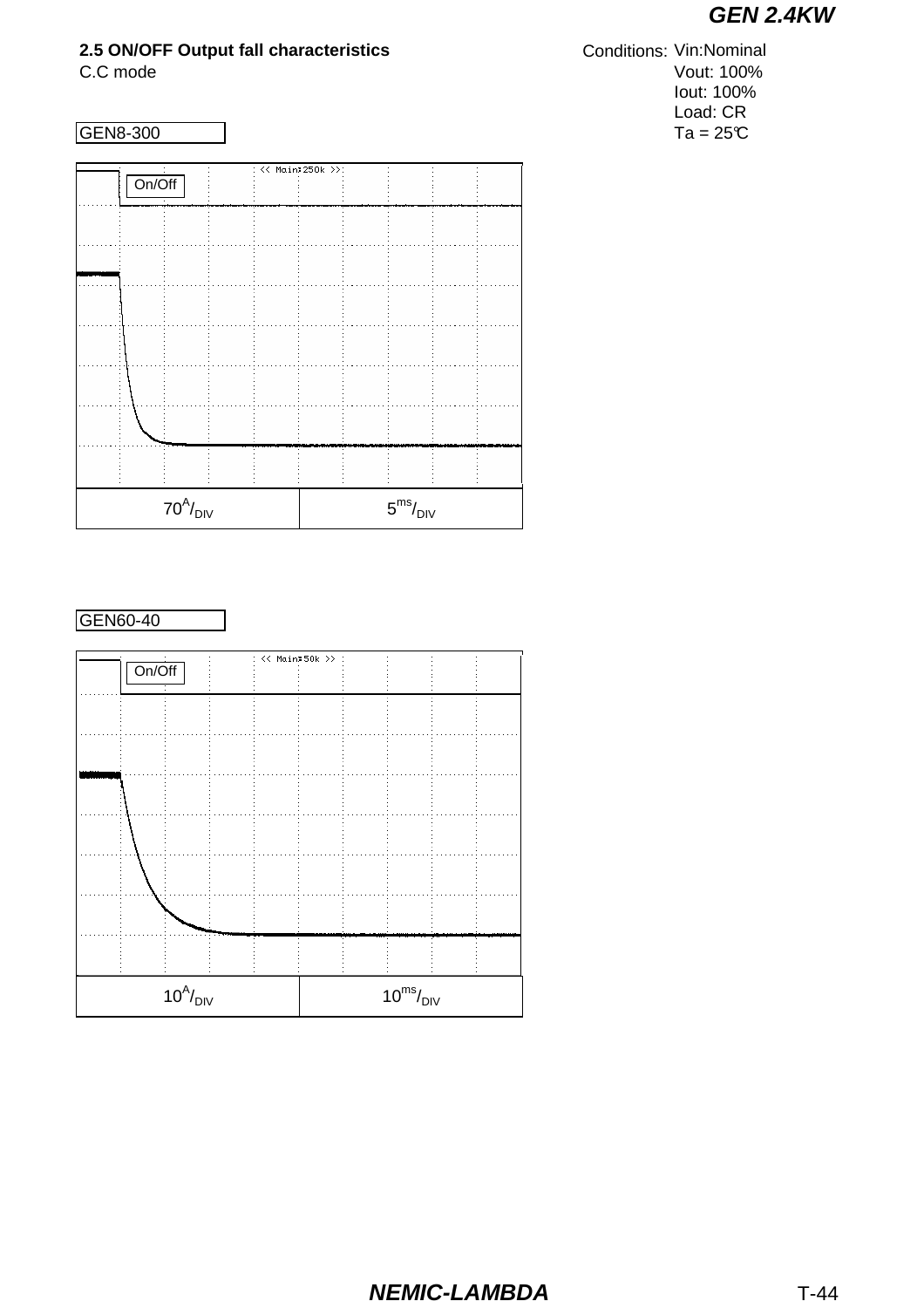## 2.5 ON/OFF Output fall characteristics

C.C mode

Conditions: Vin:Nominal
Vout: 100%
Iout: 100%
Load: CR
Ta = 25℃

GEN8-300

On/Off

<< Main:250k >>

| $70^{A}/_{DIV}$ | $5^{ms}/_{DIV}$ |
|---|---|

GEN60-40

On/Off

<< Main:50k >>

| $10^{A}/_{DIV}$ | $10^{ms}/_{DIV}$ |
|---|---|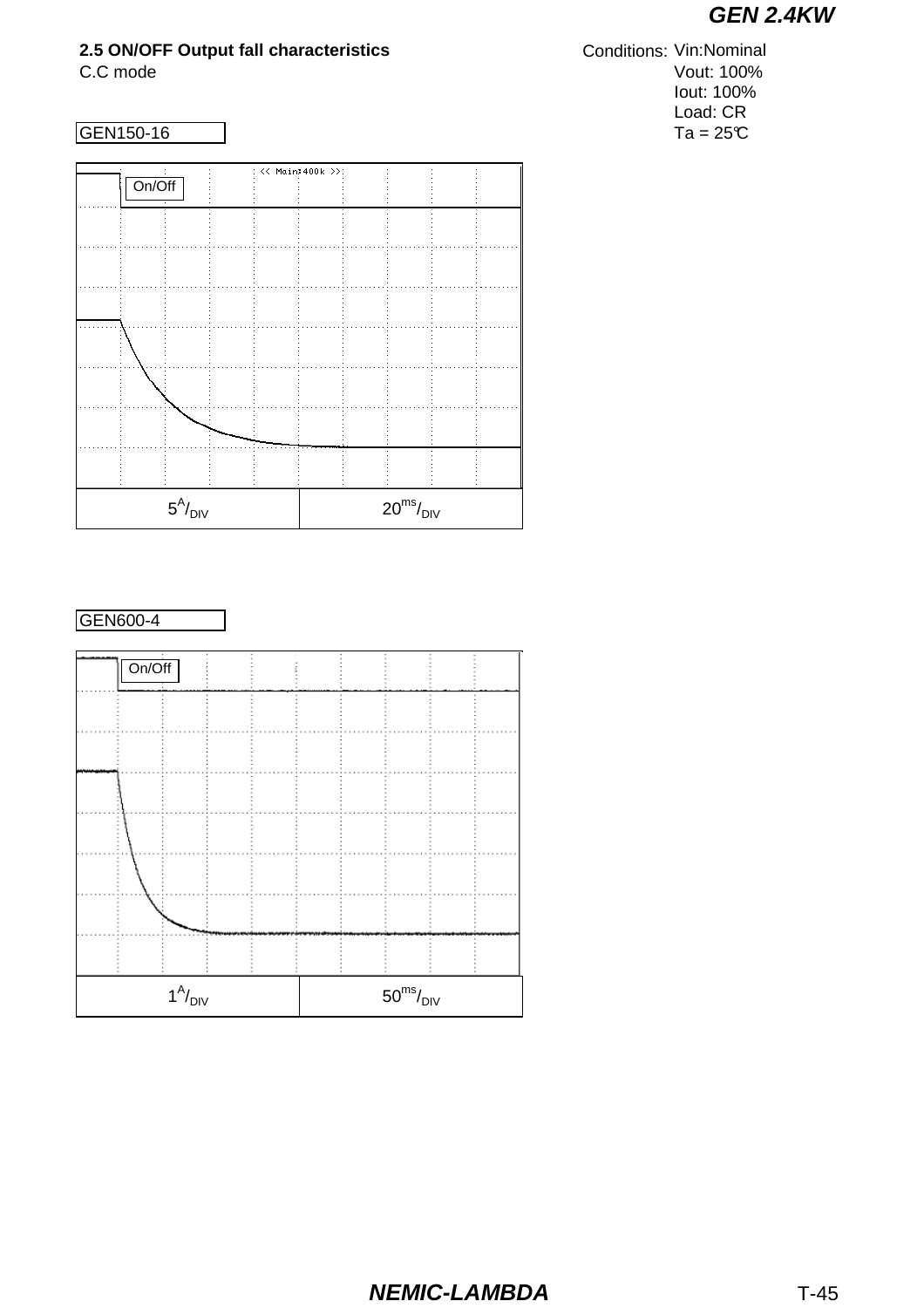## 2.5 ON/OFF Output fall characteristics

C.C mode

Conditions: Vin:Nominal
Vout: 100%
Iout: 100%
Load: CR
Ta = 25℃

GEN150-16

On/Off

| $5^{A}/_{DIV}$ | $20^{ms}/_{DIV}$ |
|---|---|

GEN600-4

On/Off

| $1^{A}/_{DIV}$ | $50^{ms}/_{DIV}$ |
|---|---|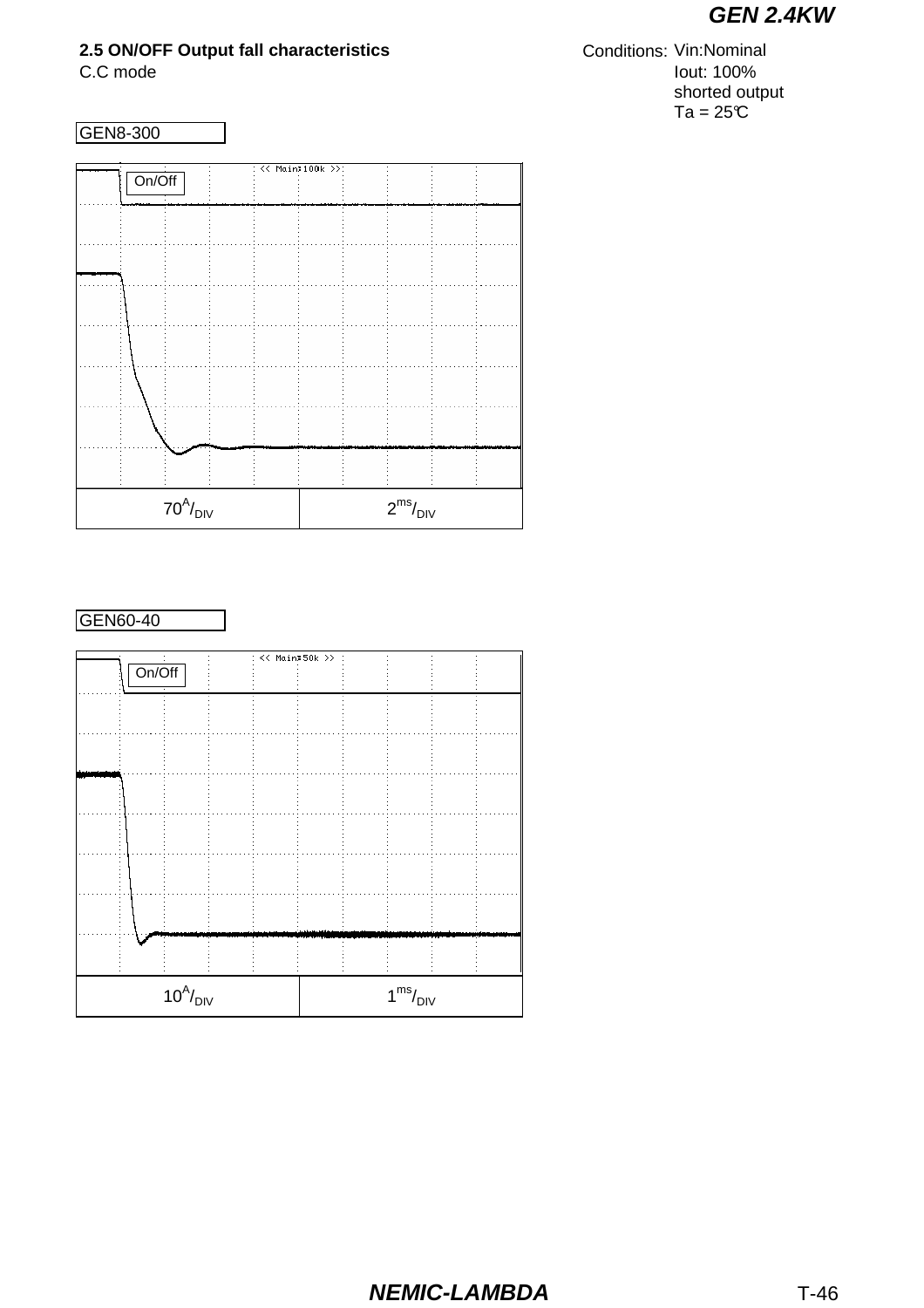## 2.5 ON/OFF Output fall characteristics

C.C mode

Conditions: Vin:Nominal
Iout: 100%
shorted output
Ta = 25℃

GEN8-300

On/Off

<< Main:100k >>

| $70^{A}/_{DIV}$ | $2^{ms}/_{DIV}$ |
|---|---|

GEN60-40

On/Off

<< Main:50k >>

| $10^{A}/_{DIV}$ | $1^{ms}/_{DIV}$ |
|---|---|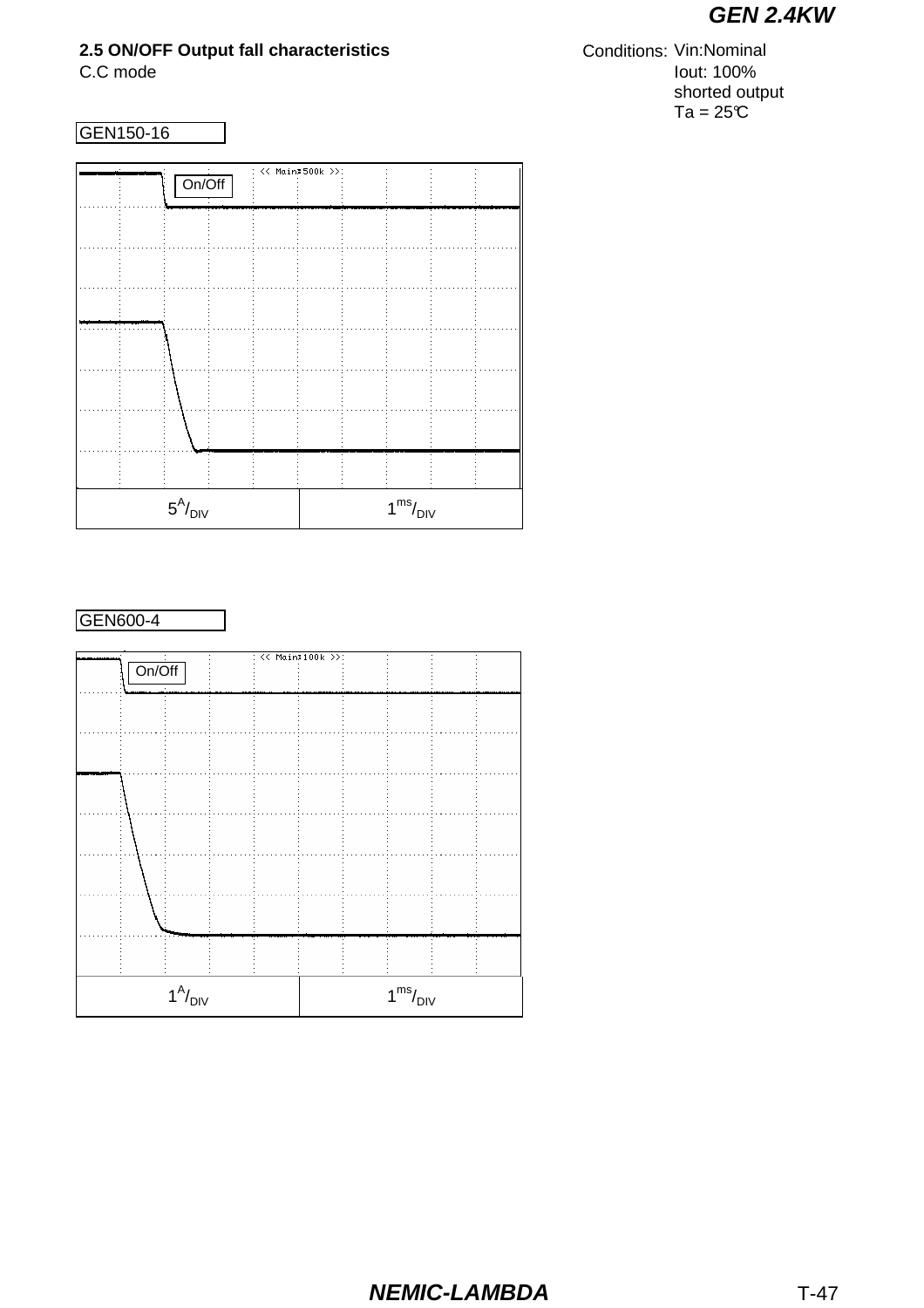## 2.5 ON/OFF Output fall characteristics

C.C mode

Conditions: Vin:Nominal
Iout: 100%
shorted output
Ta = 25℃

GEN150-16

On/Off

| 5A/DIV | 1ms/DIV |
|---|---|

GEN600-4

On/Off

| 1A/DIV | 1ms/DIV |
|---|---|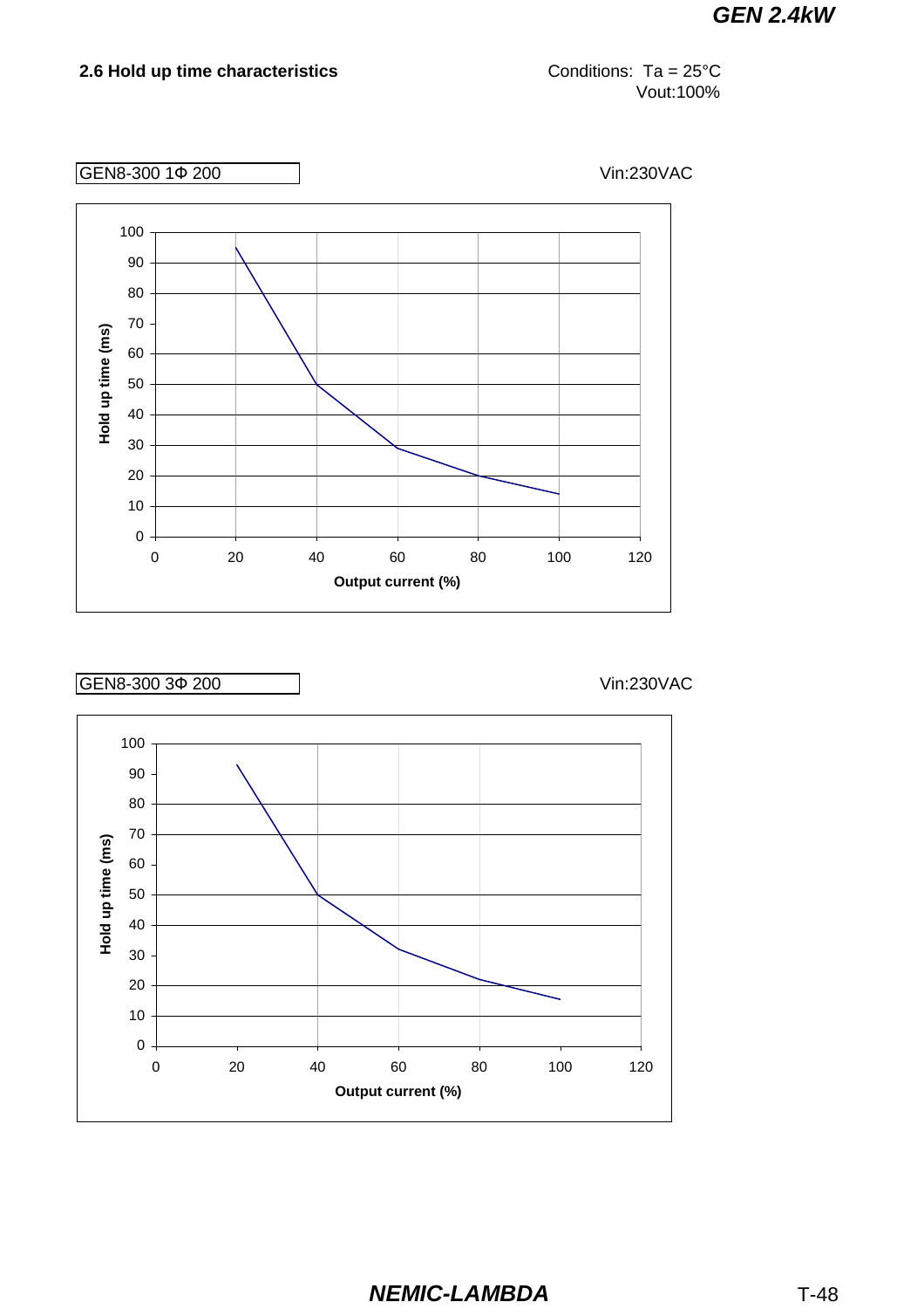## 2.6 Hold up time characteristics

Conditions: Ta = 25°C
Vout:100%

GEN8-300 1Φ 200

Vin:230VAC

Hold up time (ms)

Output current (%)

GEN8-300 3Φ 200

Vin:230VAC

Hold up time (ms)

Output current (%)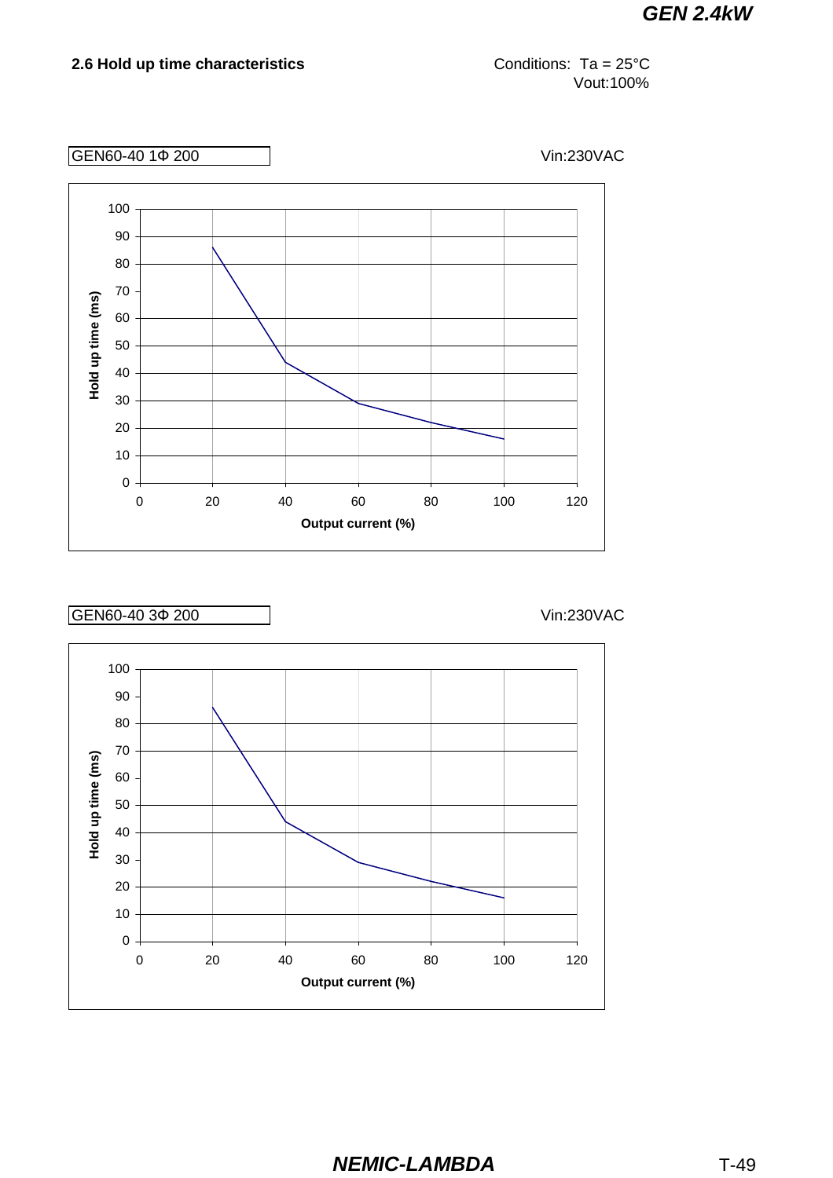## 2.6 Hold up time characteristics

Conditions: Ta = 25°C
Vout:100%

GEN60-40 1Φ 200

Vin:230VAC

Hold up time (ms)

Output current (%)

GEN60-40 3Φ 200

Vin:230VAC

Hold up time (ms)

Output current (%)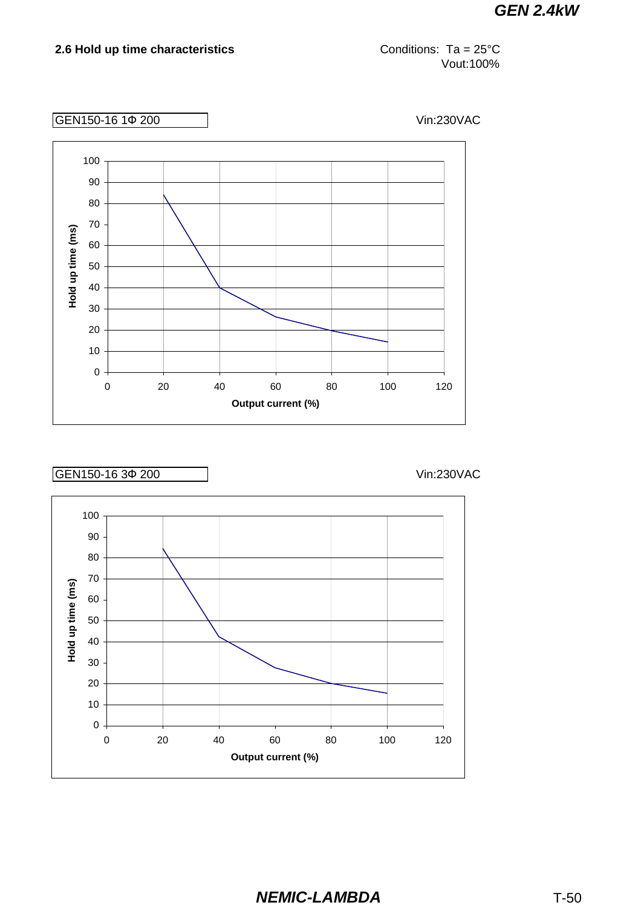## 2.6 Hold up time characteristics

Conditions: Ta = 25°C
Vout:100%

GEN150-16 1Φ 200

Vin:230VAC

GEN150-16 3Φ 200

Vin:230VAC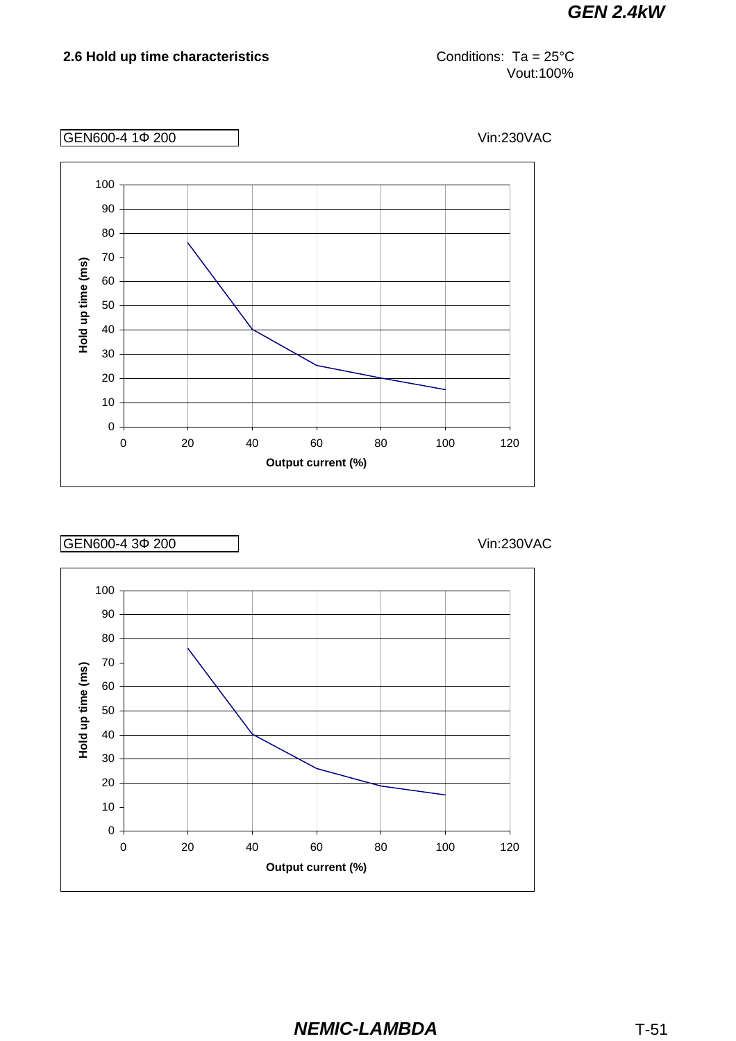## 2.6 Hold up time characteristics

Conditions: Ta = 25°C
Vout:100%

GEN600-4 1Φ 200

Vin:230VAC

GEN600-4 3Φ 200

Vin:230VAC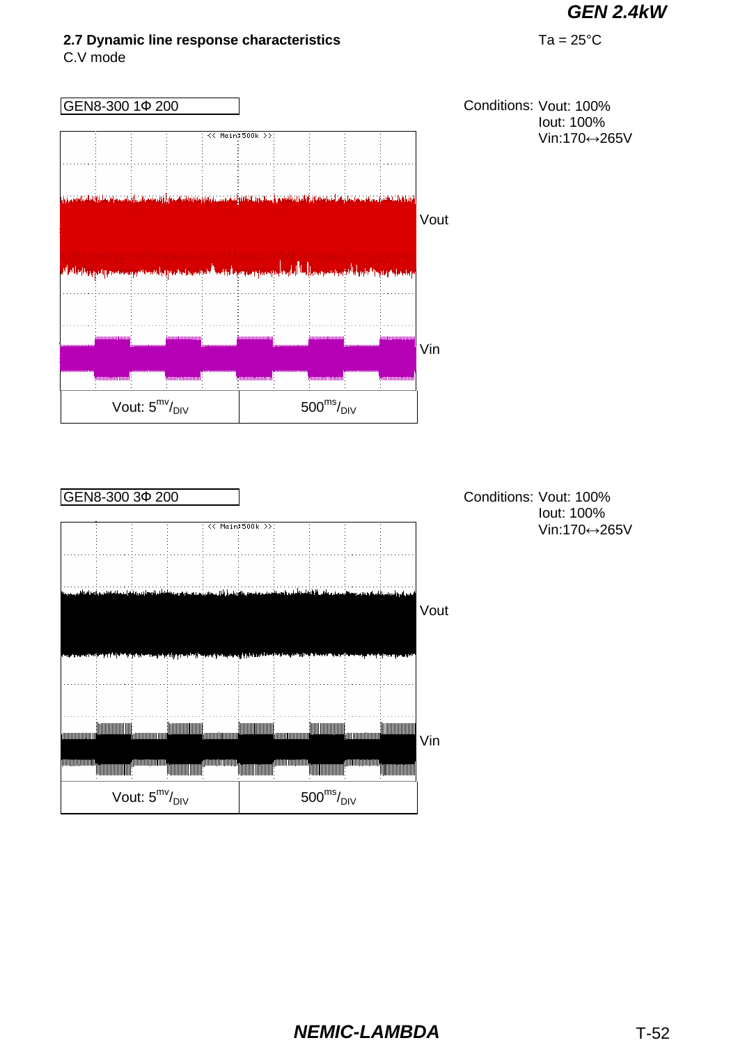## 2.7 Dynamic line response characteristics

C.V mode

Ta = 25°C

GEN8-300 1Φ 200

Conditions: Vout: 100%
Iout: 100%
Vin:170↔265V

Vout

Vin

| Vout: 5$^{mv}$/$_{DIV}$ | 500$^{ms}$/$_{DIV}$ |
|---|---|

GEN8-300 3Φ 200

Conditions: Vout: 100%
Iout: 100%
Vin:170↔265V

Vout

Vin

| Vout: 5$^{mv}$/$_{DIV}$ | 500$^{ms}$/$_{DIV}$ |
|---|---|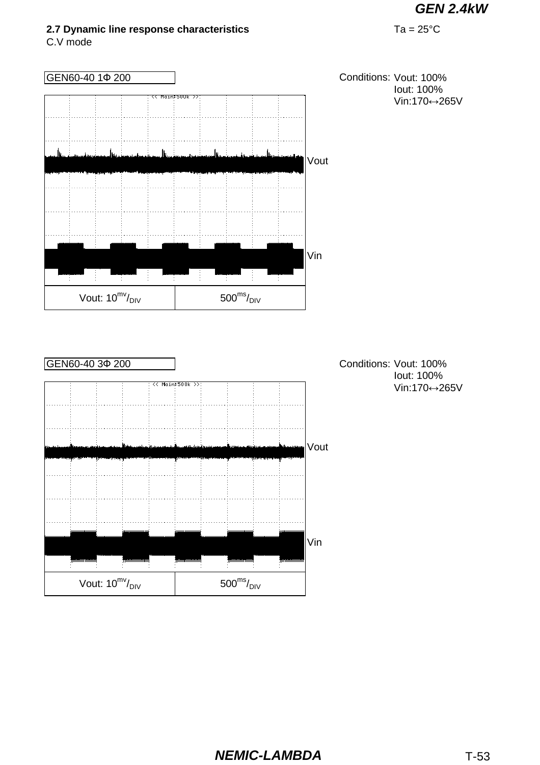**2.7 Dynamic line response characteristics**

C.V mode

Ta = 25°C

GEN60-40 1Φ 200

Conditions: Vout: 100%
Iout: 100%
Vin:170↔265V

Vout

Vin

| Vout: $10^{mv}/_{DIV}$ | $500^{ms}/_{DIV}$ |
|---|---|

GEN60-40 3Φ 200

Conditions: Vout: 100%
Iout: 100%
Vin:170↔265V

Vout

Vin

| Vout: $10^{mv}/_{DIV}$ | $500^{ms}/_{DIV}$ |
|---|---|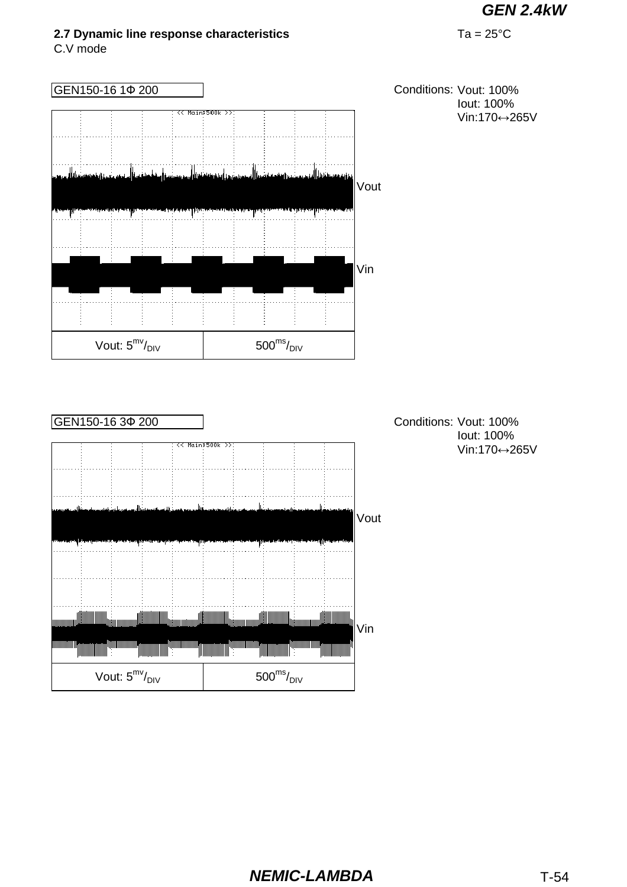**2.7 Dynamic line response characteristics**

C.V mode

Ta = 25°C

GEN150-16 1Φ 200

Conditions: Vout: 100%
Iout: 100%
Vin:170↔265V

<< Main:500k >>

Vout

Vin

| Vout: 5mv/DIV | 500ms/DIV |
| --- | --- |

GEN150-16 3Φ 200

Conditions: Vout: 100%
Iout: 100%
Vin:170↔265V

<< Main:500k >>

Vout

Vin

| Vout: 5mv/DIV | 500ms/DIV |
| --- | --- |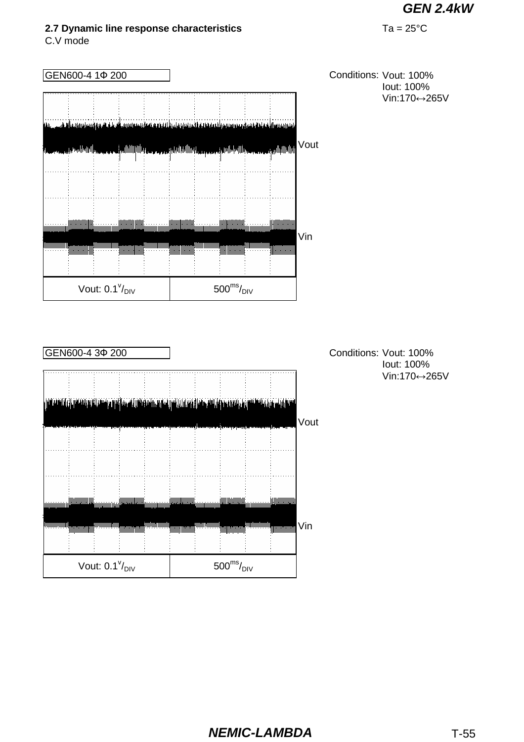**2.7 Dynamic line response characteristics**

C.V mode

Ta = 25°C

GEN600-4 1Φ 200

Conditions: Vout: 100%
Iout: 100%
Vin:170↔265V

Vout

Vin

| Vout: 0.1$^{v}$/$_{DIV}$ | 500$^{ms}$/$_{DIV}$ |
|---|---|

GEN600-4 3Φ 200

Conditions: Vout: 100%
Iout: 100%
Vin:170↔265V

Vout

Vin

| Vout: 0.1$^{v}$/$_{DIV}$ | 500$^{ms}$/$_{DIV}$ |
|---|---|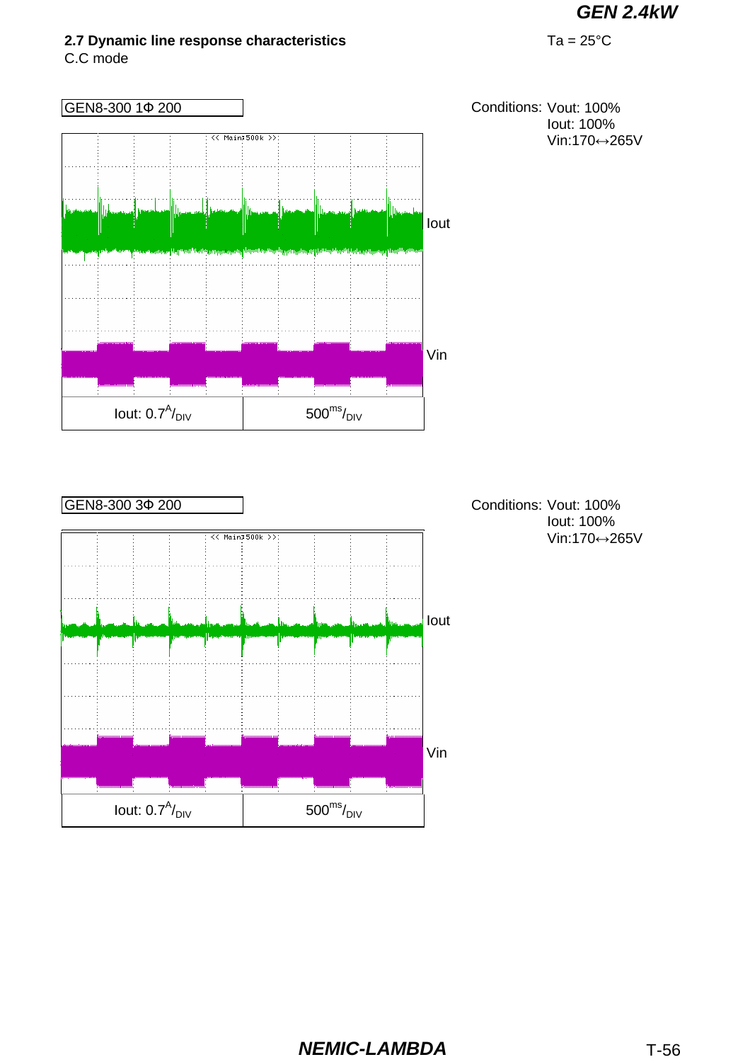### 2.7 Dynamic line response characteristics

C.C mode

Ta = 25°C

GEN8-300 1Φ 200

Conditions: Vout: 100%
Iout: 100%
Vin:170↔265V

Iout: 0.7A/DIV | 500ms/DIV

GEN8-300 3Φ 200

Conditions: Vout: 100%
Iout: 100%
Vin:170↔265V

Iout: 0.7A/DIV | 500ms/DIV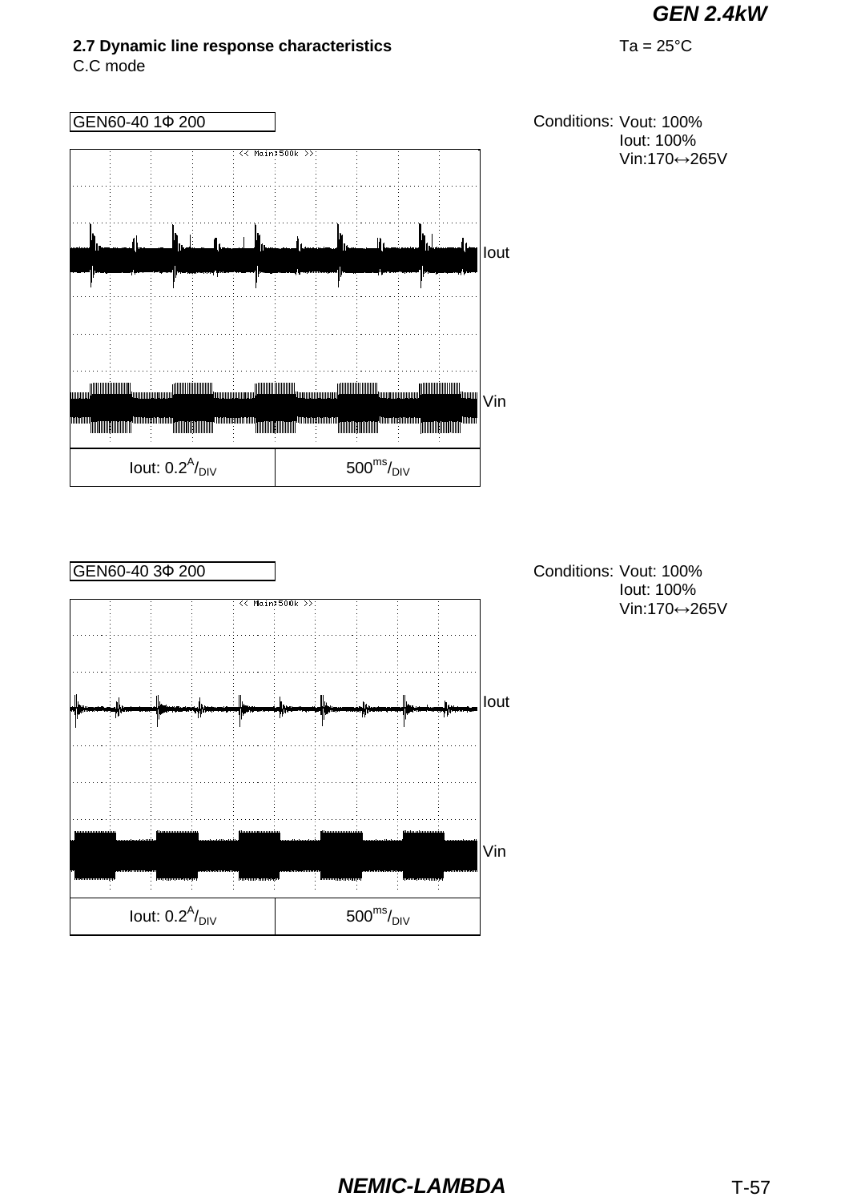**2.7 Dynamic line response characteristics** Ta = 25°C

C.C mode

GEN60-40 1Φ 200

Conditions: Vout: 100%
Iout: 100%
Vin:170↔265V

Iout

Vin

| Iout: 0.2$^{A}$/$_{DIV}$ | 500$^{ms}$/$_{DIV}$ |
|---|---|

GEN60-40 3Φ 200

Conditions: Vout: 100%
Iout: 100%
Vin:170↔265V

Iout

Vin

| Iout: 0.2$^{A}$/$_{DIV}$ | 500$^{ms}$/$_{DIV}$ |
|---|---|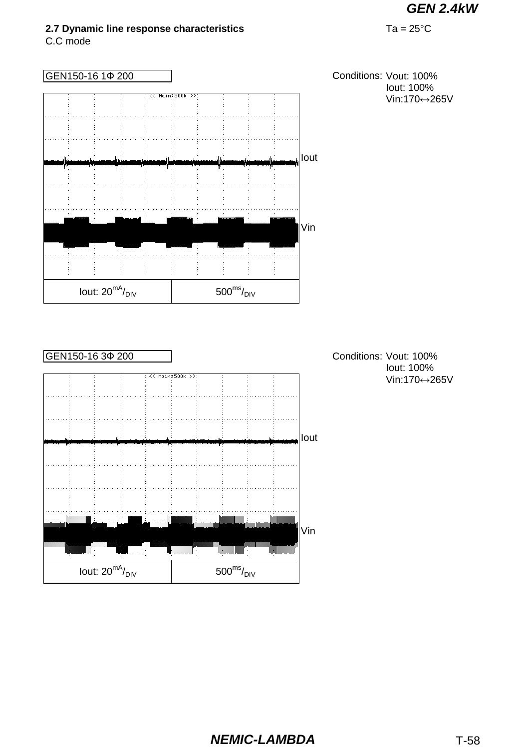2.7 Dynamic line response characteristics

C.C mode

Ta = 25°C

GEN150-16 1Φ 200

Conditions: Vout: 100%
Iout: 100%
Vin:170↔265V

Iout

Vin

Iout: 20mA/DIV | 500ms/DIV

GEN150-16 3Φ 200

Conditions: Vout: 100%
Iout: 100%
Vin:170↔265V

Iout

Vin

Iout: 20mA/DIV | 500ms/DIV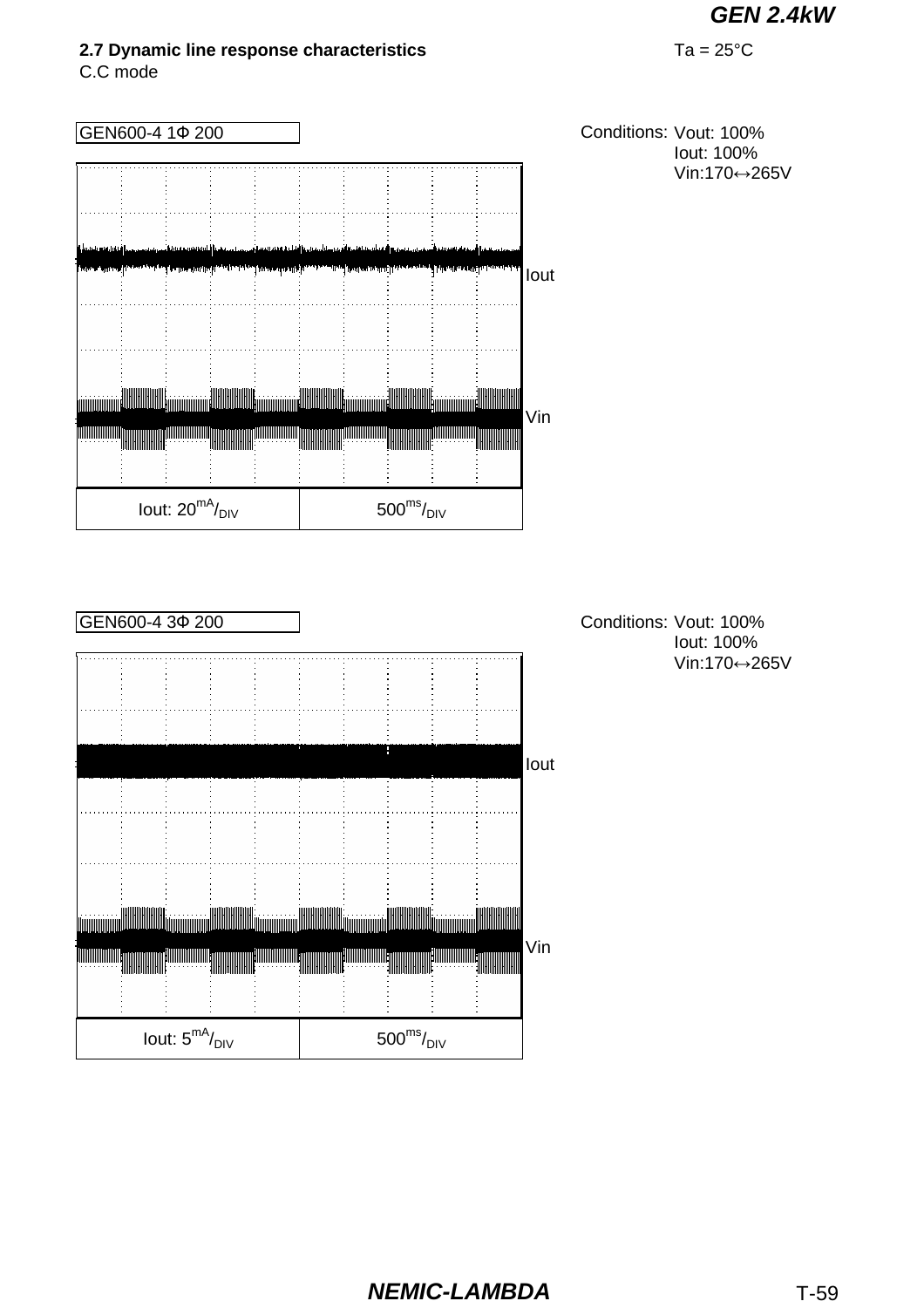## 2.7 Dynamic line response characteristics

Ta = 25°C

C.C mode

GEN600-4 1Φ 200

Conditions: Vout: 100%
Iout: 100%
Vin:170↔265V

Iout

Vin

| Iout: 20mA/DIV | 500ms/DIV |
|---|---|

GEN600-4 3Φ 200

Conditions: Vout: 100%
Iout: 100%
Vin:170↔265V

Iout

Vin

| Iout: 5mA/DIV | 500ms/DIV |
|---|---|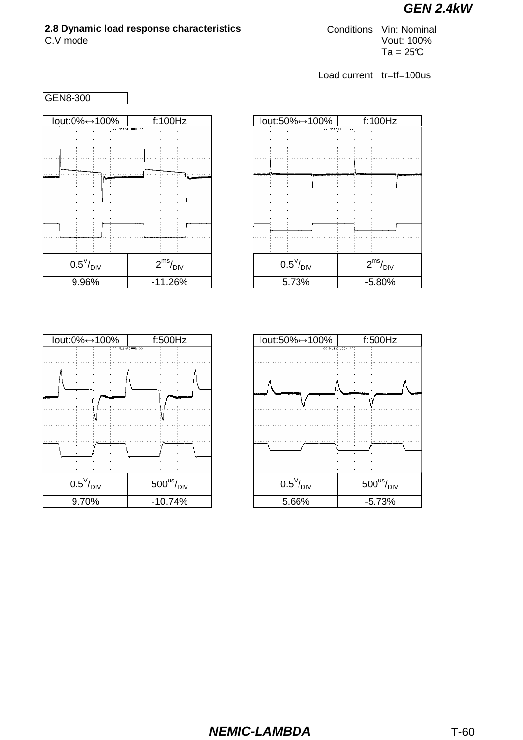## 2.8 Dynamic load response characteristics

C.V mode

Conditions: Vin: Nominal
Vout: 100%
Ta = 25℃

Load current: tr=tf=100us

GEN8-300

| Iout:0%↔100% | f:100Hz |
|---|---|
| $0.5^{V}/_{DIV}$ | $2^{ms}/_{DIV}$ |
| 9.96% | -11.26% |

| Iout:50%↔100% | f:100Hz |
|---|---|
| $0.5^{V}/_{DIV}$ | $2^{ms}/_{DIV}$ |
| 5.73% | -5.80% |

| Iout:0%↔100% | f:500Hz |
|---|---|
| $0.5^{V}/_{DIV}$ | $500^{us}/_{DIV}$ |
| 9.70% | -10.74% |

| Iout:50%↔100% | f:500Hz |
|---|---|
| $0.5^{V}/_{DIV}$ | $500^{us}/_{DIV}$ |
| 5.66% | -5.73% |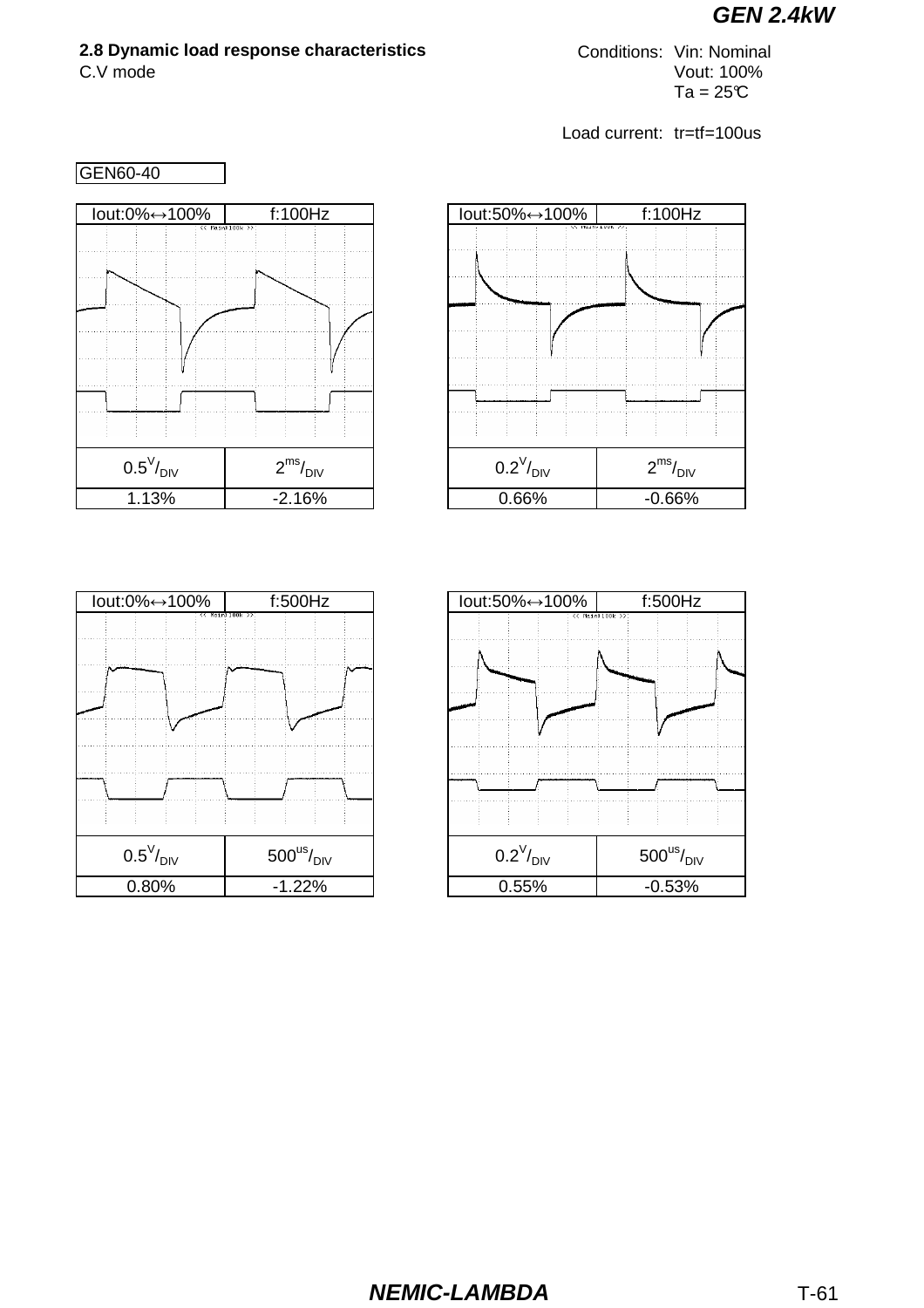**2.8 Dynamic load response characteristics**

C.V mode

Conditions: Vin: Nominal
Vout: 100%
Ta = 25℃

Load current: tr=tf=100us

GEN60-40

| Iout:0%↔100% | f:100Hz |
|---|---|
| 0.5V/DIV | 2ms/DIV |
| 1.13% | -2.16% |

| Iout:50%↔100% | f:100Hz |
|---|---|
| 0.2V/DIV | 2ms/DIV |
| 0.66% | -0.66% |

| Iout:0%↔100% | f:500Hz |
|---|---|
| 0.5V/DIV | 500us/DIV |
| 0.80% | -1.22% |

| Iout:50%↔100% | f:500Hz |
|---|---|
| 0.2V/DIV | 500us/DIV |
| 0.55% | -0.53% |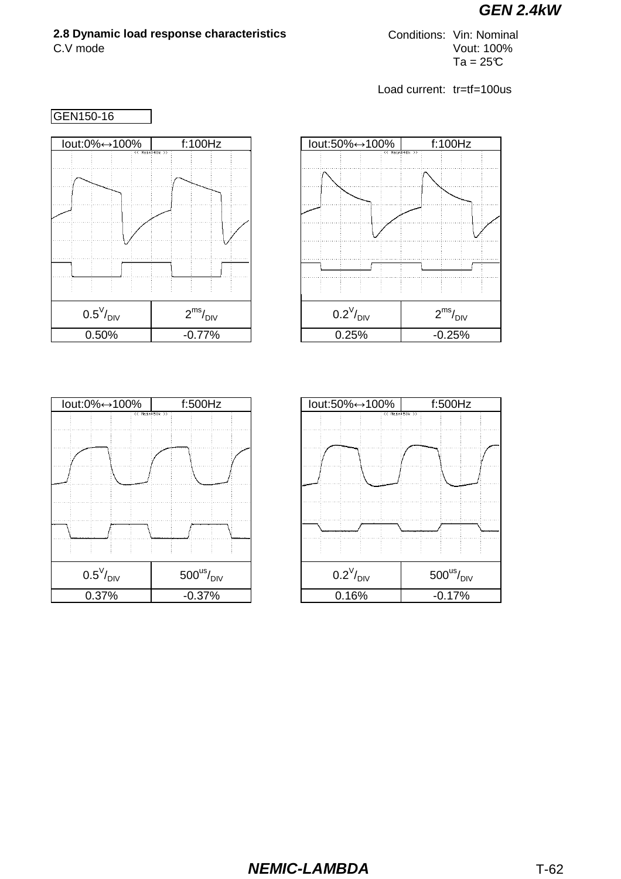## 2.8 Dynamic load response characteristics

C.V mode

Conditions: Vin: Nominal
Vout: 100%
Ta = 25℃

Load current: tr=tf=100us

GEN150-16

| Iout:0%↔100% | f:100Hz |
|---|---|
| 0.5V/DIV | 2ms/DIV |
| 0.50% | -0.77% |

| Iout:50%↔100% | f:100Hz |
|---|---|
| 0.2V/DIV | 2ms/DIV |
| 0.25% | -0.25% |

| Iout:0%↔100% | f:500Hz |
|---|---|
| 0.5V/DIV | 500us/DIV |
| 0.37% | -0.37% |

| Iout:50%↔100% | f:500Hz |
|---|---|
| 0.2V/DIV | 500us/DIV |
| 0.16% | -0.17% |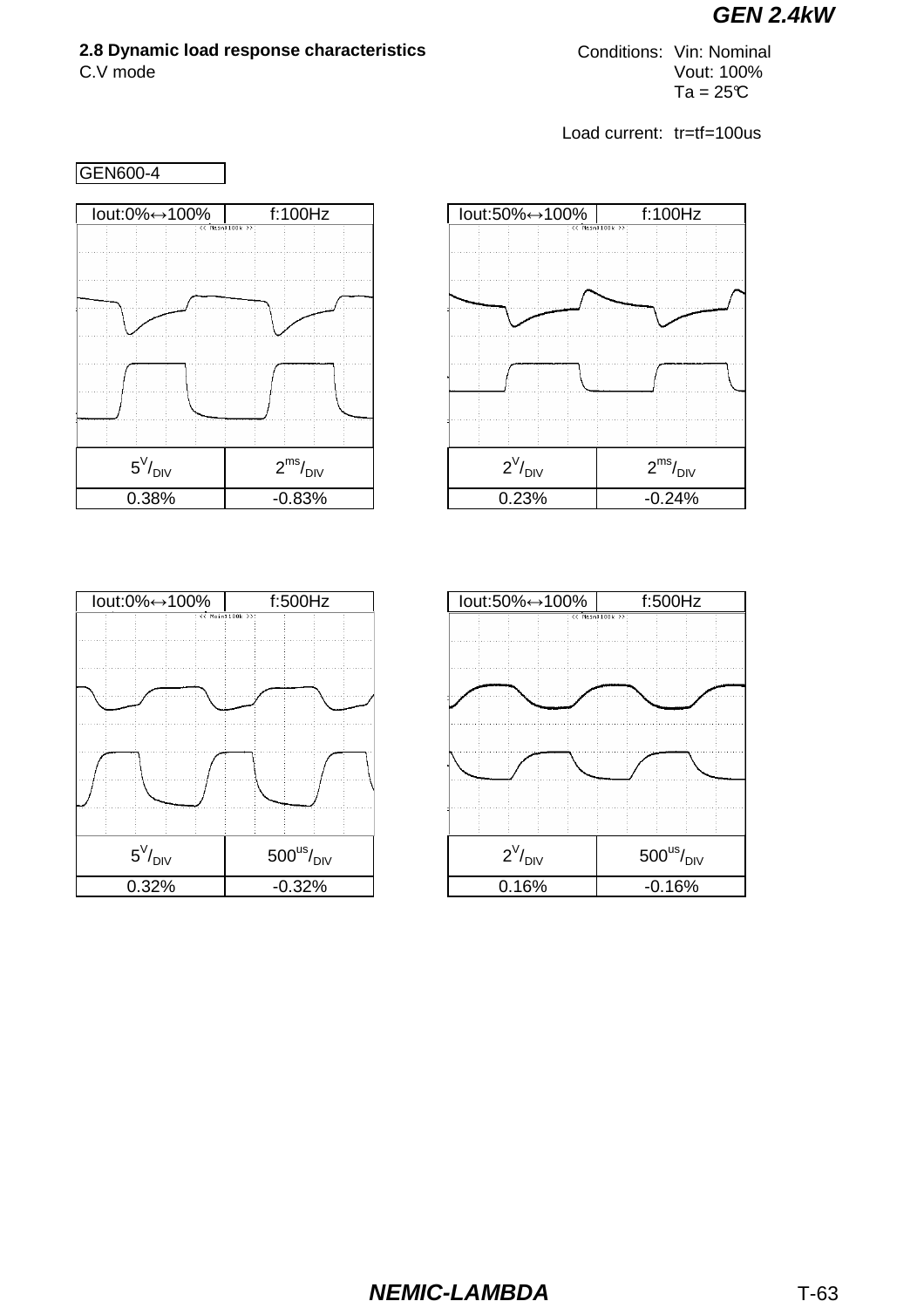### 2.8 Dynamic load response characteristics

C.V mode

Conditions: Vin: Nominal
Vout: 100%
Ta = 25℃

Load current: tr=tf=100us

GEN600-4

| Iout:0%↔100% | f:100Hz |
|---|---|
| 5V/DIV | 2ms/DIV |
| 0.38% | -0.83% |

| Iout:50%↔100% | f:100Hz |
|---|---|
| 2V/DIV | 2ms/DIV |
| 0.23% | -0.24% |

| Iout:0%↔100% | f:500Hz |
|---|---|
| 5V/DIV | 500us/DIV |
| 0.32% | -0.32% |

| Iout:50%↔100% | f:500Hz |
|---|---|
| 2V/DIV | 500us/DIV |
| 0.16% | -0.16% |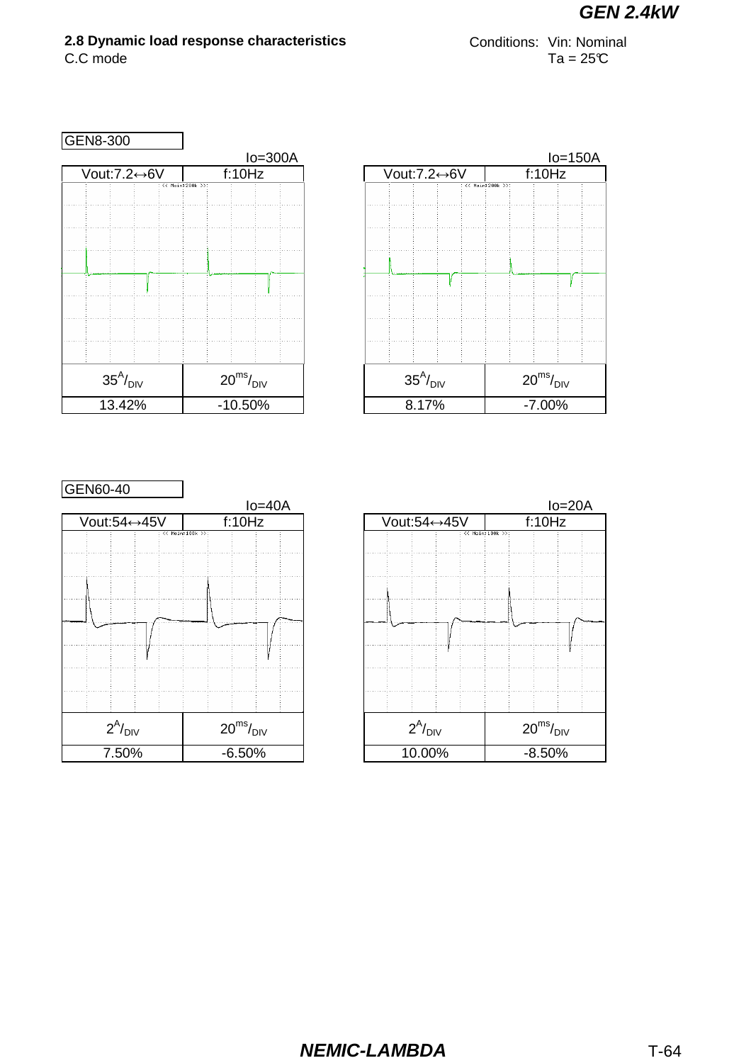## 2.8 Dynamic load response characteristics

C.C mode

Conditions: Vin: Nominal
Ta = 25℃

### GEN8-300

| Io=300A | |
|---|---|
| Vout:7.2↔6V | f:10Hz |
| $35^{A}/_{DIV}$ | $20^{ms}/_{DIV}$ |
| 13.42% | -10.50% |

| Io=150A | |
|---|---|
| Vout:7.2↔6V | f:10Hz |
| $35^{A}/_{DIV}$ | $20^{ms}/_{DIV}$ |
| 8.17% | -7.00% |

### GEN60-40

| Io=40A | |
|---|---|
| Vout:54↔45V | f:10Hz |
| $2^{A}/_{DIV}$ | $20^{ms}/_{DIV}$ |
| 7.50% | -6.50% |

| Io=20A | |
|---|---|
| Vout:54↔45V | f:10Hz |
| $2^{A}/_{DIV}$ | $20^{ms}/_{DIV}$ |
| 10.00% | -8.50% |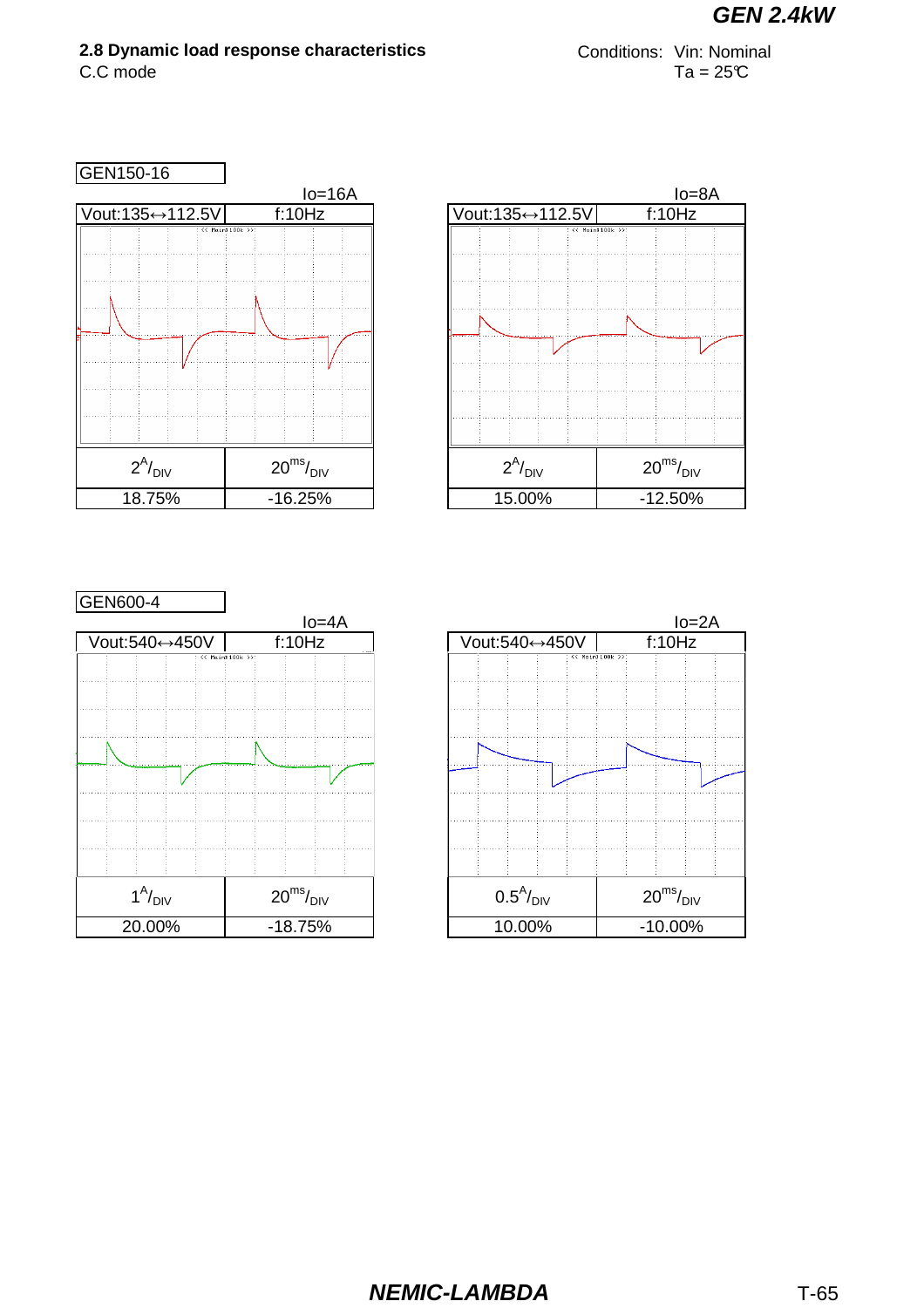## 2.8 Dynamic load response characteristics

C.C mode

Conditions: Vin: Nominal
Ta = 25℃

### GEN150-16

| Vout:135↔112.5V | f:10Hz |
|---|---|
| | Io=16A |
| $2^{A}/_{DIV}$ | $20^{ms}/_{DIV}$ |
| 18.75% | -16.25% |

| Vout:135↔112.5V | f:10Hz |
|---|---|
| | Io=8A |
| $2^{A}/_{DIV}$ | $20^{ms}/_{DIV}$ |
| 15.00% | -12.50% |

### GEN600-4

| Vout:540↔450V | f:10Hz |
|---|---|
| | Io=4A |
| $1^{A}/_{DIV}$ | $20^{ms}/_{DIV}$ |
| 20.00% | -18.75% |

| Vout:540↔450V | f:10Hz |
|---|---|
| | Io=2A |
| $0.5^{A}/_{DIV}$ | $20^{ms}/_{DIV}$ |
| 10.00% | -10.00% |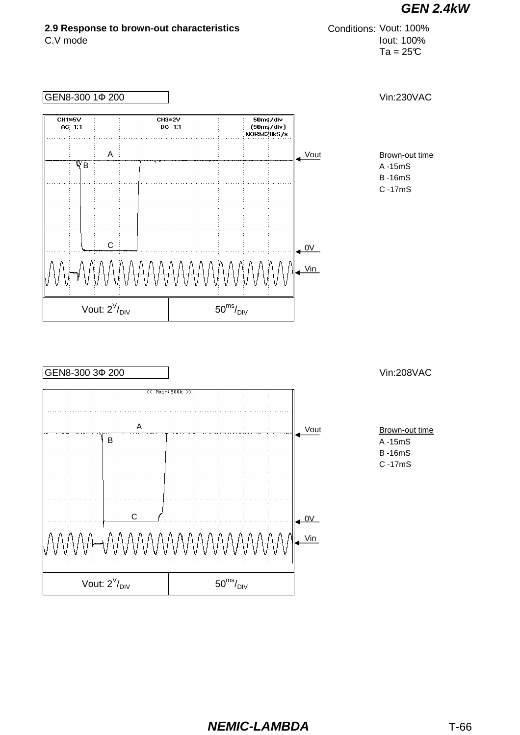## 2.9 Response to brown-out characteristics

C.V mode

Conditions: Vout: 100%
Iout: 100%
Ta = 25℃

GEN8-300 1Φ 200

Vin:230VAC

CH1=5V AC 1:1 CH3=2V DC 1:1 50ms/div (50ms/div) NORM:20kS/s

A

B

C

Vout

0V

Vin

Brown-out time
A -15mS
B -16mS
C -17mS

| Vout: $2^V/_{DIV}$ | $50^{ms}/_{DIV}$ |
| --- | --- |

GEN8-300 3Φ 200

Vin:208VAC

<< Main:500k >>

A

B

C

Vout

0V

Vin

Brown-out time
A -15mS
B -16mS
C -17mS

| Vout: $2^V/_{DIV}$ | $50^{ms}/_{DIV}$ |
| --- | --- |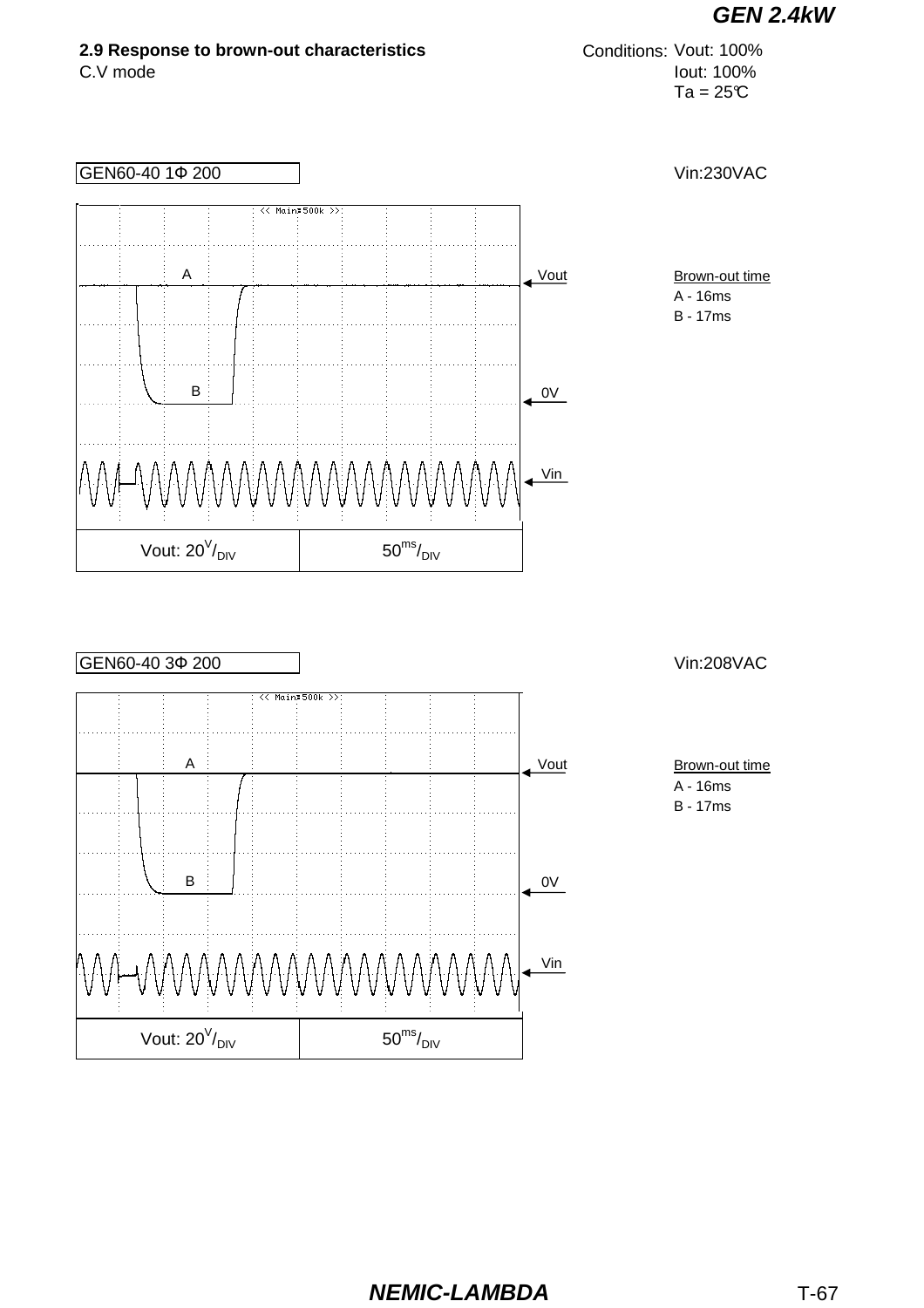**2.9 Response to brown-out characteristics**
C.V mode

Conditions: Vout: 100%
Iout: 100%
Ta = 25℃

GEN60-40 1Φ 200

Vin:230VAC

Brown-out time
A - 16ms
B - 17ms

Vout: 20V/DIV | 50ms/DIV

GEN60-40 3Φ 200

Vin:208VAC

Brown-out time
A - 16ms
B - 17ms

Vout: 20V/DIV | 50ms/DIV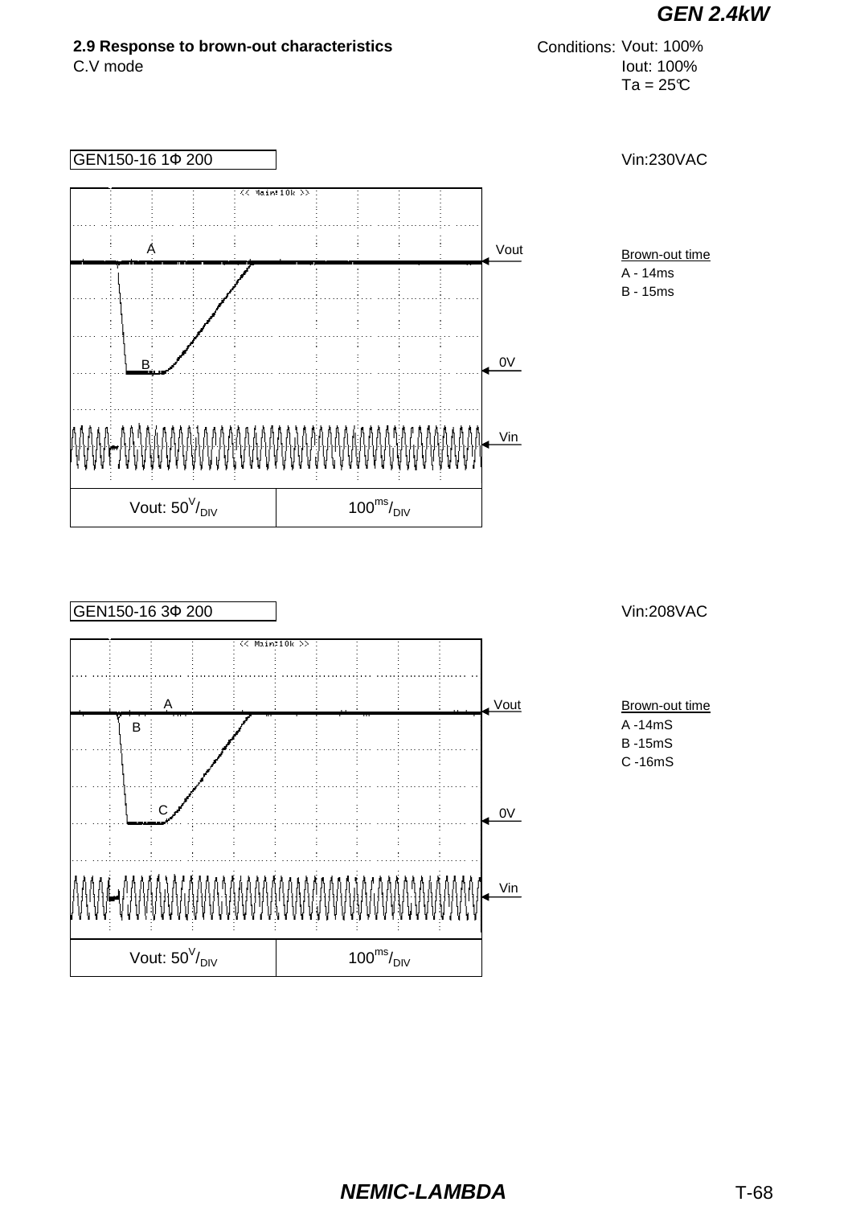## 2.9 Response to brown-out characteristics

C.V mode

Conditions: Vout: 100%
Iout: 100%
Ta = 25℃

GEN150-16 1Φ 200

Vin:230VAC

Vout

A

B

0V

Vin

| Vout: 50V/DIV | 100ms/DIV |
|---|---|

Brown-out time
A - 14ms
B - 15ms

GEN150-16 3Φ 200

Vin:208VAC

Vout

A

B

C

0V

Vin

| Vout: 50V/DIV | 100ms/DIV |
|---|---|

Brown-out time
A -14mS
B -15mS
C -16mS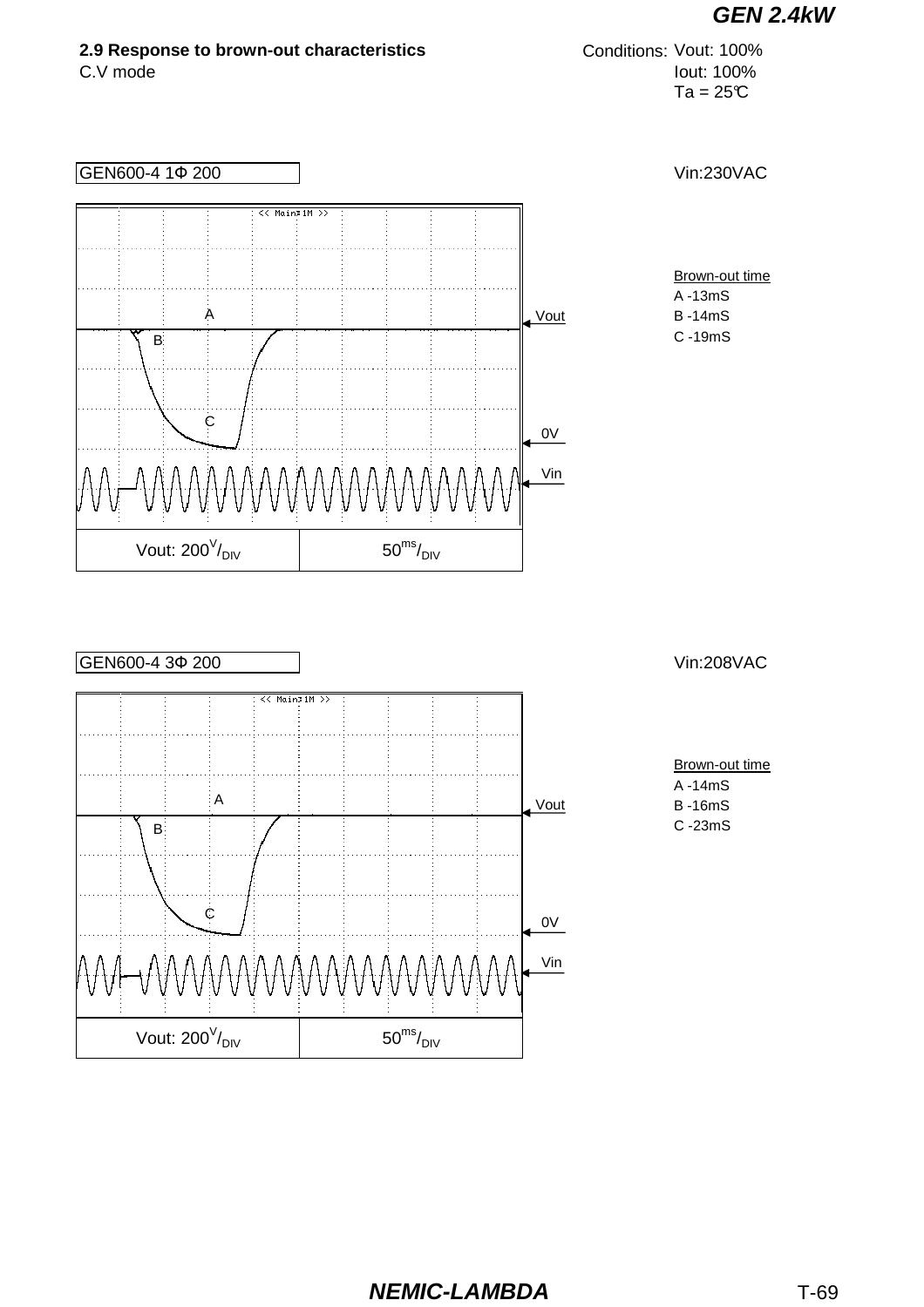## 2.9 Response to brown-out characteristics

C.V mode

Conditions: Vout: 100%
Iout: 100%
Ta = 25℃

GEN600-4 1Φ 200

Vin:230VAC

Brown-out time
A -13mS
B -14mS
C -19mS

Vout: 200V/DIV | 50ms/DIV

GEN600-4 3Φ 200

Vin:208VAC

Brown-out time
A -14mS
B -16mS
C -23mS

Vout: 200V/DIV | 50ms/DIV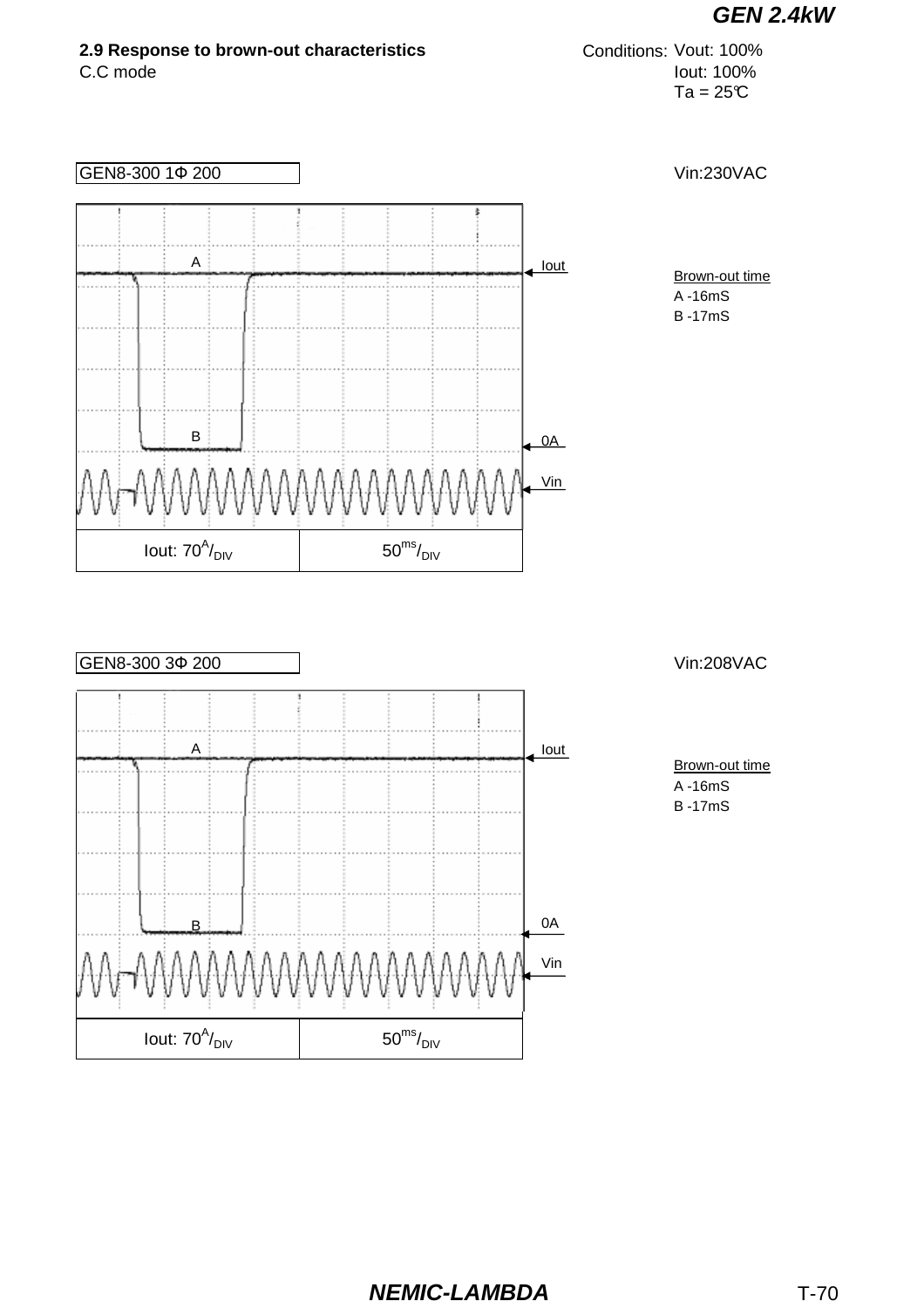**2.9 Response to brown-out characteristics**
C.C mode

Conditions: Vout: 100%
Iout: 100%
Ta = 25℃

GEN8-300 1Φ 200

Vin:230VAC

A
B
Iout
0A
Vin

| Iout: $70^{A}/_{DIV}$ | $50^{ms}/_{DIV}$ |
| --- | --- |

Brown-out time
A -16mS
B -17mS

GEN8-300 3Φ 200

Vin:208VAC

A
B
Iout
0A
Vin

| Iout: $70^{A}/_{DIV}$ | $50^{ms}/_{DIV}$ |
| --- | --- |

Brown-out time
A -16mS
B -17mS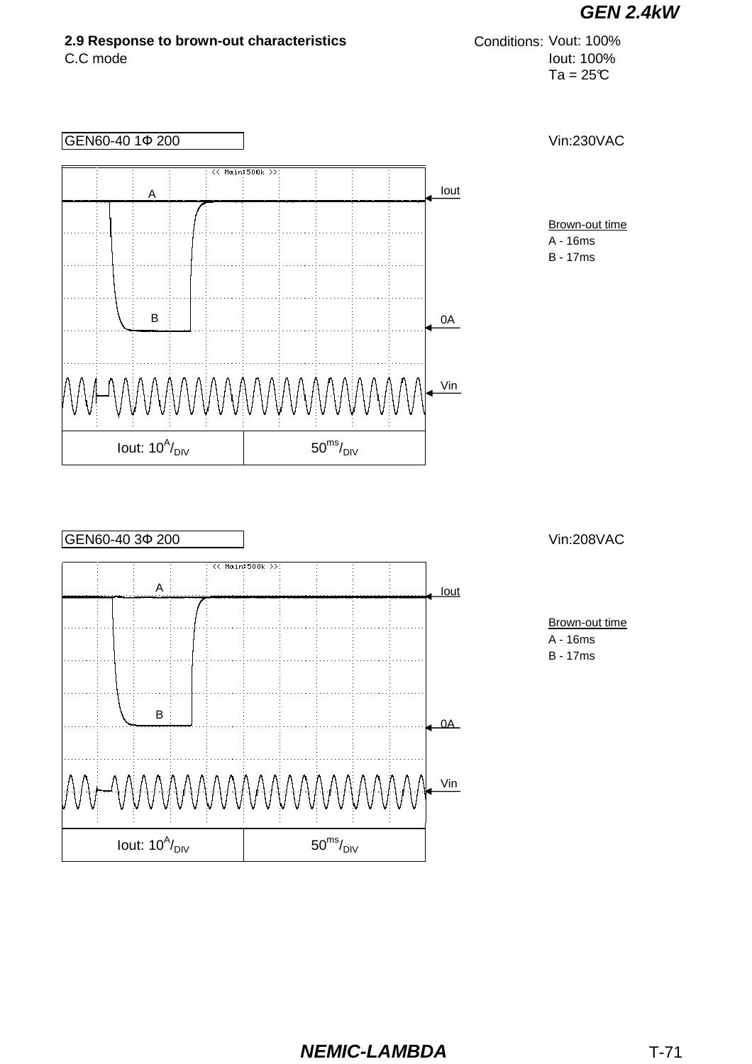**2.9 Response to brown-out characteristics**
C.C mode

Conditions: Vout: 100%
Iout: 100%
Ta = 25℃

GEN60-40 1Φ 200

Vin:230VAC

A

B

Iout

0A

Vin

Iout: 10A/DIV | 50ms/DIV

Brown-out time
A - 16ms
B - 17ms

GEN60-40 3Φ 200

Vin:208VAC

A

B

Iout

0A

Vin

Iout: 10A/DIV | 50ms/DIV

Brown-out time
A - 16ms
B - 17ms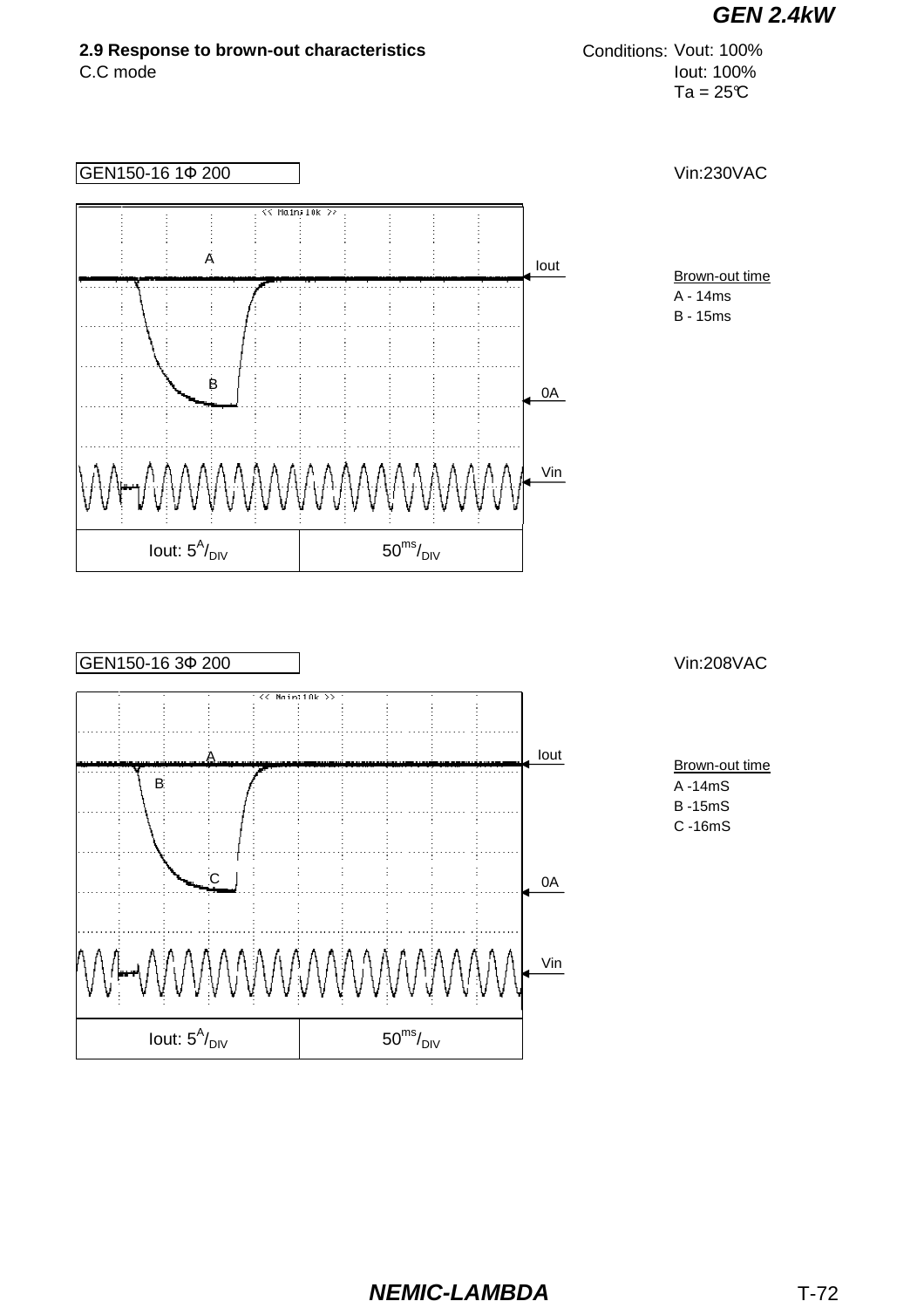### 2.9 Response to brown-out characteristics

C.C mode

Conditions: Vout: 100%
Iout: 100%
Ta = 25℃

GEN150-16 1Φ 200

Vin:230VAC

Brown-out time
A - 14ms
B - 15ms

| Iout: 5$^{A}$/$_{DIV}$ | 50$^{ms}$/$_{DIV}$ |
|---|---|

GEN150-16 3Φ 200

Vin:208VAC

Brown-out time
A -14mS
B -15mS
C -16mS

| Iout: 5$^{A}$/$_{DIV}$ | 50$^{ms}$/$_{DIV}$ |
|---|---|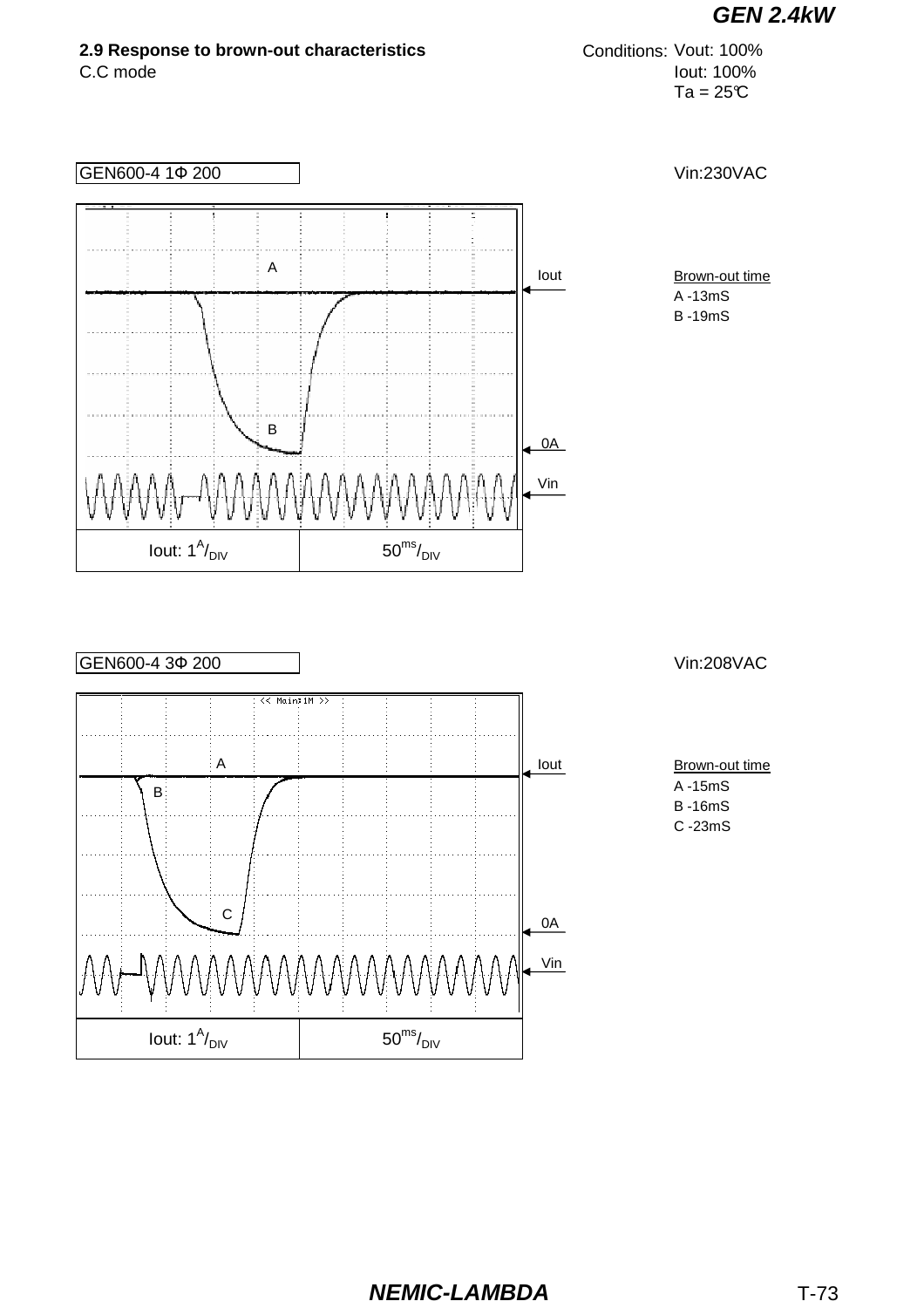## 2.9 Response to brown-out characteristics

C.C mode

Conditions: Vout: 100%
Iout: 100%
Ta = 25℃

GEN600-4 1Φ 200

Vin:230VAC

Brown-out time
A -13mS
B -19mS

| Iout: 1$^{A}$/$_{DIV}$ | 50$^{ms}$/$_{DIV}$ |
| --- | --- |

GEN600-4 3Φ 200

Vin:208VAC

Brown-out time
A -15mS
B -16mS
C -23mS

| Iout: 1$^{A}$/$_{DIV}$ | 50$^{ms}$/$_{DIV}$ |
| --- | --- |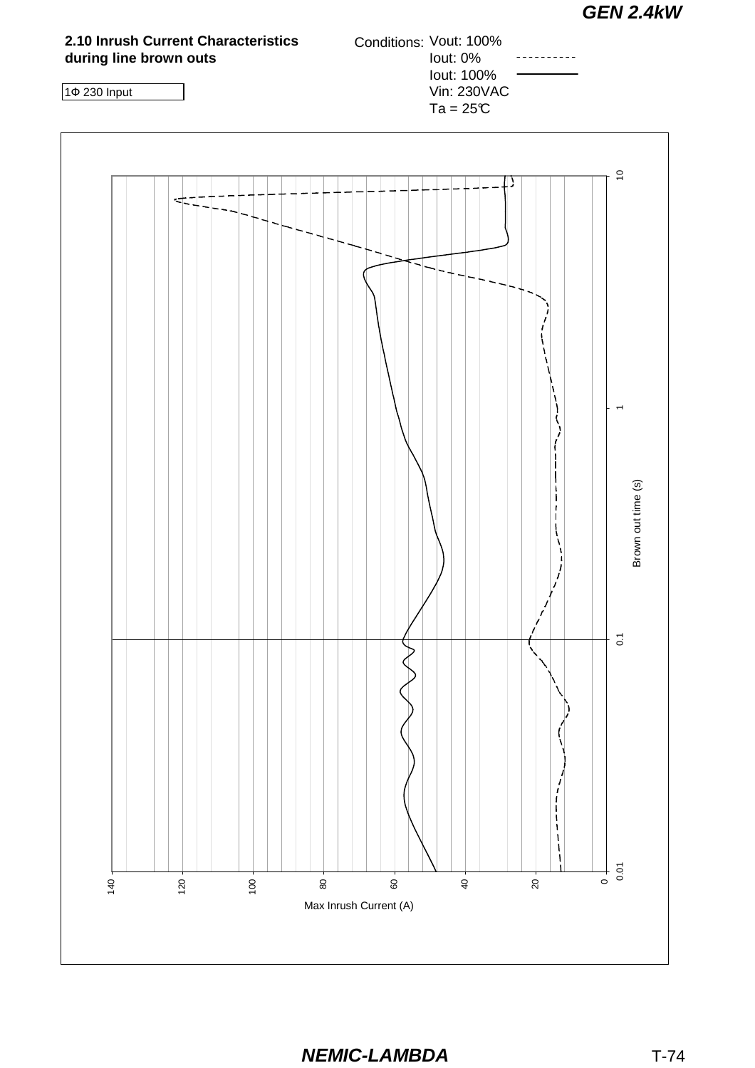## 2.10 Inrush Current Characteristics during line brown outs

1Φ 230 Input

Conditions: Vout: 100%
Iout: 0% - - - - - - - -
Iout: 100% ————
Vin: 230VAC
Ta = 25℃

Brown out time (s): 0.01, 0.1, 1, 10

Max Inrush Current (A): 0, 20, 40, 60, 80, 100, 120, 140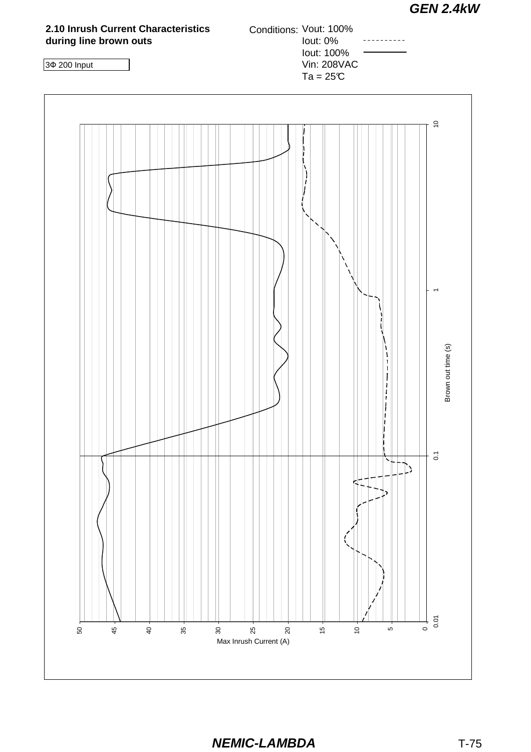## 2.10 Inrush Current Characteristics during line brown outs

3Φ 200 Input

Conditions: Vout: 100%
Iout: 0% - - - - - - - - -
Iout: 100% ———
Vin: 208VAC
Ta = 25℃

Max Inrush Current (A): 50, 45, 40, 35, 30, 25, 20, 15, 10, 5, 0

Brown out time (s): 0.01, 0.1, 1, 10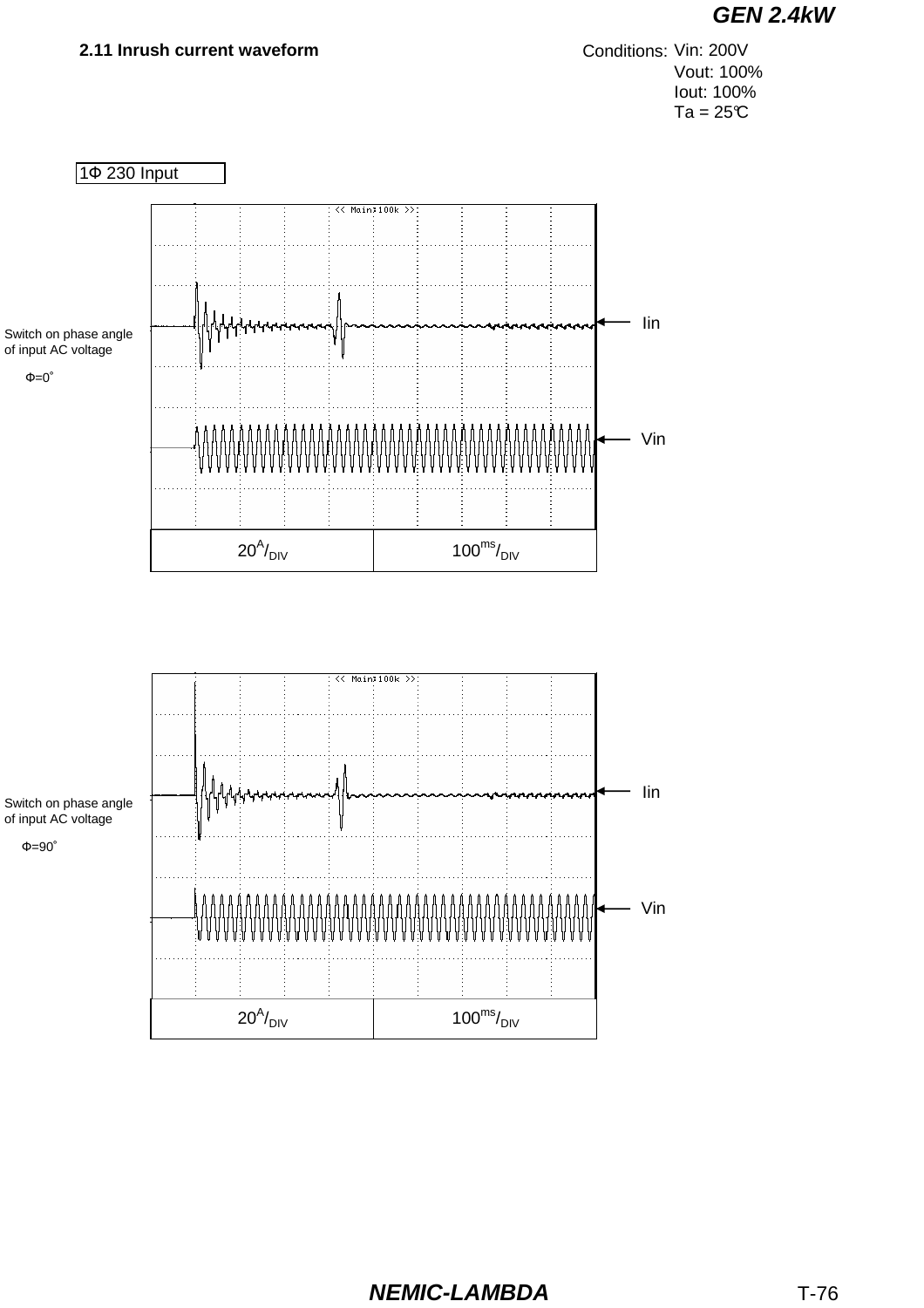## 2.11 Inrush current waveform

Conditions: Vin: 200V
Vout: 100%
Iout: 100%
Ta = 25℃

1Φ 230 Input

Switch on phase angle of input AC voltage

Φ=0°

Iin

Vin

$20^{A}/_{DIV}$ $100^{ms}/_{DIV}$

Switch on phase angle of input AC voltage

Φ=90°

Iin

Vin

$20^{A}/_{DIV}$ $100^{ms}/_{DIV}$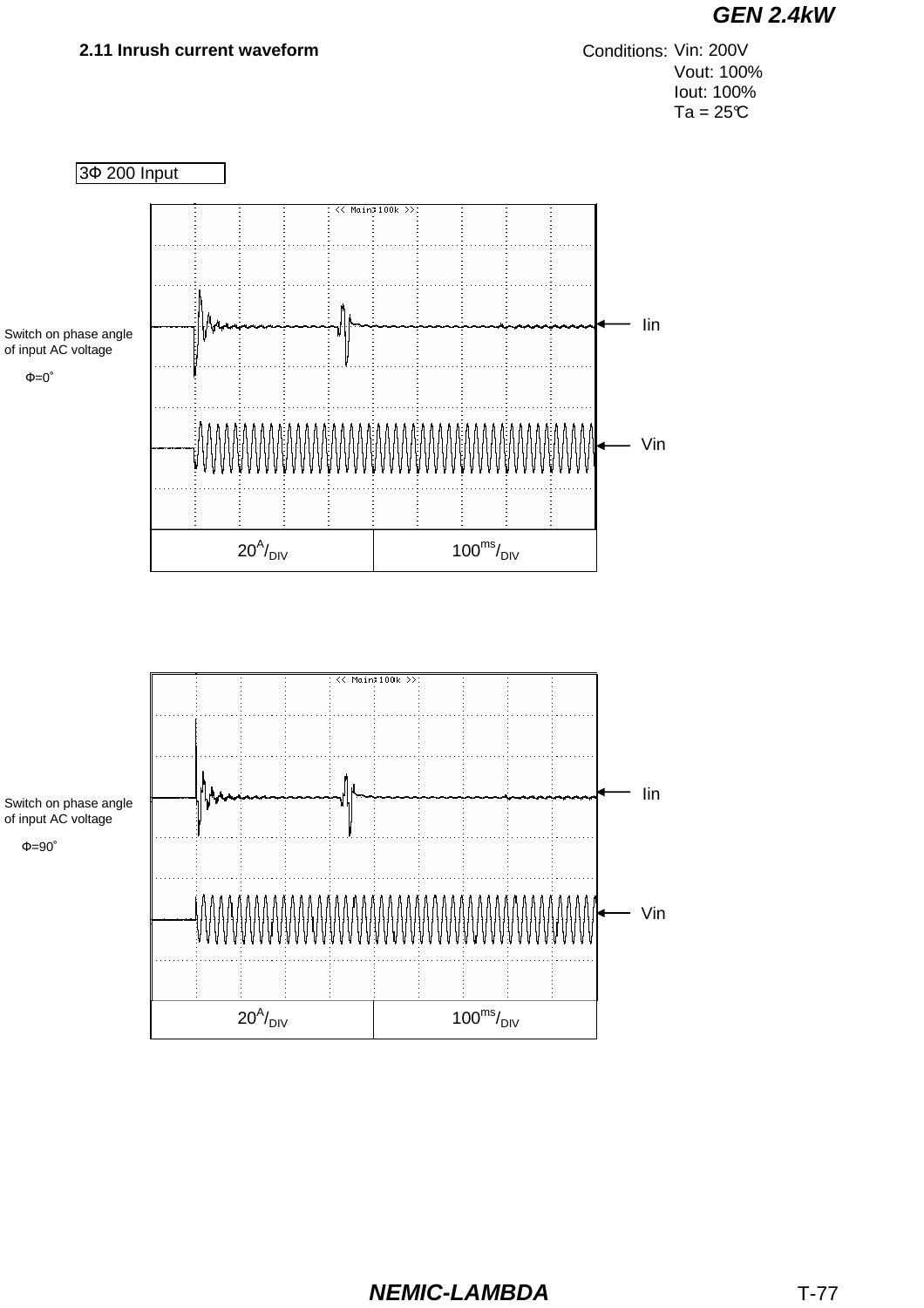## 2.11 Inrush current waveform

Conditions: Vin: 200V
Vout: 100%
Iout: 100%
Ta = 25℃

3Φ 200 Input

Switch on phase angle of input AC voltage

Φ=0°

Iin

Vin

20A/DIV | 100ms/DIV

Switch on phase angle of input AC voltage

Φ=90°

Iin

Vin

20A/DIV | 100ms/DIV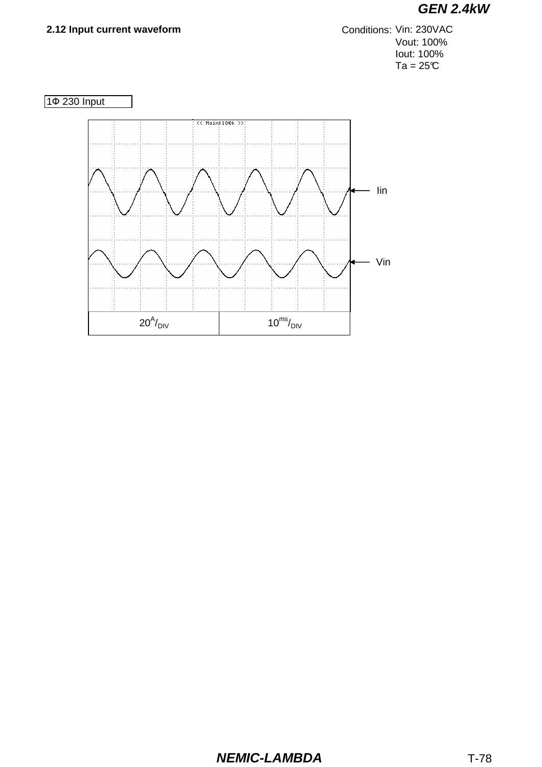## 2.12 Input current waveform

Conditions: Vin: 230VAC
Vout: 100%
Iout: 100%
Ta = 25℃

1Φ 230 Input

<< Main:100k >>

Iin

Vin

| $20^{A}/_{DIV}$ | $10^{ms}/_{DIV}$ |
|---|---|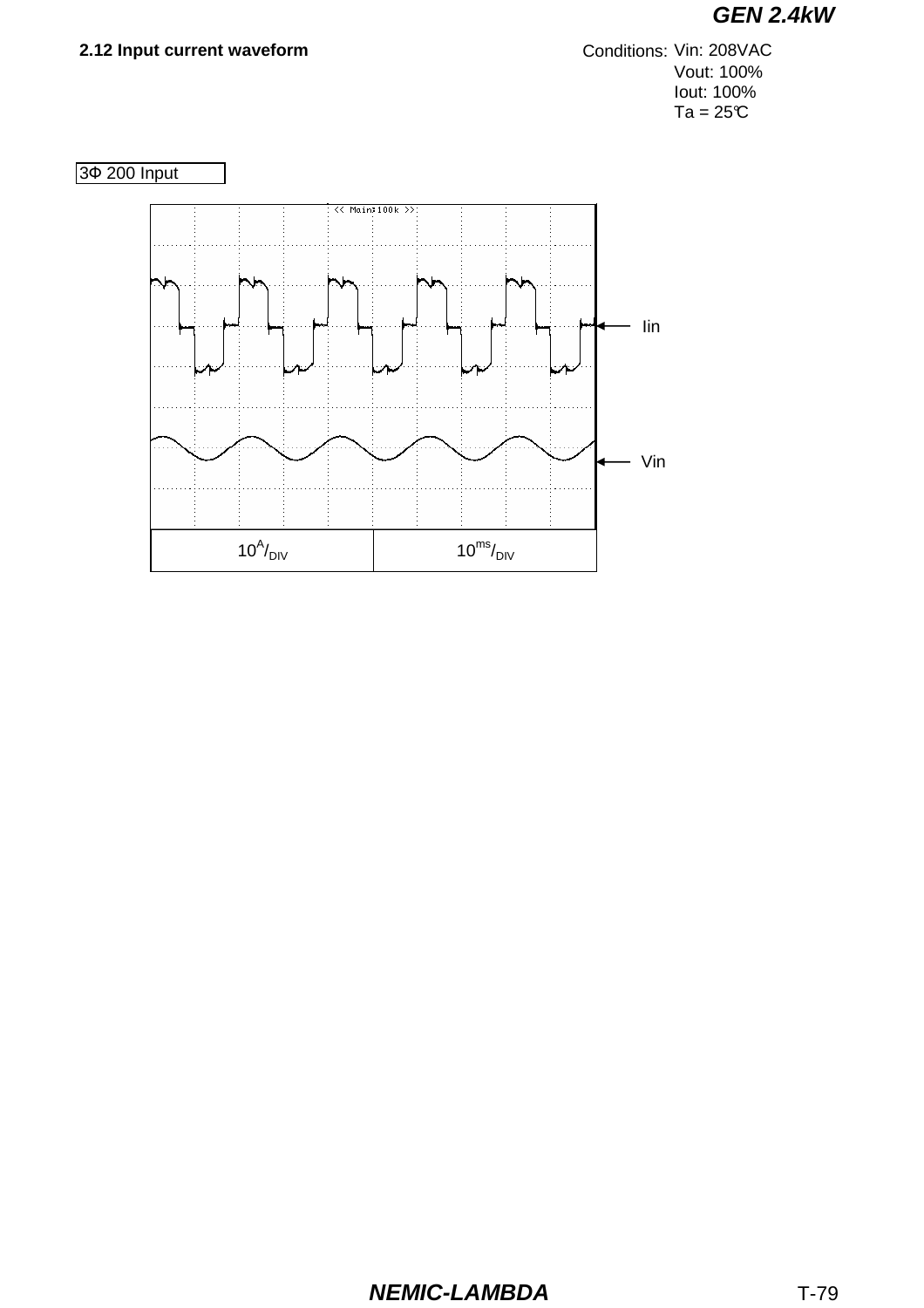## 2.12 Input current waveform

Conditions: Vin: 208VAC
Vout: 100%
Iout: 100%
Ta = 25℃

3Φ 200 Input

Iin

Vin

| $10^{A}/_{DIV}$ | $10^{ms}/_{DIV}$ |
|---|---|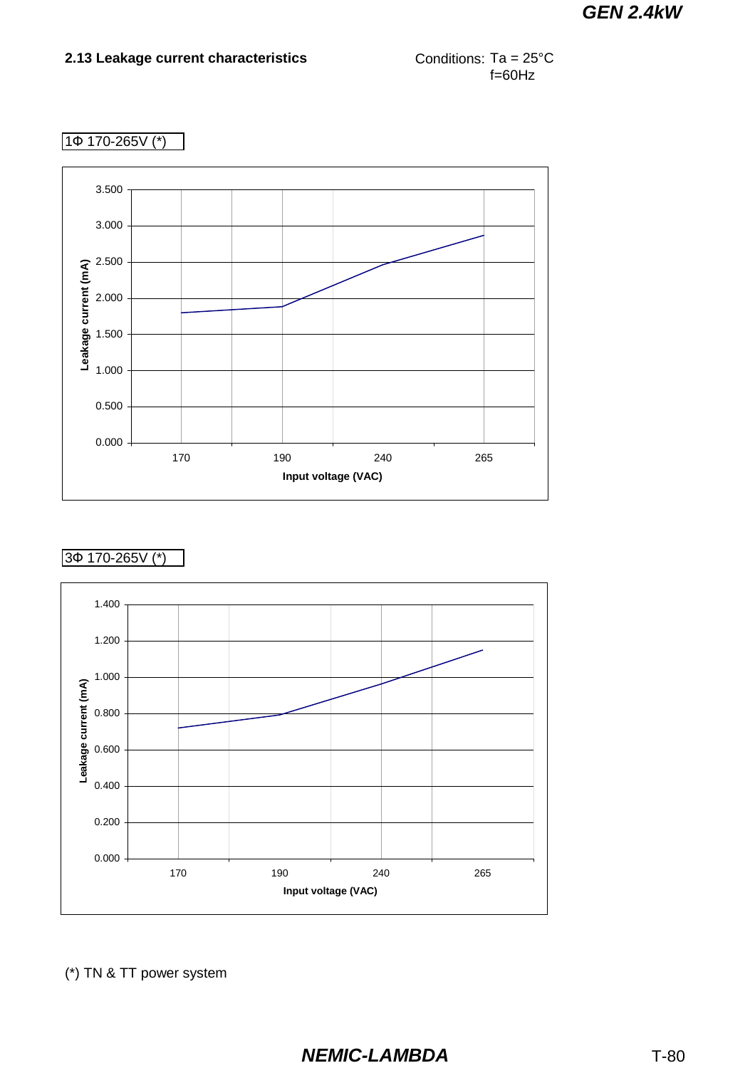### 2.13 Leakage current characteristics

Conditions: Ta = 25°C
f=60Hz

1Φ 170-265V (*)

Leakage current (mA)

3.500
3.000
2.500
2.000
1.500
1.000
0.500
0.000

170 190 240 265

Input voltage (VAC)

3Φ 170-265V (*)

Leakage current (mA)

1.400
1.200
1.000
0.800
0.600
0.400
0.200
0.000

170 190 240 265

Input voltage (VAC)

(*) TN & TT power system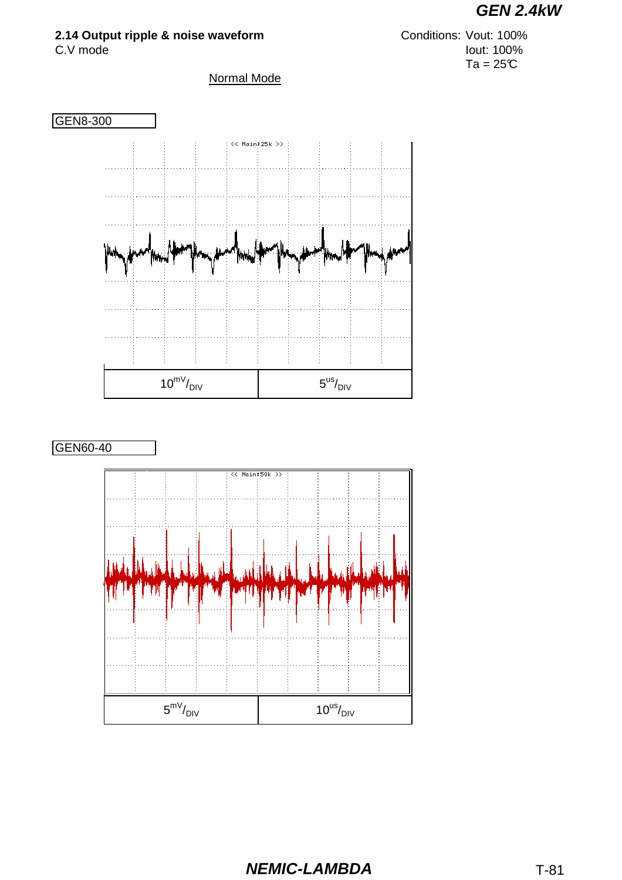## 2.14 Output ripple & noise waveform

C.V mode

Conditions: Vout: 100%
Iout: 100%
Ta = 25℃

Normal Mode

GEN8-300

| $10^{mV}/_{DIV}$ | $5^{us}/_{DIV}$ |
|---|---|

GEN60-40

| $5^{mV}/_{DIV}$ | $10^{us}/_{DIV}$ |
|---|---|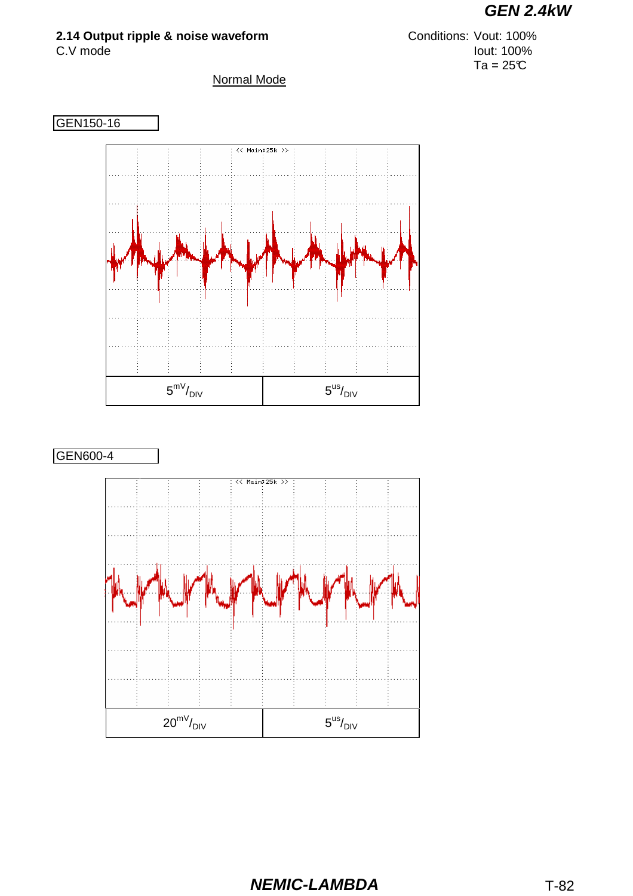## 2.14 Output ripple & noise waveform

C.V mode

Conditions: Vout: 100%
Iout: 100%
Ta = 25℃

Normal Mode

GEN150-16

<< Main: 25k >>

5mV/DIV | 5us/DIV

GEN600-4

<< Main: 25k >>

20mV/DIV | 5us/DIV